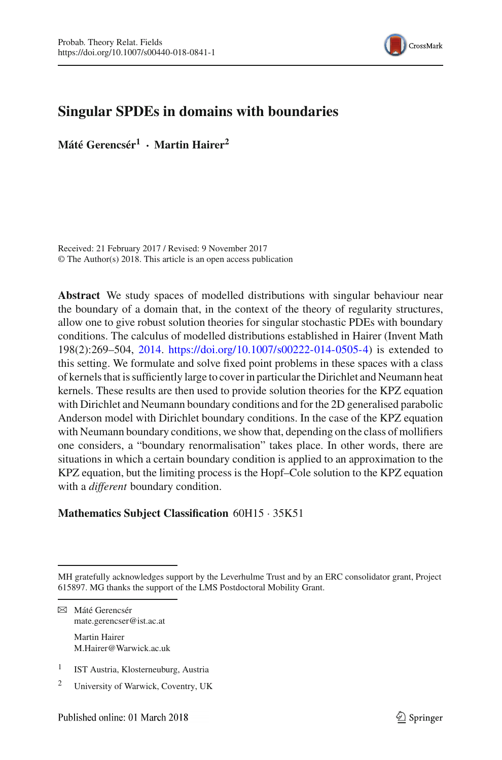# Singular SPDEs in domains with boundaries

**Máté Gerencsér[1] · Martin Hairer[2]**

Received: 21 February 2017 / Revised: 9 November 2017
© The Author(s) 2018. This article is an open access publication

**Abstract** We study spaces of modelled distributions with singular behaviour near the boundary of a domain that, in the context of the theory of regularity structures, allow one to give robust solution theories for singular stochastic PDEs with boundary conditions. The calculus of modelled distributions established in Hairer (Invent Math 198(2):269–504, 2014. https://doi.org/10.1007/s00222-014-0505-4) is extended to this setting. We formulate and solve fixed point problems in these spaces with a class of kernels that is sufficiently large to cover in particular the Dirichlet and Neumann heat kernels. These results are then used to provide solution theories for the KPZ equation with Dirichlet and Neumann boundary conditions and for the 2D generalised parabolic Anderson model with Dirichlet boundary conditions. In the case of the KPZ equation with Neumann boundary conditions, we show that, depending on the class of mollifiers one considers, a "boundary renormalisation" takes place. In other words, there are situations in which a certain boundary condition is applied to an approximation to the KPZ equation, but the limiting process is the Hopf–Cole solution to the KPZ equation with a *different* boundary condition.

**Mathematics Subject Classification** 60H15 · 35K51

---

MH gratefully acknowledges support by the Leverhulme Trust and by an ERC consolidator grant, Project 615897. MG thanks the support of the LMS Postdoctoral Mobility Grant.

✉ Máté Gerencsér
mate.gerencser@ist.ac.at

Martin Hairer
M.Hairer@Warwick.ac.uk

[1] IST Austria, Klosterneuburg, Austria

[2] University of Warwick, Coventry, UK

Published online: 01 March 2018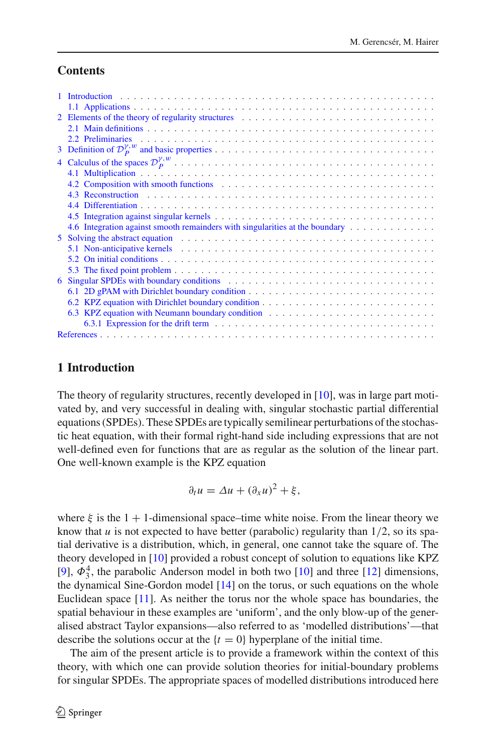## Contents

1 Introduction
  1.1 Applications
2 Elements of the theory of regularity structures
  2.1 Main definitions
  2.2 Preliminaries
3 Definition of $\mathcal{D}_P^{\gamma,w}$ and basic properties
4 Calculus of the spaces $\mathcal{D}_P^{\gamma,w}$
  4.1 Multiplication
  4.2 Composition with smooth functions
  4.3 Reconstruction
  4.4 Differentiation
  4.5 Integration against singular kernels
  4.6 Integration against smooth remainders with singularities at the boundary
5 Solving the abstract equation
  5.1 Non-anticipative kernels
  5.2 On initial conditions
  5.3 The fixed point problem
6 Singular SPDEs with boundary conditions
  6.1 2D gPAM with Dirichlet boundary condition
  6.2 KPZ equation with Dirichlet boundary condition
  6.3 KPZ equation with Neumann boundary condition
    6.3.1 Expression for the drift term
References

# 1 Introduction

The theory of regularity structures, recently developed in [10], was in large part motivated by, and very successful in dealing with, singular stochastic partial differential equations (SPDEs). These SPDEs are typically semilinear perturbations of the stochastic heat equation, with their formal right-hand side including expressions that are not well-defined even for functions that are as regular as the solution of the linear part. One well-known example is the KPZ equation

$$\partial_t u = \Delta u + (\partial_x u)^2 + \xi,$$

where $\xi$ is the $1+1$-dimensional space–time white noise. From the linear theory we know that $u$ is not expected to have better (parabolic) regularity than $1/2$, so its spatial derivative is a distribution, which, in general, one cannot take the square of. The theory developed in [10] provided a robust concept of solution to equations like KPZ [9], $\Phi^4_3$, the parabolic Anderson model in both two [10] and three [12] dimensions, the dynamical Sine-Gordon model [14] on the torus, or such equations on the whole Euclidean space [11]. As neither the torus nor the whole space has boundaries, the spatial behaviour in these examples are 'uniform', and the only blow-up of the generalised abstract Taylor expansions—also referred to as 'modelled distributions'—that describe the solutions occur at the $\{t=0\}$ hyperplane of the initial time.

The aim of the present article is to provide a framework within the context of this theory, with which one can provide solution theories for initial-boundary problems for singular SPDEs. The appropriate spaces of modelled distributions introduced here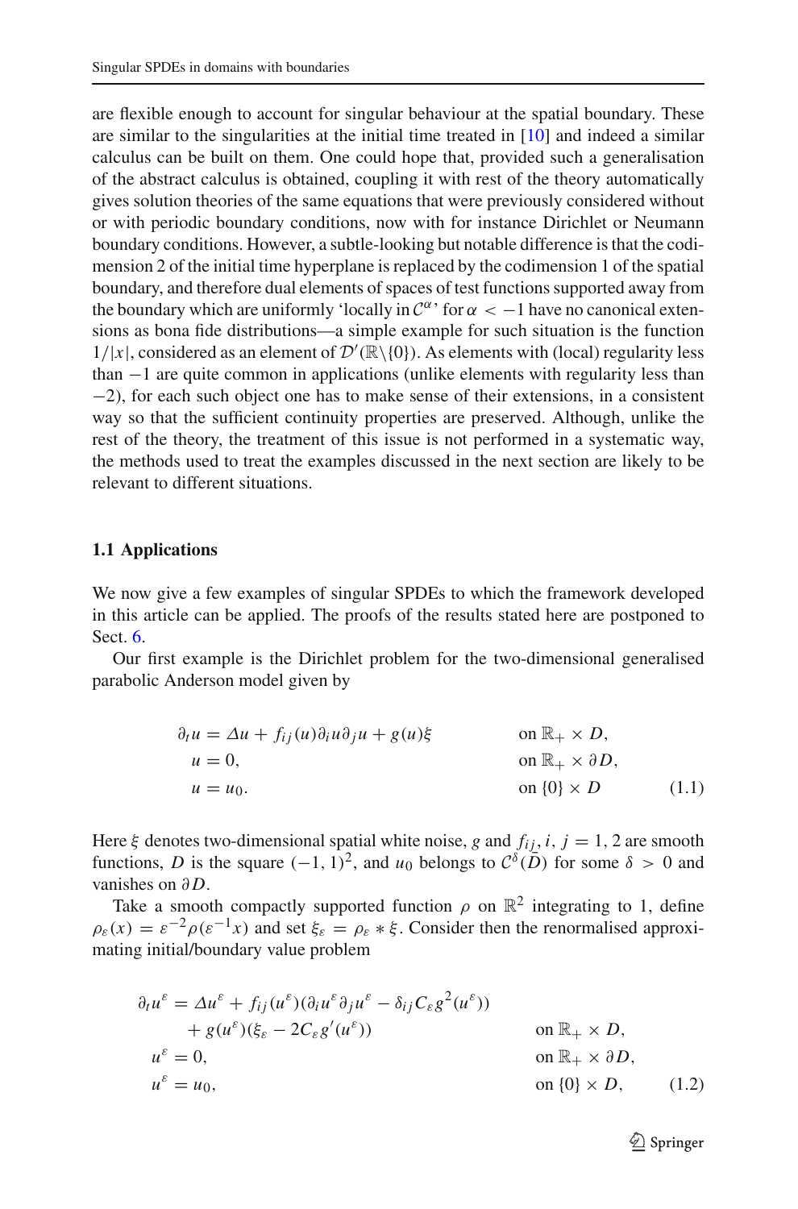are flexible enough to account for singular behaviour at the spatial boundary. These are similar to the singularities at the initial time treated in [10] and indeed a similar calculus can be built on them. One could hope that, provided such a generalisation of the abstract calculus is obtained, coupling it with rest of the theory automatically gives solution theories of the same equations that were previously considered without or with periodic boundary conditions, now with for instance Dirichlet or Neumann boundary conditions. However, a subtle-looking but notable difference is that the codimension 2 of the initial time hyperplane is replaced by the codimension 1 of the spatial boundary, and therefore dual elements of spaces of test functions supported away from the boundary which are uniformly 'locally in $\mathcal{C}^\alpha$' for $\alpha < -1$ have no canonical extensions as bona fide distributions—a simple example for such situation is the function $1/|x|$, considered as an element of $\mathcal{D}'(\mathbb{R}\backslash\{0\})$. As elements with (local) regularity less than $-1$ are quite common in applications (unlike elements with regularity less than $-2$), for each such object one has to make sense of their extensions, in a consistent way so that the sufficient continuity properties are preserved. Although, unlike the rest of the theory, the treatment of this issue is not performed in a systematic way, the methods used to treat the examples discussed in the next section are likely to be relevant to different situations.

### 1.1 Applications

We now give a few examples of singular SPDEs to which the framework developed in this article can be applied. The proofs of the results stated here are postponed to Sect. 6.

Our first example is the Dirichlet problem for the two-dimensional generalised parabolic Anderson model given by

$$
\begin{aligned}
\partial_t u &= \Delta u + f_{ij}(u)\partial_i u \partial_j u + g(u)\xi && \text{on } \mathbb{R}_+ \times D,\\
u &= 0, && \text{on } \mathbb{R}_+ \times \partial D,\\
u &= u_0. && \text{on } \{0\} \times D
\end{aligned}
\tag{1.1}
$$

Here $\xi$ denotes two-dimensional spatial white noise, $g$ and $f_{ij}$, $i, j = 1, 2$ are smooth functions, $D$ is the square $(-1, 1)^2$, and $u_0$ belongs to $\mathcal{C}^\delta(\bar{D})$ for some $\delta > 0$ and vanishes on $\partial D$.

Take a smooth compactly supported function $\rho$ on $\mathbb{R}^2$ integrating to 1, define $\rho_\varepsilon(x) = \varepsilon^{-2}\rho(\varepsilon^{-1}x)$ and set $\xi_\varepsilon = \rho_\varepsilon * \xi$. Consider then the renormalised approximating initial/boundary value problem

$$
\begin{aligned}
\partial_t u^\varepsilon &= \Delta u^\varepsilon + f_{ij}(u^\varepsilon)(\partial_i u^\varepsilon \partial_j u^\varepsilon - \delta_{ij} C_\varepsilon g^2(u^\varepsilon))\\
&\quad + g(u^\varepsilon)(\xi_\varepsilon - 2C_\varepsilon g'(u^\varepsilon)) && \text{on } \mathbb{R}_+ \times D,\\
u^\varepsilon &= 0, && \text{on } \mathbb{R}_+ \times \partial D,\\
u^\varepsilon &= u_0, && \text{on } \{0\} \times D,
\end{aligned}
\tag{1.2}
$$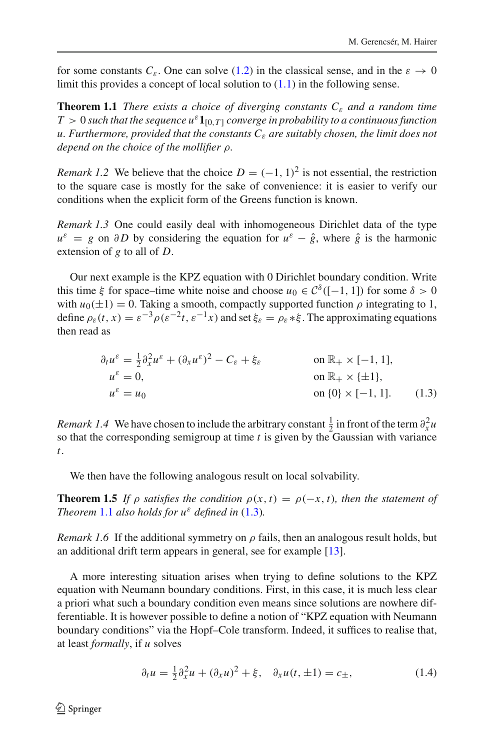for some constants $C_\varepsilon$. One can solve (1.2) in the classical sense, and in the $\varepsilon \to 0$ limit this provides a concept of local solution to (1.1) in the following sense.

**Theorem 1.1** *There exists a choice of diverging constants $C_\varepsilon$ and a random time $T > 0$ such that the sequence $u^\varepsilon \mathbf{1}_{[0,T]}$ converge in probability to a continuous function $u$. Furthermore, provided that the constants $C_\varepsilon$ are suitably chosen, the limit does not depend on the choice of the mollifier $\rho$.*

*Remark 1.2* We believe that the choice $D = (-1, 1)^2$ is not essential, the restriction to the square case is mostly for the sake of convenience: it is easier to verify our conditions when the explicit form of the Greens function is known.

*Remark 1.3* One could easily deal with inhomogeneous Dirichlet data of the type $u^\varepsilon = g$ on $\partial D$ by considering the equation for $u^\varepsilon - \hat{g}$, where $\hat{g}$ is the harmonic extension of $g$ to all of $D$.

Our next example is the KPZ equation with 0 Dirichlet boundary condition. Write this time $\xi$ for space–time white noise and choose $u_0 \in \mathcal{C}^\delta([-1, 1])$ for some $\delta > 0$ with $u_0(\pm 1) = 0$. Taking a smooth, compactly supported function $\rho$ integrating to 1, define $\rho_\varepsilon(t, x) = \varepsilon^{-3}\rho(\varepsilon^{-2}t, \varepsilon^{-1}x)$ and set $\xi_\varepsilon = \rho_\varepsilon * \xi$. The approximating equations then read as

$$
\begin{aligned}
\partial_t u^\varepsilon &= \tfrac{1}{2}\partial_x^2 u^\varepsilon + (\partial_x u^\varepsilon)^2 - C_\varepsilon + \xi_\varepsilon && \text{on } \mathbb{R}_+ \times [-1, 1], \\
u^\varepsilon &= 0, && \text{on } \mathbb{R}_+ \times \{\pm 1\}, \\
u^\varepsilon &= u_0 && \text{on } \{0\} \times [-1, 1].
\end{aligned} \tag{1.3}
$$

*Remark 1.4* We have chosen to include the arbitrary constant $\frac{1}{2}$ in front of the term $\partial_x^2 u$ so that the corresponding semigroup at time $t$ is given by the Gaussian with variance $t$.

We then have the following analogous result on local solvability.

**Theorem 1.5** *If $\rho$ satisfies the condition $\rho(x, t) = \rho(-x, t)$, then the statement of Theorem 1.1 also holds for $u^\varepsilon$ defined in (1.3).*

*Remark 1.6* If the additional symmetry on $\rho$ fails, then an analogous result holds, but an additional drift term appears in general, see for example [13].

A more interesting situation arises when trying to define solutions to the KPZ equation with Neumann boundary conditions. First, in this case, it is much less clear a priori what such a boundary condition even means since solutions are nowhere differentiable. It is however possible to define a notion of "KPZ equation with Neumann boundary conditions" via the Hopf–Cole transform. Indeed, it suffices to realise that, at least *formally*, if $u$ solves

$$
\partial_t u = \tfrac{1}{2}\partial_x^2 u + (\partial_x u)^2 + \xi, \quad \partial_x u(t, \pm 1) = c_\pm, \tag{1.4}
$$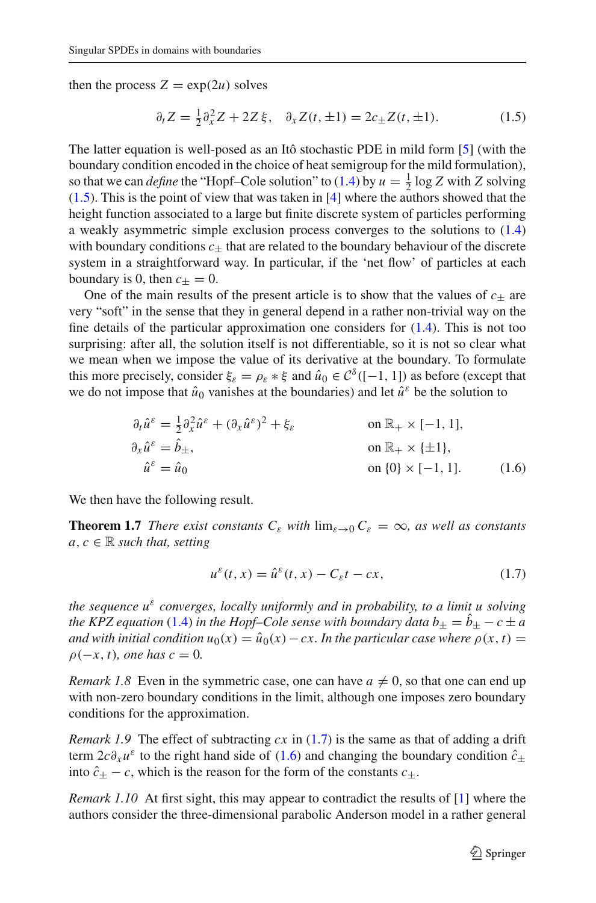then the process $Z = \exp(2u)$ solves

$$\partial_t Z = \tfrac{1}{2}\partial_x^2 Z + 2Z\,\xi, \quad \partial_x Z(t, \pm 1) = 2c_\pm Z(t, \pm 1). \tag{1.5}$$

The latter equation is well-posed as an Itô stochastic PDE in mild form [5] (with the boundary condition encoded in the choice of heat semigroup for the mild formulation), so that we can *define* the "Hopf–Cole solution" to (1.4) by $u = \frac{1}{2}\log Z$ with $Z$ solving (1.5). This is the point of view that was taken in [4] where the authors showed that the height function associated to a large but finite discrete system of particles performing a weakly asymmetric simple exclusion process converges to the solutions to (1.4) with boundary conditions $c_\pm$ that are related to the boundary behaviour of the discrete system in a straightforward way. In particular, if the 'net flow' of particles at each boundary is 0, then $c_\pm = 0$.

One of the main results of the present article is to show that the values of $c_\pm$ are very "soft" in the sense that they in general depend in a rather non-trivial way on the fine details of the particular approximation one considers for (1.4). This is not too surprising: after all, the solution itself is not differentiable, so it is not so clear what we mean when we impose the value of its derivative at the boundary. To formulate this more precisely, consider $\xi_\varepsilon = \rho_\varepsilon * \xi$ and $\hat u_0 \in \mathcal{C}^\delta([-1, 1])$ as before (except that we do not impose that $\hat u_0$ vanishes at the boundaries) and let $\hat u^\varepsilon$ be the solution to

$$\begin{aligned}
\partial_t \hat u^\varepsilon &= \tfrac{1}{2}\partial_x^2 \hat u^\varepsilon + (\partial_x \hat u^\varepsilon)^2 + \xi_\varepsilon && \text{on } \mathbb{R}_+ \times [-1, 1],\\
\partial_x \hat u^\varepsilon &= \hat b_\pm, && \text{on } \mathbb{R}_+ \times \{\pm 1\},\\
\hat u^\varepsilon &= \hat u_0 && \text{on } \{0\} \times [-1, 1].
\end{aligned} \tag{1.6}$$

We then have the following result.

**Theorem 1.7** *There exist constants $C_\varepsilon$ with $\lim_{\varepsilon\to 0} C_\varepsilon = \infty$, as well as constants $a, c \in \mathbb{R}$ such that, setting*

$$u^\varepsilon(t, x) = \hat u^\varepsilon(t, x) - C_\varepsilon t - cx, \tag{1.7}$$

*the sequence $u^\varepsilon$ converges, locally uniformly and in probability, to a limit $u$ solving the KPZ equation (1.4) in the Hopf–Cole sense with boundary data $b_\pm = \hat b_\pm - c \pm a$ and with initial condition $u_0(x) = \hat u_0(x) - cx$. In the particular case where $\rho(x, t) = \rho(-x, t)$, one has $c = 0$.*

*Remark 1.8* Even in the symmetric case, one can have $a \neq 0$, so that one can end up with non-zero boundary conditions in the limit, although one imposes zero boundary conditions for the approximation.

*Remark 1.9* The effect of subtracting $cx$ in (1.7) is the same as that of adding a drift term $2c\partial_x u^\varepsilon$ to the right hand side of (1.6) and changing the boundary condition $\hat c_\pm$ into $\hat c_\pm - c$, which is the reason for the form of the constants $c_\pm$.

*Remark 1.10* At first sight, this may appear to contradict the results of [1] where the authors consider the three-dimensional parabolic Anderson model in a rather general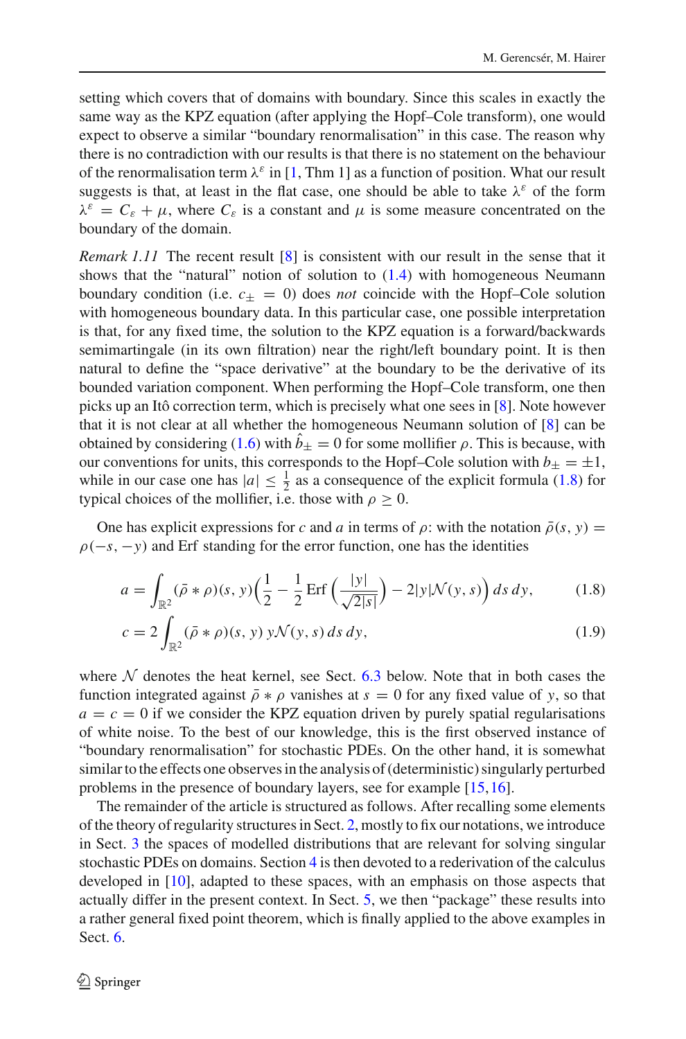setting which covers that of domains with boundary. Since this scales in exactly the same way as the KPZ equation (after applying the Hopf–Cole transform), one would expect to observe a similar "boundary renormalisation" in this case. The reason why there is no contradiction with our results is that there is no statement on the behaviour of the renormalisation term $\lambda^\varepsilon$ in [1, Thm 1] as a function of position. What our result suggests is that, at least in the flat case, one should be able to take $\lambda^\varepsilon$ of the form $\lambda^\varepsilon = C_\varepsilon + \mu$, where $C_\varepsilon$ is a constant and $\mu$ is some measure concentrated on the boundary of the domain.

*Remark 1.11* The recent result [8] is consistent with our result in the sense that it shows that the "natural" notion of solution to (1.4) with homogeneous Neumann boundary condition (i.e. $c_\pm = 0$) does *not* coincide with the Hopf–Cole solution with homogeneous boundary data. In this particular case, one possible interpretation is that, for any fixed time, the solution to the KPZ equation is a forward/backwards semimartingale (in its own filtration) near the right/left boundary point. It is then natural to define the "space derivative" at the boundary to be the derivative of its bounded variation component. When performing the Hopf–Cole transform, one then picks up an Itô correction term, which is precisely what one sees in [8]. Note however that it is not clear at all whether the homogeneous Neumann solution of [8] can be obtained by considering (1.6) with $\hat{b}_\pm = 0$ for some mollifier $\rho$. This is because, with our conventions for units, this corresponds to the Hopf–Cole solution with $b_\pm = \pm 1$, while in our case one has $|a| \leq \frac{1}{2}$ as a consequence of the explicit formula (1.8) for typical choices of the mollifier, i.e. those with $\rho \geq 0$.

One has explicit expressions for $c$ and $a$ in terms of $\rho$: with the notation $\bar{\rho}(s, y) = \rho(-s, -y)$ and Erf standing for the error function, one has the identities

$$
a = \int_{\mathbb{R}^2} (\bar{\rho} * \rho)(s, y) \Big( \frac{1}{2} - \frac{1}{2} \operatorname{Erf}\Big( \frac{|y|}{\sqrt{2|s|}} \Big) - 2|y| \mathcal{N}(y, s) \Big) \, ds \, dy, \tag{1.8}
$$

$$
c = 2 \int_{\mathbb{R}^2} (\bar{\rho} * \rho)(s, y) \, y \mathcal{N}(y, s) \, ds \, dy, \tag{1.9}
$$

where $\mathcal{N}$ denotes the heat kernel, see Sect. 6.3 below. Note that in both cases the function integrated against $\bar{\rho} * \rho$ vanishes at $s = 0$ for any fixed value of $y$, so that $a = c = 0$ if we consider the KPZ equation driven by purely spatial regularisations of white noise. To the best of our knowledge, this is the first observed instance of "boundary renormalisation" for stochastic PDEs. On the other hand, it is somewhat similar to the effects one observes in the analysis of (deterministic) singularly perturbed problems in the presence of boundary layers, see for example [15, 16].

The remainder of the article is structured as follows. After recalling some elements of the theory of regularity structures in Sect. 2, mostly to fix our notations, we introduce in Sect. 3 the spaces of modelled distributions that are relevant for solving singular stochastic PDEs on domains. Section 4 is then devoted to a rederivation of the calculus developed in [10], adapted to these spaces, with an emphasis on those aspects that actually differ in the present context. In Sect. 5, we then "package" these results into a rather general fixed point theorem, which is finally applied to the above examples in Sect. 6.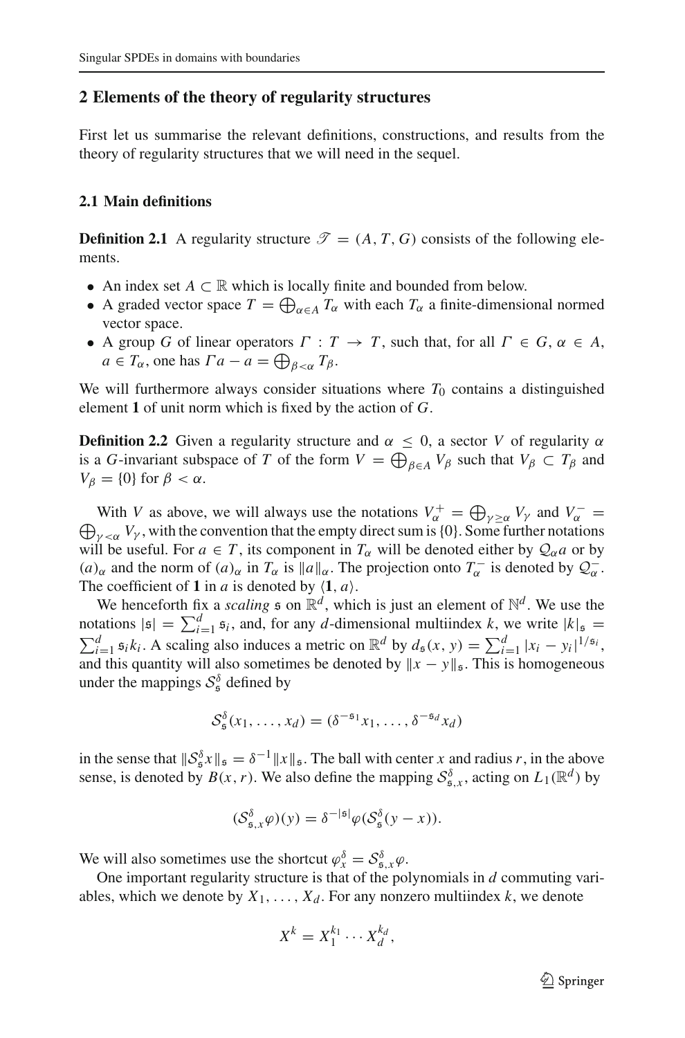## 2 Elements of the theory of regularity structures

First let us summarise the relevant definitions, constructions, and results from the theory of regularity structures that we will need in the sequel.

### 2.1 Main definitions

**Definition 2.1** A regularity structure $\mathscr{T} = (A, T, G)$ consists of the following elements.

- An index set $A \subset \mathbb{R}$ which is locally finite and bounded from below.
- A graded vector space $T = \bigoplus_{\alpha \in A} T_\alpha$ with each $T_\alpha$ a finite-dimensional normed vector space.
- A group $G$ of linear operators $\Gamma : T \to T$, such that, for all $\Gamma \in G$, $\alpha \in A$, $a \in T_\alpha$, one has $\Gamma a - a = \bigoplus_{\beta < \alpha} T_\beta$.

We will furthermore always consider situations where $T_0$ contains a distinguished element $\mathbf{1}$ of unit norm which is fixed by the action of $G$.

**Definition 2.2** Given a regularity structure and $\alpha \leq 0$, a sector $V$ of regularity $\alpha$ is a $G$-invariant subspace of $T$ of the form $V = \bigoplus_{\beta \in A} V_\beta$ such that $V_\beta \subset T_\beta$ and $V_\beta = \{0\}$ for $\beta < \alpha$.

With $V$ as above, we will always use the notations $V_\alpha^+ = \bigoplus_{\gamma \geq \alpha} V_\gamma$ and $V_\alpha^- = \bigoplus_{\gamma < \alpha} V_\gamma$, with the convention that the empty direct sum is $\{0\}$. Some further notations will be useful. For $a \in T$, its component in $T_\alpha$ will be denoted either by $\mathcal{Q}_\alpha a$ or by $(a)_\alpha$ and the norm of $(a)_\alpha$ in $T_\alpha$ is $\|a\|_\alpha$. The projection onto $T_\alpha^-$ is denoted by $\mathcal{Q}_\alpha^-$. The coefficient of $\mathbf{1}$ in $a$ is denoted by $\langle \mathbf{1}, a \rangle$.

We henceforth fix a *scaling* $\mathfrak{s}$ on $\mathbb{R}^d$, which is just an element of $\mathbb{N}^d$. We use the notations $|\mathfrak{s}| = \sum_{i=1}^d \mathfrak{s}_i$, and, for any $d$-dimensional multiindex $k$, we write $|k|_\mathfrak{s} = \sum_{i=1}^d \mathfrak{s}_i k_i$. A scaling also induces a metric on $\mathbb{R}^d$ by $d_\mathfrak{s}(x, y) = \sum_{i=1}^d |x_i - y_i|^{1/\mathfrak{s}_i}$, and this quantity will also sometimes be denoted by $\|x - y\|_\mathfrak{s}$. This is homogeneous under the mappings $\mathcal{S}_\mathfrak{s}^\delta$ defined by

$$\mathcal{S}_\mathfrak{s}^\delta(x_1, \ldots, x_d) = (\delta^{-\mathfrak{s}_1} x_1, \ldots, \delta^{-\mathfrak{s}_d} x_d)$$

in the sense that $\|\mathcal{S}_\mathfrak{s}^\delta x\|_\mathfrak{s} = \delta^{-1}\|x\|_\mathfrak{s}$. The ball with center $x$ and radius $r$, in the above sense, is denoted by $B(x, r)$. We also define the mapping $\mathcal{S}_{\mathfrak{s},x}^\delta$, acting on $L_1(\mathbb{R}^d)$ by

$$(\mathcal{S}_{\mathfrak{s},x}^\delta \varphi)(y) = \delta^{-|\mathfrak{s}|}\varphi(\mathcal{S}_\mathfrak{s}^\delta(y - x)).$$

We will also sometimes use the shortcut $\varphi_x^\delta = \mathcal{S}_{\mathfrak{s},x}^\delta \varphi$.

One important regularity structure is that of the polynomials in $d$ commuting variables, which we denote by $X_1, \ldots, X_d$. For any nonzero multiindex $k$, we denote

$$X^k = X_1^{k_1} \cdots X_d^{k_d},$$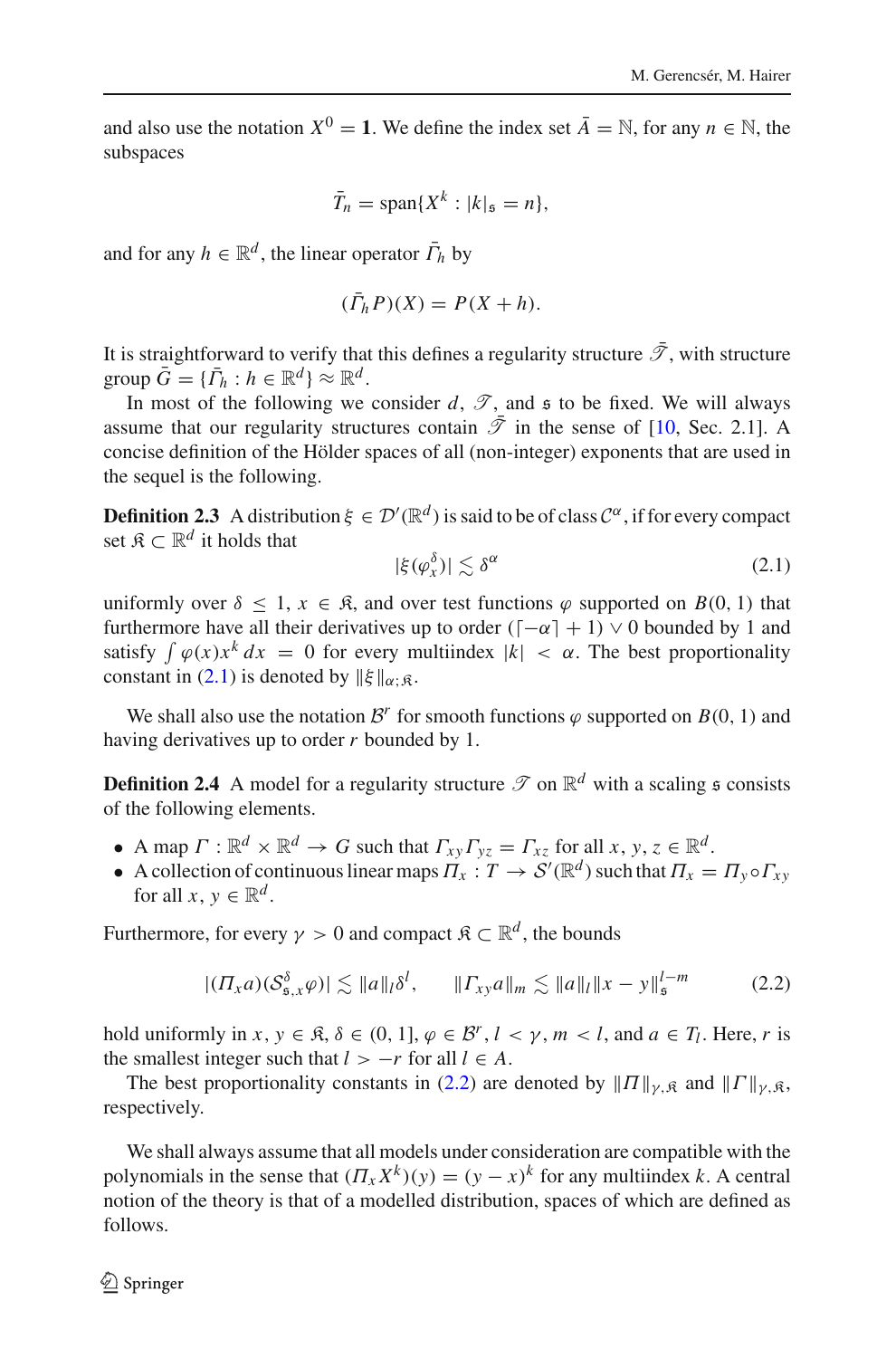and also use the notation $X^0 = \mathbf{1}$. We define the index set $\bar{A} = \mathbb{N}$, for any $n \in \mathbb{N}$, the subspaces

$$\bar{T}_n = \operatorname{span}\{X^k : |k|_{\mathfrak{s}} = n\},$$

and for any $h \in \mathbb{R}^d$, the linear operator $\bar{\Gamma}_h$ by

$$(\bar{\Gamma}_h P)(X) = P(X + h).$$

It is straightforward to verify that this defines a regularity structure $\bar{\mathscr{T}}$, with structure group $\bar{G} = \{\bar{\Gamma}_h : h \in \mathbb{R}^d\} \approx \mathbb{R}^d$.

In most of the following we consider $d$, $\mathscr{T}$, and $\mathfrak{s}$ to be fixed. We will always assume that our regularity structures contain $\bar{\mathscr{T}}$ in the sense of [10, Sec. 2.1]. A concise definition of the Hölder spaces of all (non-integer) exponents that are used in the sequel is the following.

**Definition 2.3** A distribution $\xi \in \mathcal{D}'(\mathbb{R}^d)$ is said to be of class $\mathcal{C}^\alpha$, if for every compact set $\mathfrak{K} \subset \mathbb{R}^d$ it holds that

$$|\xi(\varphi_x^\delta)| \lesssim \delta^\alpha \tag{2.1}$$

uniformly over $\delta \leq 1$, $x \in \mathfrak{K}$, and over test functions $\varphi$ supported on $B(0,1)$ that furthermore have all their derivatives up to order $(\lceil -\alpha \rceil + 1) \vee 0$ bounded by 1 and satisfy $\int \varphi(x) x^k \, dx = 0$ for every multiindex $|k| < \alpha$. The best proportionality constant in (2.1) is denoted by $\|\xi\|_{\alpha;\mathfrak{K}}$.

We shall also use the notation $\mathcal{B}^r$ for smooth functions $\varphi$ supported on $B(0,1)$ and having derivatives up to order $r$ bounded by 1.

**Definition 2.4** A model for a regularity structure $\mathscr{T}$ on $\mathbb{R}^d$ with a scaling $\mathfrak{s}$ consists of the following elements.

- A map $\Gamma : \mathbb{R}^d \times \mathbb{R}^d \to G$ such that $\Gamma_{xy}\Gamma_{yz} = \Gamma_{xz}$ for all $x, y, z \in \mathbb{R}^d$.
- A collection of continuous linear maps $\Pi_x : T \to \mathcal{S}'(\mathbb{R}^d)$ such that $\Pi_x = \Pi_y \circ \Gamma_{xy}$ for all $x, y \in \mathbb{R}^d$.

Furthermore, for every $\gamma > 0$ and compact $\mathfrak{K} \subset \mathbb{R}^d$, the bounds

$$|(\Pi_x a)(\mathcal{S}^\delta_{\mathfrak{s},x}\varphi)| \lesssim \|a\|_l \delta^l, \qquad \|\Gamma_{xy} a\|_m \lesssim \|a\|_l \|x - y\|_{\mathfrak{s}}^{l-m} \tag{2.2}$$

hold uniformly in $x, y \in \mathfrak{K}$, $\delta \in (0,1]$, $\varphi \in \mathcal{B}^r$, $l < \gamma$, $m < l$, and $a \in T_l$. Here, $r$ is the smallest integer such that $l > -r$ for all $l \in A$.

The best proportionality constants in (2.2) are denoted by $\|\Pi\|_{\gamma,\mathfrak{K}}$ and $\|\Gamma\|_{\gamma,\mathfrak{K}}$, respectively.

We shall always assume that all models under consideration are compatible with the polynomials in the sense that $(\Pi_x X^k)(y) = (y - x)^k$ for any multiindex $k$. A central notion of the theory is that of a modelled distribution, spaces of which are defined as follows.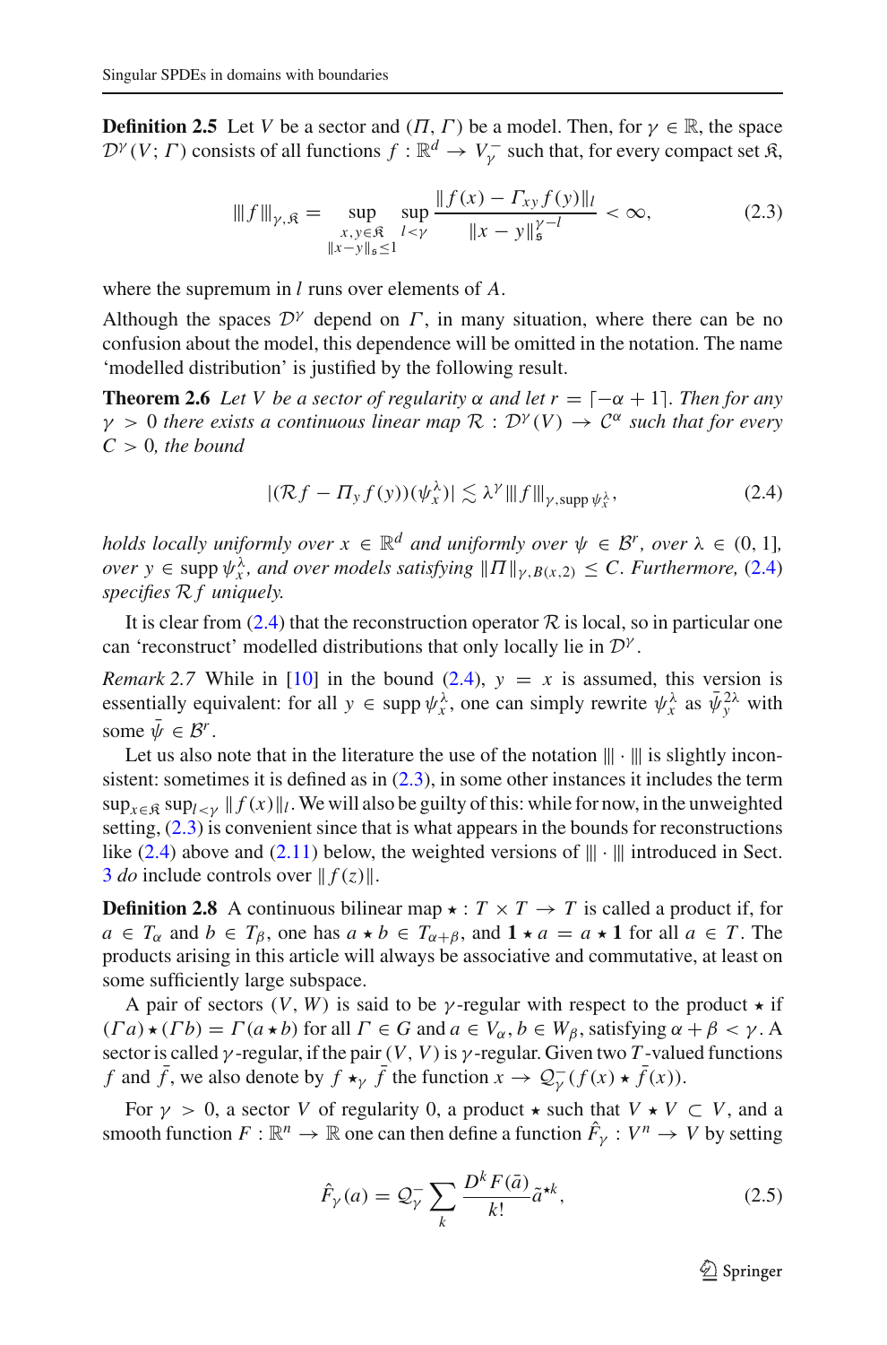**Definition 2.5** Let $V$ be a sector and $(\Pi, \Gamma)$ be a model. Then, for $\gamma \in \mathbb{R}$, the space $\mathcal{D}^\gamma(V; \Gamma)$ consists of all functions $f : \mathbb{R}^d \to V_\gamma^-$ such that, for every compact set $\mathfrak{K}$,

$$\|\|f\|\|_{\gamma,\mathfrak{K}} = \sup_{\substack{x,y\in\mathfrak{K}\\ \|x-y\|_\mathfrak{s}\leq 1}} \sup_{l<\gamma} \frac{\|f(x) - \Gamma_{xy} f(y)\|_l}{\|x-y\|_\mathfrak{s}^{\gamma-l}} < \infty, \tag{2.3}$$

where the supremum in $l$ runs over elements of $A$.

Although the spaces $\mathcal{D}^\gamma$ depend on $\Gamma$, in many situation, where there can be no confusion about the model, this dependence will be omitted in the notation. The name 'modelled distribution' is justified by the following result.

**Theorem 2.6** *Let $V$ be a sector of regularity $\alpha$ and let $r = \lceil -\alpha + 1 \rceil$. Then for any $\gamma > 0$ there exists a continuous linear map $\mathcal{R} : \mathcal{D}^\gamma(V) \to \mathcal{C}^\alpha$ such that for every $C > 0$, the bound*

$$|(\mathcal{R}f - \Pi_y f(y))(\psi_x^\lambda)| \lesssim \lambda^\gamma \|\|f\|\|_{\gamma,\operatorname{supp}\psi_x^\lambda}, \tag{2.4}$$

*holds locally uniformly over $x \in \mathbb{R}^d$ and uniformly over $\psi \in \mathcal{B}^r$, over $\lambda \in (0, 1]$, over $y \in \operatorname{supp}\psi_x^\lambda$, and over models satisfying $\|\Pi\|_{\gamma,B(x,2)} \leq C$. Furthermore, (2.4) specifies $\mathcal{R}f$ uniquely.*

It is clear from (2.4) that the reconstruction operator $\mathcal{R}$ is local, so in particular one can 'reconstruct' modelled distributions that only locally lie in $\mathcal{D}^\gamma$.

*Remark 2.7* While in [10] in the bound (2.4), $y = x$ is assumed, this version is essentially equivalent: for all $y \in \operatorname{supp}\psi_x^\lambda$, one can simply rewrite $\psi_x^\lambda$ as $\bar{\psi}_y^{2\lambda}$ with some $\bar{\psi} \in \mathcal{B}^r$.

Let us also note that in the literature the use of the notation $\|\|\cdot\|\|$ is slightly inconsistent: sometimes it is defined as in (2.3), in some other instances it includes the term $\sup_{x\in\mathfrak{K}} \sup_{l<\gamma} \|f(x)\|_l$. We will also be guilty of this: while for now, in the unweighted setting, (2.3) is convenient since that is what appears in the bounds for reconstructions like (2.4) above and (2.11) below, the weighted versions of $\|\|\cdot\|\|$ introduced in Sect. 3 *do* include controls over $\|f(z)\|$.

**Definition 2.8** A continuous bilinear map $\star : T \times T \to T$ is called a product if, for $a \in T_\alpha$ and $b \in T_\beta$, one has $a \star b \in T_{\alpha+\beta}$, and $\mathbf{1} \star a = a \star \mathbf{1}$ for all $a \in T$. The products arising in this article will always be associative and commutative, at least on some sufficiently large subspace.

A pair of sectors $(V, W)$ is said to be $\gamma$-regular with respect to the product $\star$ if $(\Gamma a) \star (\Gamma b) = \Gamma(a \star b)$ for all $\Gamma \in G$ and $a \in V_\alpha$, $b \in W_\beta$, satisfying $\alpha + \beta < \gamma$. A sector is called $\gamma$-regular, if the pair $(V, V)$ is $\gamma$-regular. Given two $T$-valued functions $f$ and $\bar{f}$, we also denote by $f \star_\gamma \bar{f}$ the function $x \to \mathcal{Q}_\gamma^-(f(x) \star \bar{f}(x))$.

For $\gamma > 0$, a sector $V$ of regularity 0, a product $\star$ such that $V \star V \subset V$, and a smooth function $F : \mathbb{R}^n \to \mathbb{R}$ one can then define a function $\hat{F}_\gamma : V^n \to V$ by setting

$$\hat{F}_\gamma(a) = \mathcal{Q}_\gamma^- \sum_k \frac{D^k F(\bar{a})}{k!} \tilde{a}^{\star k}, \tag{2.5}$$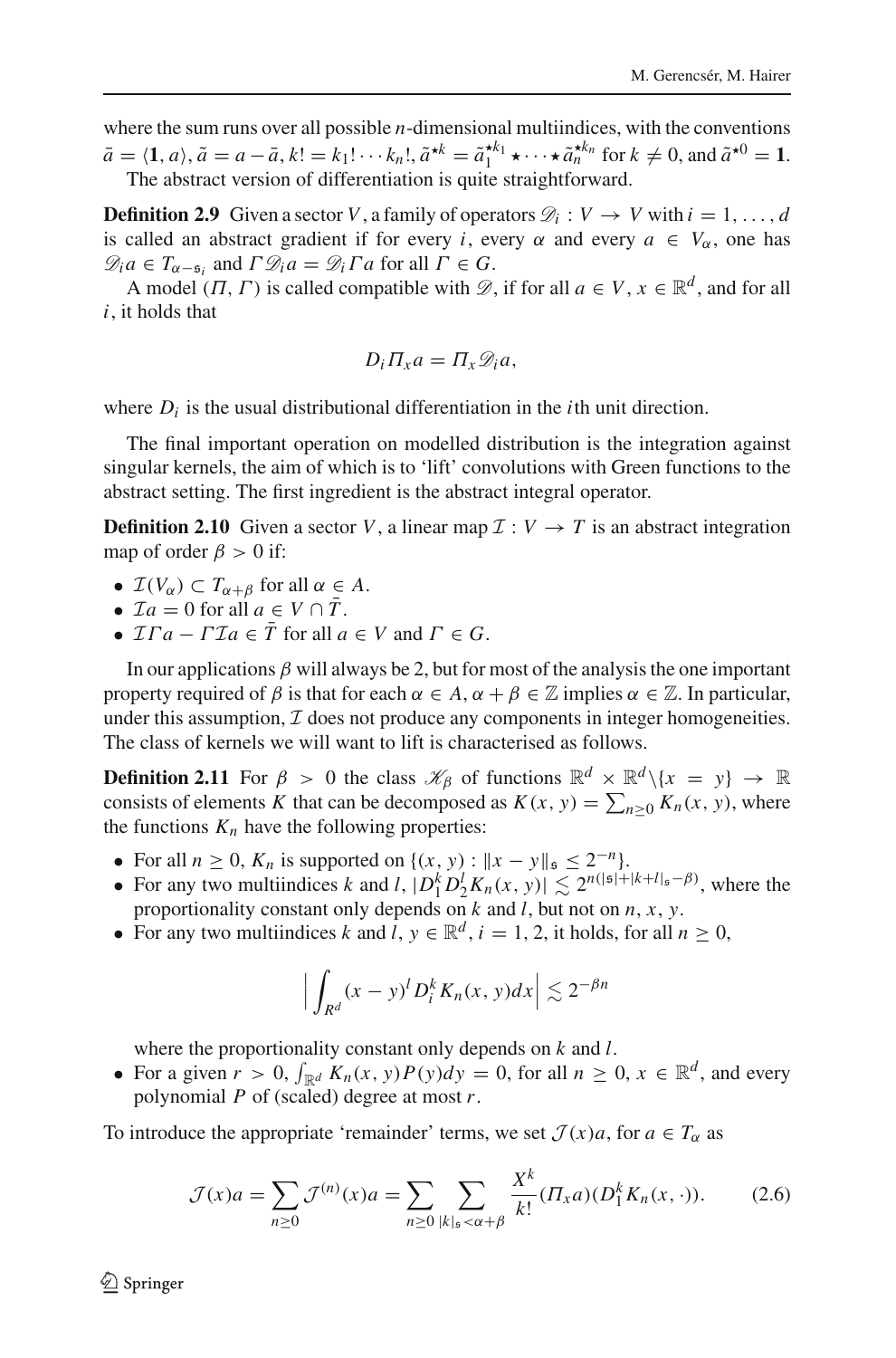where the sum runs over all possible $n$-dimensional multiindices, with the conventions $\bar{a} = \langle \mathbf{1}, a \rangle$, $\tilde{a} = a - \bar{a}$, $k! = k_1! \cdots k_n!$, $\tilde{a}^{\star k} = \tilde{a}_1^{\star k_1} \star \cdots \star \tilde{a}_n^{\star k_n}$ for $k \neq 0$, and $\tilde{a}^{\star 0} = \mathbf{1}$.

The abstract version of differentiation is quite straightforward.

**Definition 2.9** Given a sector $V$, a family of operators $\mathscr{D}_i : V \to V$ with $i = 1, \ldots, d$ is called an abstract gradient if for every $i$, every $\alpha$ and every $a \in V_\alpha$, one has $\mathscr{D}_i a \in T_{\alpha - \mathfrak{s}_i}$ and $\Gamma \mathscr{D}_i a = \mathscr{D}_i \Gamma a$ for all $\Gamma \in G$.

A model $(\Pi, \Gamma)$ is called compatible with $\mathscr{D}$, if for all $a \in V$, $x \in \mathbb{R}^d$, and for all $i$, it holds that

$$D_i \Pi_x a = \Pi_x \mathscr{D}_i a,$$

where $D_i$ is the usual distributional differentiation in the $i$th unit direction.

The final important operation on modelled distribution is the integration against singular kernels, the aim of which is to 'lift' convolutions with Green functions to the abstract setting. The first ingredient is the abstract integral operator.

**Definition 2.10** Given a sector $V$, a linear map $\mathcal{I} : V \to T$ is an abstract integration map of order $\beta > 0$ if:

- $\mathcal{I}(V_\alpha) \subset T_{\alpha+\beta}$ for all $\alpha \in A$.
- $\mathcal{I} a = 0$ for all $a \in V \cap \bar{T}$.
- $\mathcal{I}\Gamma a - \Gamma \mathcal{I} a \in \bar{T}$ for all $a \in V$ and $\Gamma \in G$.

In our applications $\beta$ will always be 2, but for most of the analysis the one important property required of $\beta$ is that for each $\alpha \in A$, $\alpha + \beta \in \mathbb{Z}$ implies $\alpha \in \mathbb{Z}$. In particular, under this assumption, $\mathcal{I}$ does not produce any components in integer homogeneities. The class of kernels we will want to lift is characterised as follows.

**Definition 2.11** For $\beta > 0$ the class $\mathscr{K}_\beta$ of functions $\mathbb{R}^d \times \mathbb{R}^d \backslash \{x = y\} \to \mathbb{R}$ consists of elements $K$ that can be decomposed as $K(x, y) = \sum_{n \geq 0} K_n(x, y)$, where the functions $K_n$ have the following properties:

- For all $n \geq 0$, $K_n$ is supported on $\{(x, y) : \|x - y\|_\mathfrak{s} \leq 2^{-n}\}$.
- For any two multiindices $k$ and $l$, $|D_1^k D_2^l K_n(x, y)| \lesssim 2^{n(|\mathfrak{s}| + |k+l|_\mathfrak{s} - \beta)}$, where the proportionality constant only depends on $k$ and $l$, but not on $n$, $x$, $y$.
- For any two multiindices $k$ and $l$, $y \in \mathbb{R}^d$, $i = 1, 2$, it holds, for all $n \geq 0$,

$$\Big| \int_{R^d} (x - y)^l D_i^k K_n(x, y) dx \Big| \lesssim 2^{-\beta n}$$

  where the proportionality constant only depends on $k$ and $l$.
- For a given $r > 0$, $\int_{\mathbb{R}^d} K_n(x, y) P(y) dy = 0$, for all $n \geq 0$, $x \in \mathbb{R}^d$, and every polynomial $P$ of (scaled) degree at most $r$.

To introduce the appropriate 'remainder' terms, we set $\mathcal{J}(x)a$, for $a \in T_\alpha$ as

$$\mathcal{J}(x)a = \sum_{n \geq 0} \mathcal{J}^{(n)}(x)a = \sum_{n \geq 0} \sum_{|k|_\mathfrak{s} < \alpha + \beta} \frac{X^k}{k!} (\Pi_x a)(D_1^k K_n(x, \cdot)). \tag{2.6}$$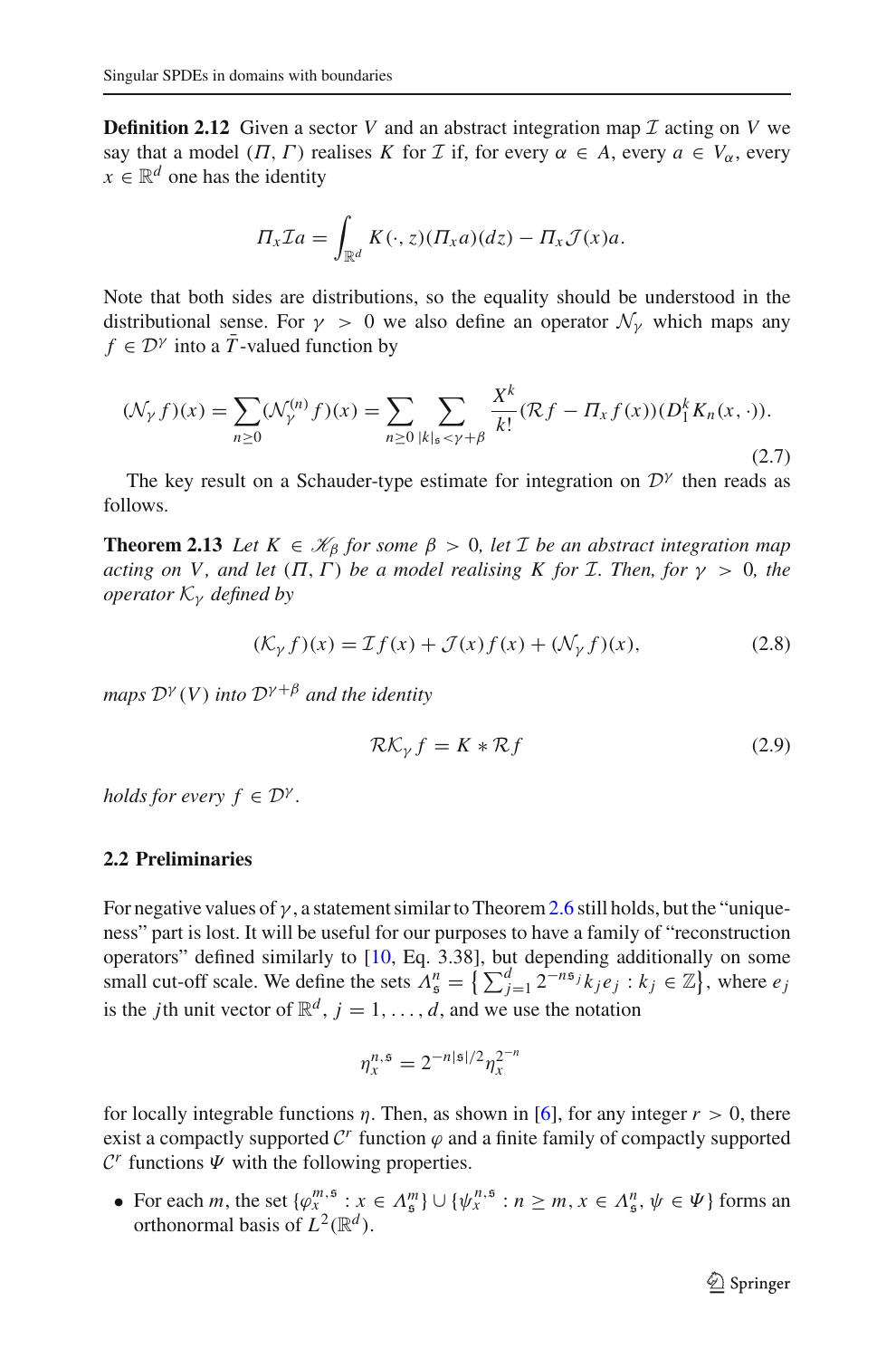**Definition 2.12** Given a sector $V$ and an abstract integration map $\mathcal{I}$ acting on $V$ we say that a model $(\Pi, \Gamma)$ realises $K$ for $\mathcal{I}$ if, for every $\alpha \in A$, every $a \in V_\alpha$, every $x \in \mathbb{R}^d$ one has the identity

$$\Pi_x \mathcal{I} a = \int_{\mathbb{R}^d} K(\cdot, z)(\Pi_x a)(dz) - \Pi_x \mathcal{J}(x) a.$$

Note that both sides are distributions, so the equality should be understood in the distributional sense. For $\gamma > 0$ we also define an operator $\mathcal{N}_\gamma$ which maps any $f \in \mathcal{D}^\gamma$ into a $\bar{T}$-valued function by

$$(\mathcal{N}_\gamma f)(x) = \sum_{n \geq 0} (\mathcal{N}_\gamma^{(n)} f)(x) = \sum_{n \geq 0} \sum_{|k|_\mathfrak{s} < \gamma + \beta} \frac{X^k}{k!} (\mathcal{R} f - \Pi_x f(x))(D_1^k K_n(x, \cdot)). \tag{2.7}$$

The key result on a Schauder-type estimate for integration on $\mathcal{D}^\gamma$ then reads as follows.

**Theorem 2.13** *Let $K \in \mathscr{K}_\beta$ for some $\beta > 0$, let $\mathcal{I}$ be an abstract integration map acting on $V$, and let $(\Pi, \Gamma)$ be a model realising $K$ for $\mathcal{I}$. Then, for $\gamma > 0$, the operator $\mathcal{K}_\gamma$ defined by*

$$(\mathcal{K}_\gamma f)(x) = \mathcal{I} f(x) + \mathcal{J}(x) f(x) + (\mathcal{N}_\gamma f)(x), \tag{2.8}$$

*maps $\mathcal{D}^\gamma(V)$ into $\mathcal{D}^{\gamma+\beta}$ and the identity*

$$\mathcal{R} \mathcal{K}_\gamma f = K * \mathcal{R} f \tag{2.9}$$

*holds for every $f \in \mathcal{D}^\gamma$.*

### 2.2 Preliminaries

For negative values of $\gamma$, a statement similar to Theorem 2.6 still holds, but the "uniqueness" part is lost. It will be useful for our purposes to have a family of "reconstruction operators" defined similarly to [10, Eq. 3.38], but depending additionally on some small cut-off scale. We define the sets $\Lambda_\mathfrak{s}^n = \left\{ \sum_{j=1}^d 2^{-n\mathfrak{s}_j} k_j e_j : k_j \in \mathbb{Z} \right\}$, where $e_j$ is the $j$th unit vector of $\mathbb{R}^d$, $j = 1, \ldots, d$, and we use the notation

$$\eta_x^{n,\mathfrak{s}} = 2^{-n|\mathfrak{s}|/2} \eta_x^{2^{-n}}$$

for locally integrable functions $\eta$. Then, as shown in [6], for any integer $r > 0$, there exist a compactly supported $\mathcal{C}^r$ function $\varphi$ and a finite family of compactly supported $\mathcal{C}^r$ functions $\Psi$ with the following properties.

- For each $m$, the set $\{\varphi_x^{m,\mathfrak{s}} : x \in \Lambda_\mathfrak{s}^m\} \cup \{\psi_x^{n,\mathfrak{s}} : n \geq m, x \in \Lambda_\mathfrak{s}^n, \psi \in \Psi\}$ forms an orthonormal basis of $L^2(\mathbb{R}^d)$.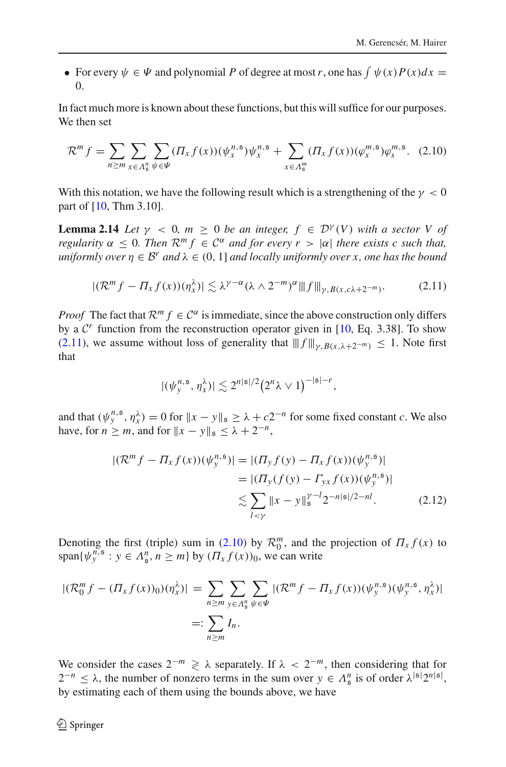- For every $\psi \in \Psi$ and polynomial $P$ of degree at most $r$, one has $\int \psi(x) P(x) dx = 0$.

In fact much more is known about these functions, but this will suffice for our purposes. We then set

$$
\mathcal{R}^m f = \sum_{n \geq m} \sum_{x \in \Lambda_\mathfrak{s}^n} \sum_{\psi \in \Psi} (\Pi_x f(x))(\psi_x^{n,\mathfrak{s}}) \psi_x^{n,\mathfrak{s}} + \sum_{x \in \Lambda_\mathfrak{s}^m} (\Pi_x f(x))(\varphi_x^{m,\mathfrak{s}}) \varphi_\mathfrak{s}^{m,\mathfrak{s}}. \quad (2.10)
$$

With this notation, we have the following result which is a strengthening of the $\gamma < 0$ part of [10, Thm 3.10].

**Lemma 2.14** *Let $\gamma < 0$, $m \geq 0$ be an integer, $f \in \mathcal{D}^\gamma(V)$ with a sector $V$ of regularity $\alpha \leq 0$. Then $\mathcal{R}^m f \in \mathcal{C}^\alpha$ and for every $r > |\alpha|$ there exists $c$ such that, uniformly over $\eta \in \mathcal{B}^r$ and $\lambda \in (0, 1]$ and locally uniformly over $x$, one has the bound*

$$
|(\mathcal{R}^m f - \Pi_x f(x))(\eta_x^\lambda)| \lesssim \lambda^{\gamma - \alpha} (\lambda \wedge 2^{-m})^\alpha |\!|\!| f |\!|\!|_{\gamma, B(x, c\lambda + 2^{-m})}. \quad (2.11)
$$

*Proof* The fact that $\mathcal{R}^m f \in \mathcal{C}^\alpha$ is immediate, since the above construction only differs by a $\mathcal{C}^r$ function from the reconstruction operator given in [10, Eq. 3.38]. To show (2.11), we assume without loss of generality that $|\!|\!| f |\!|\!|_{\gamma, B(x, \lambda + 2^{-m})} \leq 1$. Note first that

$$
|(\psi_y^{n,\mathfrak{s}}, \eta_x^\lambda)| \lesssim 2^{n|\mathfrak{s}|/2} \big(2^n \lambda \vee 1\big)^{-|\mathfrak{s}| - r},
$$

and that $(\psi_y^{n,\mathfrak{s}}, \eta_x^\lambda) = 0$ for $\|x - y\|_\mathfrak{s} \geq \lambda + c2^{-n}$ for some fixed constant $c$. We also have, for $n \geq m$, and for $\|x - y\|_\mathfrak{s} \leq \lambda + 2^{-n}$,

$$
\begin{aligned}
|(\mathcal{R}^m f - \Pi_x f(x))(\psi_y^{n,\mathfrak{s}})| &= |(\Pi_y f(y) - \Pi_x f(x))(\psi_y^{n,\mathfrak{s}})| \\
&= |(\Pi_y (f(y) - \Gamma_{yx} f(x))(\psi_y^{n,\mathfrak{s}})| \\
&\lesssim \sum_{l < \gamma} \|x - y\|_\mathfrak{s}^{\gamma - l} 2^{-n|\mathfrak{s}|/2 - nl}. \quad (2.12)
\end{aligned}
$$

Denoting the first (triple) sum in (2.10) by $\mathcal{R}_0^m$, and the projection of $\Pi_x f(x)$ to $\operatorname{span}\{\psi_y^{n,\mathfrak{s}} : y \in \Lambda_\mathfrak{s}^n, n \geq m\}$ by $(\Pi_x f(x))_0$, we can write

$$
\begin{aligned}
|(\mathcal{R}_0^m f - (\Pi_x f(x))_0)(\eta_x^\lambda)| &= \sum_{n \geq m} \sum_{y \in \Lambda_\mathfrak{s}^n} \sum_{\psi \in \Psi} |(\mathcal{R}^m f - \Pi_x f(x))(\psi_y^{n,\mathfrak{s}})(\psi_y^{n,\mathfrak{s}}, \eta_x^\lambda)| \\
&=: \sum_{n \geq m} I_n.
\end{aligned}
$$

We consider the cases $2^{-m} \gtrless \lambda$ separately. If $\lambda < 2^{-m}$, then considering that for $2^{-n} \leq \lambda$, the number of nonzero terms in the sum over $y \in \Lambda_\mathfrak{s}^n$ is of order $\lambda^{|\mathfrak{s}|} 2^{n|\mathfrak{s}|}$, by estimating each of them using the bounds above, we have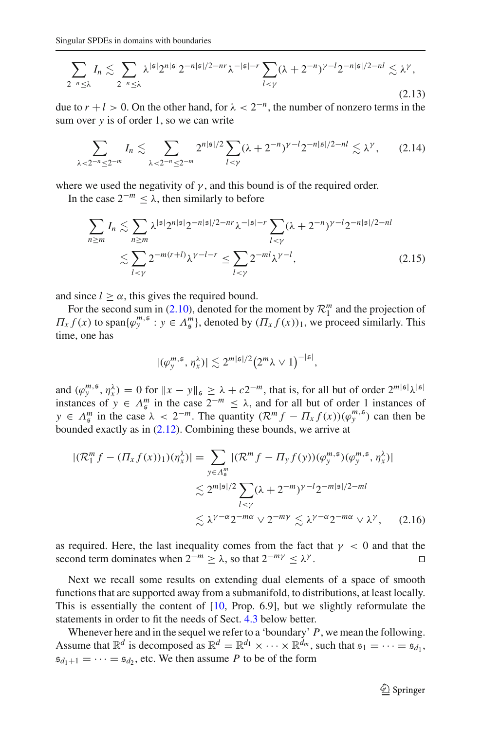$$\sum_{2^{-n}\le\lambda} I_n \lesssim \sum_{2^{-n}\le\lambda} \lambda^{|\mathfrak{s}|} 2^{n|\mathfrak{s}|} 2^{-n|\mathfrak{s}|/2-nr} \lambda^{-|\mathfrak{s}|-r} \sum_{l<\gamma} (\lambda+2^{-n})^{\gamma-l} 2^{-n|\mathfrak{s}|/2-nl} \lesssim \lambda^{\gamma}, \tag{2.13}$$

due to $r+l>0$. On the other hand, for $\lambda < 2^{-n}$, the number of nonzero terms in the sum over $y$ is of order 1, so we can write

$$\sum_{\lambda<2^{-n}\le 2^{-m}} I_n \lesssim \sum_{\lambda<2^{-n}\le 2^{-m}} 2^{n|\mathfrak{s}|/2} \sum_{l<\gamma} (\lambda+2^{-n})^{\gamma-l} 2^{-n|\mathfrak{s}|/2-nl} \lesssim \lambda^{\gamma}, \tag{2.14}$$

where we used the negativity of $\gamma$, and this bound is of the required order.

In the case $2^{-m} \le \lambda$, then similarly to before

$$\begin{aligned}\sum_{n\ge m} I_n &\lesssim \sum_{n\ge m} \lambda^{|\mathfrak{s}|} 2^{n|\mathfrak{s}|} 2^{-n|\mathfrak{s}|/2-nr} \lambda^{-|\mathfrak{s}|-r} \sum_{l<\gamma} (\lambda+2^{-n})^{\gamma-l} 2^{-n|\mathfrak{s}|/2-nl} \\ &\lesssim \sum_{l<\gamma} 2^{-m(r+l)} \lambda^{\gamma-l-r} \le \sum_{l<\gamma} 2^{-ml} \lambda^{\gamma-l},\end{aligned} \tag{2.15}$$

and since $l \ge \alpha$, this gives the required bound.

For the second sum in (2.10), denoted for the moment by $\mathcal{R}_1^m$ and the projection of $\Pi_x f(x)$ to $\mathrm{span}\{\varphi_y^{m,\mathfrak{s}} : y \in \Lambda_{\mathfrak{s}}^m\}$, denoted by $(\Pi_x f(x))_1$, we proceed similarly. This time, one has

$$|(\varphi_y^{m,\mathfrak{s}}, \eta_x^{\lambda})| \lesssim 2^{m|\mathfrak{s}|/2} \big(2^m\lambda \vee 1\big)^{-|\mathfrak{s}|},$$

and $(\varphi_y^{m,\mathfrak{s}}, \eta_x^{\lambda}) = 0$ for $\|x-y\|_{\mathfrak{s}} \ge \lambda + c2^{-m}$, that is, for all but of order $2^{m|\mathfrak{s}|}\lambda^{|\mathfrak{s}|}$ instances of $y \in \Lambda_{\mathfrak{s}}^m$ in the case $2^{-m} \le \lambda$, and for all but of order 1 instances of $y \in \Lambda_{\mathfrak{s}}^m$ in the case $\lambda < 2^{-m}$. The quantity $(\mathcal{R}^m f - \Pi_x f(x))(\varphi_y^{m,\mathfrak{s}})$ can then be bounded exactly as in (2.12). Combining these bounds, we arrive at

$$\begin{aligned}|(\mathcal{R}_1^m f - (\Pi_x f(x))_1)(\eta_x^{\lambda})| &= \sum_{y\in\Lambda_{\mathfrak{s}}^m} |(\mathcal{R}^m f - \Pi_y f(y))(\varphi_y^{m,\mathfrak{s}})(\varphi_y^{m,\mathfrak{s}}, \eta_x^{\lambda})| \\ &\lesssim 2^{m|\mathfrak{s}|/2} \sum_{l<\gamma} (\lambda+2^{-m})^{\gamma-l} 2^{-m|\mathfrak{s}|/2-ml} \\ &\lesssim \lambda^{\gamma-\alpha} 2^{-m\alpha} \vee 2^{-m\gamma} \lesssim \lambda^{\gamma-\alpha} 2^{-m\alpha} \vee \lambda^{\gamma},\end{aligned} \tag{2.16}$$

as required. Here, the last inequality comes from the fact that $\gamma < 0$ and that the second term dominates when $2^{-m} \ge \lambda$, so that $2^{-m\gamma} \le \lambda^{\gamma}$. □

Next we recall some results on extending dual elements of a space of smooth functions that are supported away from a submanifold, to distributions, at least locally. This is essentially the content of [10, Prop. 6.9], but we slightly reformulate the statements in order to fit the needs of Sect. 4.3 below better.

Whenever here and in the sequel we refer to a 'boundary' $P$, we mean the following. Assume that $\mathbb{R}^d$ is decomposed as $\mathbb{R}^d = \mathbb{R}^{d_1} \times \cdots \times \mathbb{R}^{d_m}$, such that $\mathfrak{s}_1 = \cdots = \mathfrak{s}_{d_1}$, $\mathfrak{s}_{d_1+1} = \cdots = \mathfrak{s}_{d_2}$, etc. We then assume $P$ to be of the form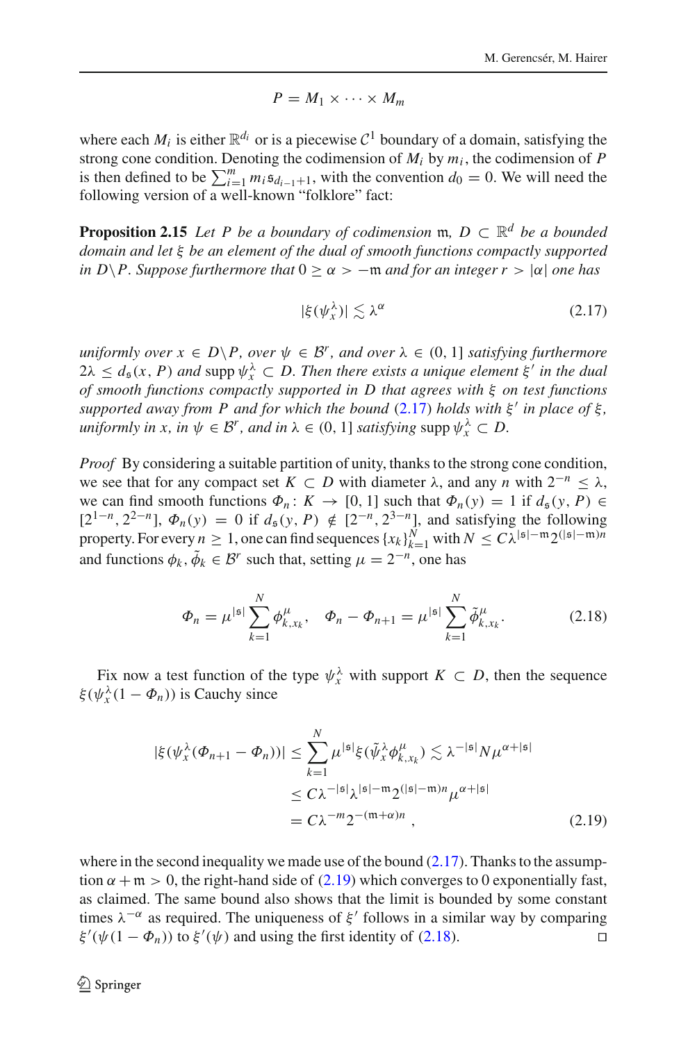$$P = M_1 \times \cdots \times M_m$$

where each $M_i$ is either $\mathbb{R}^{d_i}$ or is a piecewise $\mathcal{C}^1$ boundary of a domain, satisfying the strong cone condition. Denoting the codimension of $M_i$ by $m_i$, the codimension of $P$ is then defined to be $\sum_{i=1}^m m_i \mathfrak{s}_{d_{i-1}+1}$, with the convention $d_0 = 0$. We will need the following version of a well-known "folklore" fact:

**Proposition 2.15** *Let $P$ be a boundary of codimension $\mathfrak{m}$, $D \subset \mathbb{R}^d$ be a bounded domain and let $\xi$ be an element of the dual of smooth functions compactly supported in $D \backslash P$. Suppose furthermore that $0 \geq \alpha > -\mathfrak{m}$ and for an integer $r > |\alpha|$ one has*

$$|\xi(\psi_x^\lambda)| \lesssim \lambda^\alpha \tag{2.17}$$

*uniformly over $x \in D \backslash P$, over $\psi \in \mathcal{B}^r$, and over $\lambda \in (0, 1]$ satisfying furthermore $2\lambda \leq d_{\mathfrak{s}}(x, P)$ and $\operatorname{supp} \psi_x^\lambda \subset D$. Then there exists a unique element $\xi'$ in the dual of smooth functions compactly supported in $D$ that agrees with $\xi$ on test functions supported away from $P$ and for which the bound (2.17) holds with $\xi'$ in place of $\xi$, uniformly in $x$, in $\psi \in \mathcal{B}^r$, and in $\lambda \in (0, 1]$ satisfying $\operatorname{supp} \psi_x^\lambda \subset D$.*

*Proof* By considering a suitable partition of unity, thanks to the strong cone condition, we see that for any compact set $K \subset D$ with diameter $\lambda$, and any $n$ with $2^{-n} \leq \lambda$, we can find smooth functions $\Phi_n : K \to [0, 1]$ such that $\Phi_n(y) = 1$ if $d_{\mathfrak{s}}(y, P) \in [2^{1-n}, 2^{2-n}]$, $\Phi_n(y) = 0$ if $d_{\mathfrak{s}}(y, P) \notin [2^{-n}, 2^{3-n}]$, and satisfying the following property. For every $n \geq 1$, one can find sequences $\{x_k\}_{k=1}^N$ with $N \leq C \lambda^{|\mathfrak{s}|-\mathfrak{m}} 2^{(|\mathfrak{s}|-\mathfrak{m})n}$ and functions $\phi_k, \tilde{\phi}_k \in \mathcal{B}^r$ such that, setting $\mu = 2^{-n}$, one has

$$\Phi_n = \mu^{|\mathfrak{s}|} \sum_{k=1}^N \phi_{k,x_k}^\mu, \quad \Phi_n - \Phi_{n+1} = \mu^{|\mathfrak{s}|} \sum_{k=1}^N \tilde{\phi}_{k,x_k}^\mu. \tag{2.18}$$

Fix now a test function of the type $\psi_x^\lambda$ with support $K \subset D$, then the sequence $\xi(\psi_x^\lambda(1 - \Phi_n))$ is Cauchy since

$$\begin{aligned} |\xi(\psi_x^\lambda(\Phi_{n+1} - \Phi_n))| &\leq \sum_{k=1}^N \mu^{|\mathfrak{s}|} \xi(\tilde{\psi}_x^\lambda \phi_{k,x_k}^\mu) \lesssim \lambda^{-|\mathfrak{s}|} N \mu^{\alpha+|\mathfrak{s}|} \\ &\leq C \lambda^{-|\mathfrak{s}|} \lambda^{|\mathfrak{s}|-\mathfrak{m}} 2^{(|\mathfrak{s}|-\mathfrak{m})n} \mu^{\alpha+|\mathfrak{s}|} \\ &= C \lambda^{-m} 2^{-(\mathfrak{m}+\alpha)n}, \end{aligned} \tag{2.19}$$

where in the second inequality we made use of the bound (2.17). Thanks to the assumption $\alpha + \mathfrak{m} > 0$, the right-hand side of (2.19) which converges to 0 exponentially fast, as claimed. The same bound also shows that the limit is bounded by some constant times $\lambda^{-\alpha}$ as required. The uniqueness of $\xi'$ follows in a similar way by comparing $\xi'(\psi(1 - \Phi_n))$ to $\xi'(\psi)$ and using the first identity of (2.18). □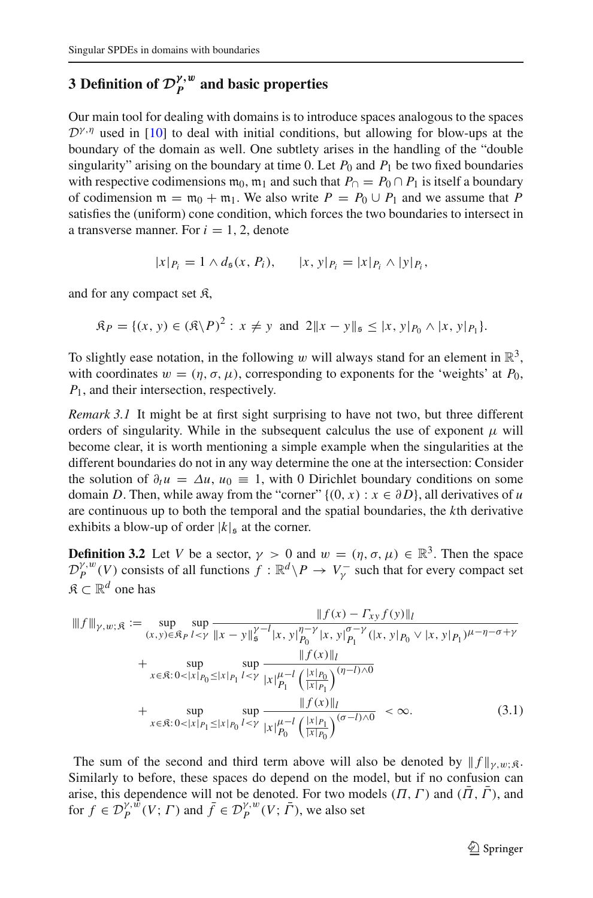## 3 Definition of $\mathcal{D}_P^{\gamma,w}$ and basic properties

Our main tool for dealing with domains is to introduce spaces analogous to the spaces $\mathcal{D}^{\gamma,\eta}$ used in [10] to deal with initial conditions, but allowing for blow-ups at the boundary of the domain as well. One subtlety arises in the handling of the "double singularity" arising on the boundary at time 0. Let $P_0$ and $P_1$ be two fixed boundaries with respective codimensions $\mathfrak{m}_0$, $\mathfrak{m}_1$ and such that $P_\cap = P_0 \cap P_1$ is itself a boundary of codimension $\mathfrak{m} = \mathfrak{m}_0 + \mathfrak{m}_1$. We also write $P = P_0 \cup P_1$ and we assume that $P$ satisfies the (uniform) cone condition, which forces the two boundaries to intersect in a transverse manner. For $i = 1, 2$, denote

$$|x|_{P_i} = 1 \wedge d_{\mathfrak{s}}(x, P_i), \qquad |x, y|_{P_i} = |x|_{P_i} \wedge |y|_{P_i},$$

and for any compact set $\mathfrak{K}$,

$$\mathfrak{K}_P = \{(x, y) \in (\mathfrak{K} \backslash P)^2 : \ x \neq y \ \text{ and } \ 2\|x - y\|_{\mathfrak{s}} \leq |x, y|_{P_0} \wedge |x, y|_{P_1}\}.$$

To slightly ease notation, in the following $w$ will always stand for an element in $\mathbb{R}^3$, with coordinates $w = (\eta, \sigma, \mu)$, corresponding to exponents for the 'weights' at $P_0$, $P_1$, and their intersection, respectively.

*Remark 3.1* It might be at first sight surprising to have not two, but three different orders of singularity. While in the subsequent calculus the use of exponent $\mu$ will become clear, it is worth mentioning a simple example when the singularities at the different boundaries do not in any way determine the one at the intersection: Consider the solution of $\partial_t u = \Delta u$, $u_0 \equiv 1$, with 0 Dirichlet boundary conditions on some domain $D$. Then, while away from the "corner" $\{(0, x) : x \in \partial D\}$, all derivatives of $u$ are continuous up to both the temporal and the spatial boundaries, the $k$th derivative exhibits a blow-up of order $|k|_{\mathfrak{s}}$ at the corner.

**Definition 3.2** Let $V$ be a sector, $\gamma > 0$ and $w = (\eta, \sigma, \mu) \in \mathbb{R}^3$. Then the space $\mathcal{D}_P^{\gamma,w}(V)$ consists of all functions $f : \mathbb{R}^d \backslash P \to V_\gamma^-$ such that for every compact set $\mathfrak{K} \subset \mathbb{R}^d$ one has

$$\begin{aligned}
|||f|||_{\gamma,w;\mathfrak{K}} := &\sup_{(x,y)\in\mathfrak{K}_P} \sup_{l<\gamma} \frac{\|f(x) - \Gamma_{xy} f(y)\|_l}{\|x - y\|_{\mathfrak{s}}^{\gamma-l} |x, y|_{P_0}^{\eta-\gamma} |x, y|_{P_1}^{\sigma-\gamma} (|x, y|_{P_0} \vee |x, y|_{P_1})^{\mu-\eta-\sigma+\gamma}} \\
&+ \sup_{x\in\mathfrak{K}: 0<|x|_{P_0}\leq|x|_{P_1}} \sup_{l<\gamma} \frac{\|f(x)\|_l}{|x|_{P_1}^{\mu-l} \left(\frac{|x|_{P_0}}{|x|_{P_1}}\right)^{(\eta-l)\wedge 0}} \\
&+ \sup_{x\in\mathfrak{K}: 0<|x|_{P_1}\leq|x|_{P_0}} \sup_{l<\gamma} \frac{\|f(x)\|_l}{|x|_{P_0}^{\mu-l} \left(\frac{|x|_{P_1}}{|x|_{P_0}}\right)^{(\sigma-l)\wedge 0}} < \infty. \qquad (3.1)
\end{aligned}$$

The sum of the second and third term above will also be denoted by $\|f\|_{\gamma,w;\mathfrak{K}}$. Similarly to before, these spaces do depend on the model, but if no confusion can arise, this dependence will not be denoted. For two models $(\Pi, \Gamma)$ and $(\bar{\Pi}, \bar{\Gamma})$, and for $f \in \mathcal{D}_P^{\gamma,w}(V; \Gamma)$ and $\bar{f} \in \mathcal{D}_P^{\gamma,w}(V; \bar{\Gamma})$, we also set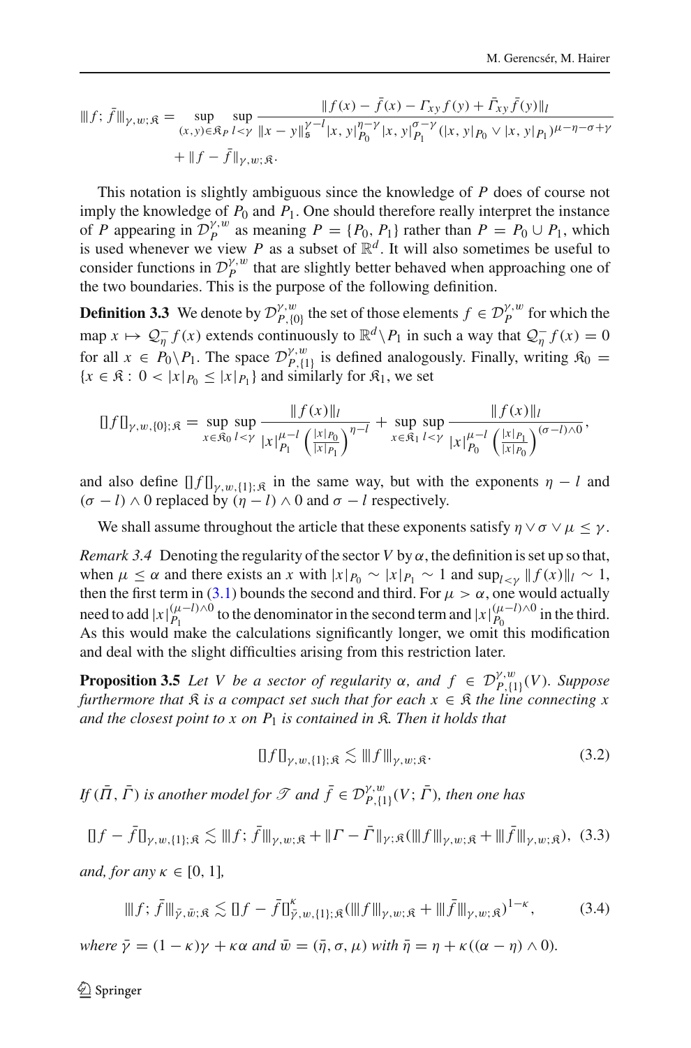$$
\|\!| f; \bar{f} |\!\|_{\gamma,w;\mathfrak{K}} = \sup_{(x,y)\in\mathfrak{K}_P} \sup_{l<\gamma} \frac{\|f(x) - \bar{f}(x) - \Gamma_{xy} f(y) + \bar{\Gamma}_{xy} \bar{f}(y)\|_l}{\|x-y\|_{\mathfrak{s}}^{\gamma-l} |x,y|_{P_0}^{\eta-\gamma} |x,y|_{P_1}^{\sigma-\gamma} (|x,y|_{P_0} \vee |x,y|_{P_1})^{\mu-\eta-\sigma+\gamma}} + \|f - \bar{f}\|_{\gamma,w;\mathfrak{K}}.
$$

This notation is slightly ambiguous since the knowledge of $P$ does of course not imply the knowledge of $P_0$ and $P_1$. One should therefore really interpret the instance of $P$ appearing in $\mathcal{D}_P^{\gamma,w}$ as meaning $P = \{P_0, P_1\}$ rather than $P = P_0 \cup P_1$, which is used whenever we view $P$ as a subset of $\mathbb{R}^d$. It will also sometimes be useful to consider functions in $\mathcal{D}_P^{\gamma,w}$ that are slightly better behaved when approaching one of the two boundaries. This is the purpose of the following definition.

**Definition 3.3** We denote by $\mathcal{D}_{P,\{0\}}^{\gamma,w}$ the set of those elements $f \in \mathcal{D}_P^{\gamma,w}$ for which the map $x \mapsto \mathcal{Q}_\eta^- f(x)$ extends continuously to $\mathbb{R}^d \backslash P_1$ in such a way that $\mathcal{Q}_\eta^- f(x) = 0$ for all $x \in P_0 \backslash P_1$. The space $\mathcal{D}_{P,\{1\}}^{\gamma,w}$ is defined analogously. Finally, writing $\mathfrak{K}_0 = \{x \in \mathfrak{K} : 0 < |x|_{P_0} \leq |x|_{P_1}\}$ and similarly for $\mathfrak{K}_1$, we set

$$
[\![ f ]\!]_{\gamma,w,\{0\};\mathfrak{K}} = \sup_{x\in\mathfrak{K}_0} \sup_{l<\gamma} \frac{\|f(x)\|_l}{|x|_{P_1}^{\mu-l} \left(\frac{|x|_{P_0}}{|x|_{P_1}}\right)^{\eta-l}} + \sup_{x\in\mathfrak{K}_1} \sup_{l<\gamma} \frac{\|f(x)\|_l}{|x|_{P_0}^{\mu-l} \left(\frac{|x|_{P_1}}{|x|_{P_0}}\right)^{(\sigma-l)\wedge 0}},
$$

and also define $[\![ f ]\!]_{\gamma,w,\{1\};\mathfrak{K}}$ in the same way, but with the exponents $\eta - l$ and $(\sigma - l) \wedge 0$ replaced by $(\eta - l) \wedge 0$ and $\sigma - l$ respectively.

We shall assume throughout the article that these exponents satisfy $\eta \vee \sigma \vee \mu \leq \gamma$.

*Remark 3.4* Denoting the regularity of the sector $V$ by $\alpha$, the definition is set up so that, when $\mu \leq \alpha$ and there exists an $x$ with $|x|_{P_0} \sim |x|_{P_1} \sim 1$ and $\sup_{l<\gamma} \|f(x)\|_l \sim 1$, then the first term in (3.1) bounds the second and third. For $\mu > \alpha$, one would actually need to add $|x|_{P_1}^{(\mu-l)\wedge 0}$ to the denominator in the second term and $|x|_{P_0}^{(\mu-l)\wedge 0}$ in the third. As this would make the calculations significantly longer, we omit this modification and deal with the slight difficulties arising from this restriction later.

**Proposition 3.5** *Let $V$ be a sector of regularity $\alpha$, and $f \in \mathcal{D}_{P,\{1\}}^{\gamma,w}(V)$. Suppose furthermore that $\mathfrak{K}$ is a compact set such that for each $x \in \mathfrak{K}$ the line connecting $x$ and the closest point to $x$ on $P_1$ is contained in $\mathfrak{K}$. Then it holds that*

$$
[\![ f ]\!]_{\gamma,w,\{1\};\mathfrak{K}} \lesssim \|\!| f |\!\|_{\gamma,w;\mathfrak{K}}. \tag{3.2}
$$

*If $(\bar{\Pi}, \bar{\Gamma})$ is another model for $\mathscr{T}$ and $\bar{f} \in \mathcal{D}_{P,\{1\}}^{\gamma,w}(V; \bar{\Gamma})$, then one has*

$$
[\![ f - \bar{f} ]\!]_{\gamma,w,\{1\};\mathfrak{K}} \lesssim \|\!| f; \bar{f} |\!\|_{\gamma,w;\mathfrak{K}} + \|\Gamma - \bar{\Gamma}\|_{\gamma;\mathfrak{K}} (\|\!| f |\!\|_{\gamma,w;\mathfrak{K}} + \|\!| \bar{f} |\!\|_{\gamma,w;\mathfrak{K}}), \tag{3.3}
$$

*and, for any $\kappa \in [0, 1]$,*

$$
\|\!| f; \bar{f} |\!\|_{\bar{\gamma},\bar{w};\mathfrak{K}} \lesssim [\![ f - \bar{f} ]\!]_{\bar{\gamma},w,\{1\};\mathfrak{K}}^{\kappa} (\|\!| f |\!\|_{\gamma,w;\mathfrak{K}} + \|\!| \bar{f} |\!\|_{\gamma,w;\mathfrak{K}})^{1-\kappa}, \tag{3.4}
$$

*where $\bar{\gamma} = (1 - \kappa)\gamma + \kappa\alpha$ and $\bar{w} = (\bar{\eta}, \sigma, \mu)$ with $\bar{\eta} = \eta + \kappa((\alpha - \eta) \wedge 0)$.*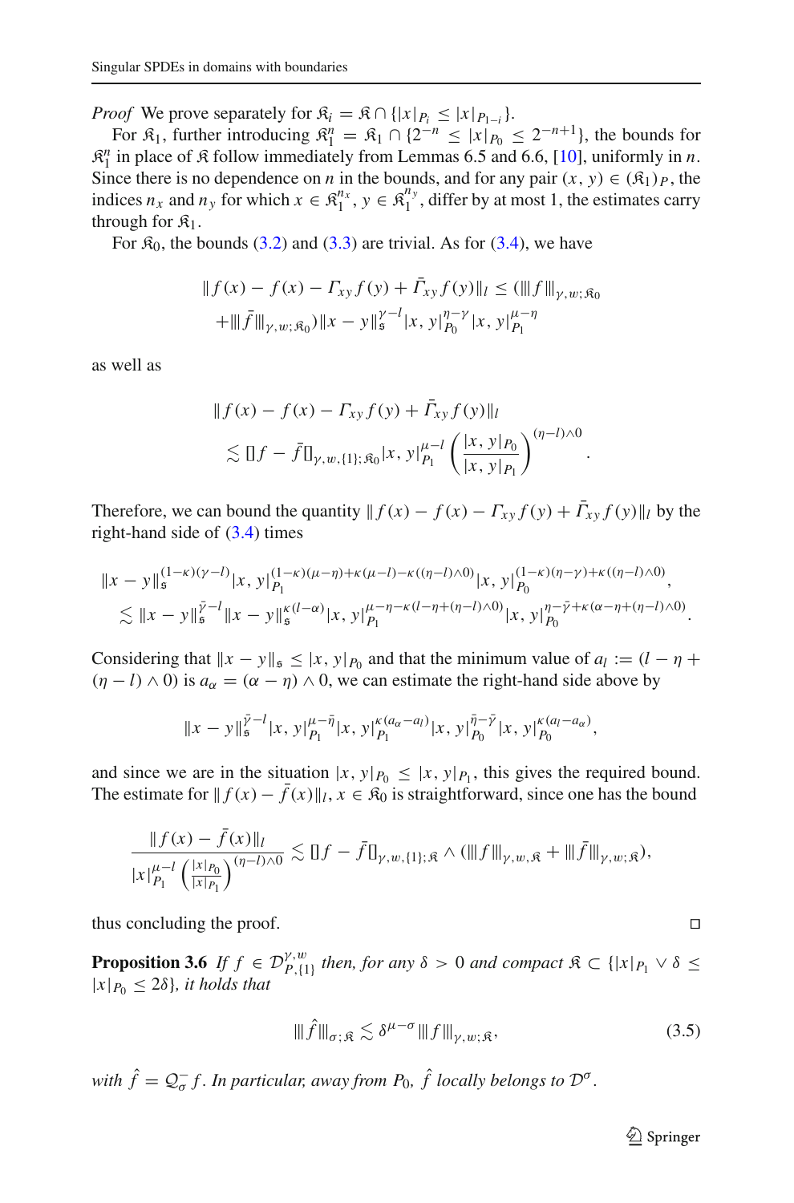*Proof* We prove separately for $\mathfrak{K}_i = \mathfrak{K} \cap \{|x|_{P_i} \le |x|_{P_{1-i}}\}$.

For $\mathfrak{K}_1$, further introducing $\mathfrak{K}_1^n = \mathfrak{K}_1 \cap \{2^{-n} \le |x|_{P_0} \le 2^{-n+1}\}$, the bounds for $\mathfrak{K}_1^n$ in place of $\mathfrak{K}$ follow immediately from Lemmas 6.5 and 6.6, [10], uniformly in $n$. Since there is no dependence on $n$ in the bounds, and for any pair $(x, y) \in (\mathfrak{K}_1)_P$, the indices $n_x$ and $n_y$ for which $x \in \mathfrak{K}_1^{n_x}$, $y \in \mathfrak{K}_1^{n_y}$, differ by at most 1, the estimates carry through for $\mathfrak{K}_1$.

For $\mathfrak{K}_0$, the bounds (3.2) and (3.3) are trivial. As for (3.4), we have

$$
\begin{aligned}
\|f(x) - f(x) - \Gamma_{xy} f(y) + \bar{\Gamma}_{xy} f(y)\|_l &\le (|||f|||_{\gamma,w;\mathfrak{K}_0} \\
&\quad + |||\bar{f}|||_{\gamma,w;\mathfrak{K}_0}) \|x-y\|_{\mathfrak{s}}^{\gamma-l} |x,y|_{P_0}^{\eta-\gamma} |x,y|_{P_1}^{\mu-\eta}
\end{aligned}
$$

as well as

$$
\begin{aligned}
&\|f(x) - f(x) - \Gamma_{xy} f(y) + \bar{\Gamma}_{xy} f(y)\|_l \\
&\quad \lesssim [\![ f - \bar{f} ]\!]_{\gamma,w,\{1\};\mathfrak{K}_0} |x,y|_{P_1}^{\mu-l} \left( \frac{|x,y|_{P_0}}{|x,y|_{P_1}} \right)^{(\eta-l)\wedge 0}.
\end{aligned}
$$

Therefore, we can bound the quantity $\|f(x) - f(x) - \Gamma_{xy} f(y) + \bar{\Gamma}_{xy} f(y)\|_l$ by the right-hand side of (3.4) times

$$
\begin{aligned}
&\|x-y\|_{\mathfrak{s}}^{(1-\kappa)(\gamma-l)} |x,y|_{P_1}^{(1-\kappa)(\mu-\eta)+\kappa(\mu-l)-\kappa((\eta-l)\wedge 0)} |x,y|_{P_0}^{(1-\kappa)(\eta-\gamma)+\kappa((\eta-l)\wedge 0)}, \\
&\lesssim \|x-y\|_{\mathfrak{s}}^{\bar{\gamma}-l} \|x-y\|_{\mathfrak{s}}^{\kappa(l-\alpha)} |x,y|_{P_1}^{\mu-\eta-\kappa(l-\eta+(\eta-l)\wedge 0)} |x,y|_{P_0}^{\eta-\bar{\gamma}+\kappa(\alpha-\eta+(\eta-l)\wedge 0)}.
\end{aligned}
$$

Considering that $\|x-y\|_{\mathfrak{s}} \le |x,y|_{P_0}$ and that the minimum value of $a_l := (l - \eta + (\eta - l) \wedge 0)$ is $a_\alpha = (\alpha - \eta) \wedge 0$, we can estimate the right-hand side above by

$$
\|x-y\|_{\mathfrak{s}}^{\bar{\gamma}-l} |x,y|_{P_1}^{\mu-\bar{\eta}} |x,y|_{P_1}^{\kappa(a_\alpha - a_l)} |x,y|_{P_0}^{\bar{\eta}-\bar{\gamma}} |x,y|_{P_0}^{\kappa(a_l - a_\alpha)},
$$

and since we are in the situation $|x,y|_{P_0} \le |x,y|_{P_1}$, this gives the required bound. The estimate for $\|f(x) - \bar{f}(x)\|_l$, $x \in \mathfrak{K}_0$ is straightforward, since one has the bound

$$
\frac{\|f(x) - \bar{f}(x)\|_l}{|x|_{P_1}^{\mu-l} \left( \frac{|x|_{P_0}}{|x|_{P_1}} \right)^{(\eta-l)\wedge 0}} \lesssim [\![ f - \bar{f} ]\!]_{\gamma,w,\{1\};\mathfrak{K}} \wedge (|||f|||_{\gamma,w,\mathfrak{K}} + |||\bar{f}|||_{\gamma,w;\mathfrak{K}}),
$$

thus concluding the proof. ◻

**Proposition 3.6** *If $f \in \mathcal{D}_{P,\{1\}}^{\gamma,w}$ then, for any $\delta > 0$ and compact $\mathfrak{K} \subset \{|x|_{P_1} \vee \delta \le |x|_{P_0} \le 2\delta\}$, it holds that*

$$
|||\hat{f}|||_{\sigma;\mathfrak{K}} \lesssim \delta^{\mu-\sigma} |||f|||_{\gamma,w;\mathfrak{K}}, \tag{3.5}
$$

*with $\hat{f} = \mathcal{Q}_\sigma^- f$. In particular, away from $P_0$, $\hat{f}$ locally belongs to $\mathcal{D}^\sigma$.*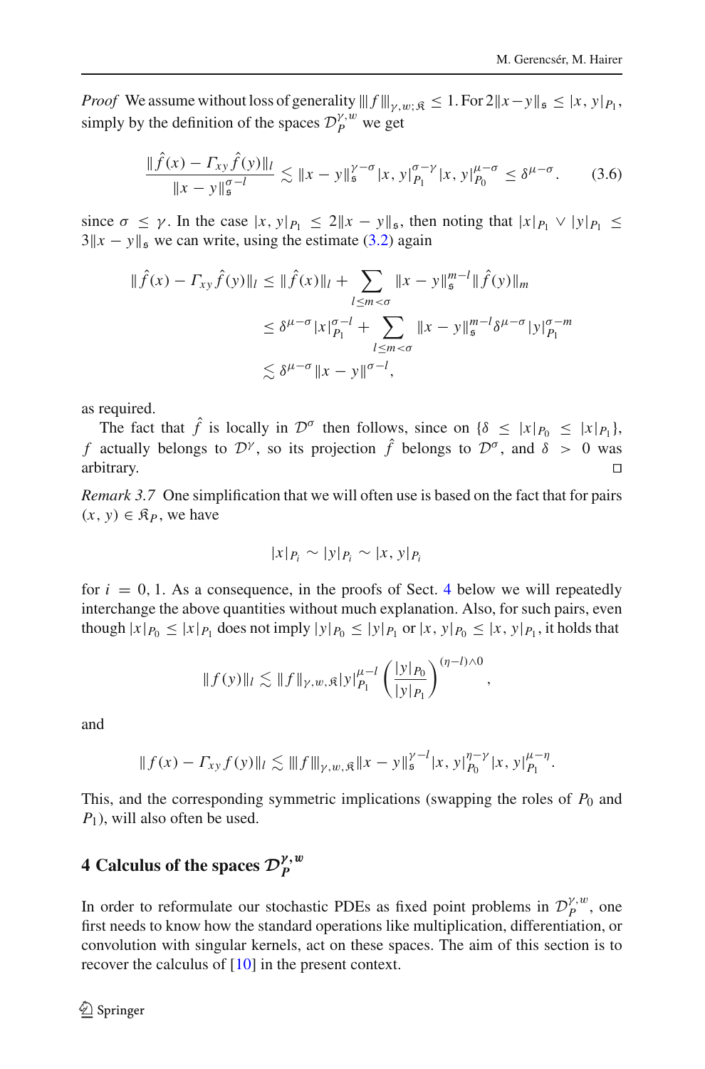*Proof* We assume without loss of generality $|||f|||_{\gamma,w;\mathfrak{K}} \le 1$. For $2\|x-y\|_\mathfrak{s} \le |x,y|_{P_1}$, simply by the definition of the spaces $\mathcal{D}_P^{\gamma,w}$ we get

$$\frac{\|\hat{f}(x) - \Gamma_{xy}\hat{f}(y)\|_l}{\|x-y\|_\mathfrak{s}^{\sigma-l}} \lesssim \|x-y\|_\mathfrak{s}^{\gamma-\sigma}|x,y|_{P_1}^{\sigma-\gamma}|x,y|_{P_0}^{\mu-\sigma} \le \delta^{\mu-\sigma}. \tag{3.6}$$

since $\sigma \le \gamma$. In the case $|x,y|_{P_1} \le 2\|x-y\|_\mathfrak{s}$, then noting that $|x|_{P_1} \vee |y|_{P_1} \le 3\|x-y\|_\mathfrak{s}$ we can write, using the estimate (3.2) again

$$\begin{aligned}
\|\hat{f}(x) - \Gamma_{xy}\hat{f}(y)\|_l &\le \|\hat{f}(x)\|_l + \sum_{l \le m < \sigma} \|x-y\|_\mathfrak{s}^{m-l}\|\hat{f}(y)\|_m \\
&\le \delta^{\mu-\sigma}|x|_{P_1}^{\sigma-l} + \sum_{l \le m < \sigma} \|x-y\|_\mathfrak{s}^{m-l}\delta^{\mu-\sigma}|y|_{P_1}^{\sigma-m} \\
&\lesssim \delta^{\mu-\sigma}\|x-y\|^{\sigma-l},
\end{aligned}$$

as required.

The fact that $\hat{f}$ is locally in $\mathcal{D}^\sigma$ then follows, since on $\{\delta \le |x|_{P_0} \le |x|_{P_1}\}$, $f$ actually belongs to $\mathcal{D}^\gamma$, so its projection $\hat{f}$ belongs to $\mathcal{D}^\sigma$, and $\delta > 0$ was arbitrary. ◻

*Remark 3.7* One simplification that we will often use is based on the fact that for pairs $(x,y) \in \mathfrak{K}_P$, we have

$$|x|_{P_i} \sim |y|_{P_i} \sim |x,y|_{P_i}$$

for $i = 0, 1$. As a consequence, in the proofs of Sect. 4 below we will repeatedly interchange the above quantities without much explanation. Also, for such pairs, even though $|x|_{P_0} \le |x|_{P_1}$ does not imply $|y|_{P_0} \le |y|_{P_1}$ or $|x,y|_{P_0} \le |x,y|_{P_1}$, it holds that

$$\|f(y)\|_l \lesssim \|f\|_{\gamma,w,\mathfrak{K}}|y|_{P_1}^{\mu-l}\left(\frac{|y|_{P_0}}{|y|_{P_1}}\right)^{(\eta-l)\wedge 0},$$

and

$$\|f(x) - \Gamma_{xy}f(y)\|_l \lesssim |||f|||_{\gamma,w,\mathfrak{K}}\|x-y\|_\mathfrak{s}^{\gamma-l}|x,y|_{P_0}^{\eta-\gamma}|x,y|_{P_1}^{\mu-\eta}.$$

This, and the corresponding symmetric implications (swapping the roles of $P_0$ and $P_1$), will also often be used.

## 4 Calculus of the spaces $\mathcal{D}_P^{\gamma,w}$

In order to reformulate our stochastic PDEs as fixed point problems in $\mathcal{D}_P^{\gamma,w}$, one first needs to know how the standard operations like multiplication, differentiation, or convolution with singular kernels, act on these spaces. The aim of this section is to recover the calculus of [10] in the present context.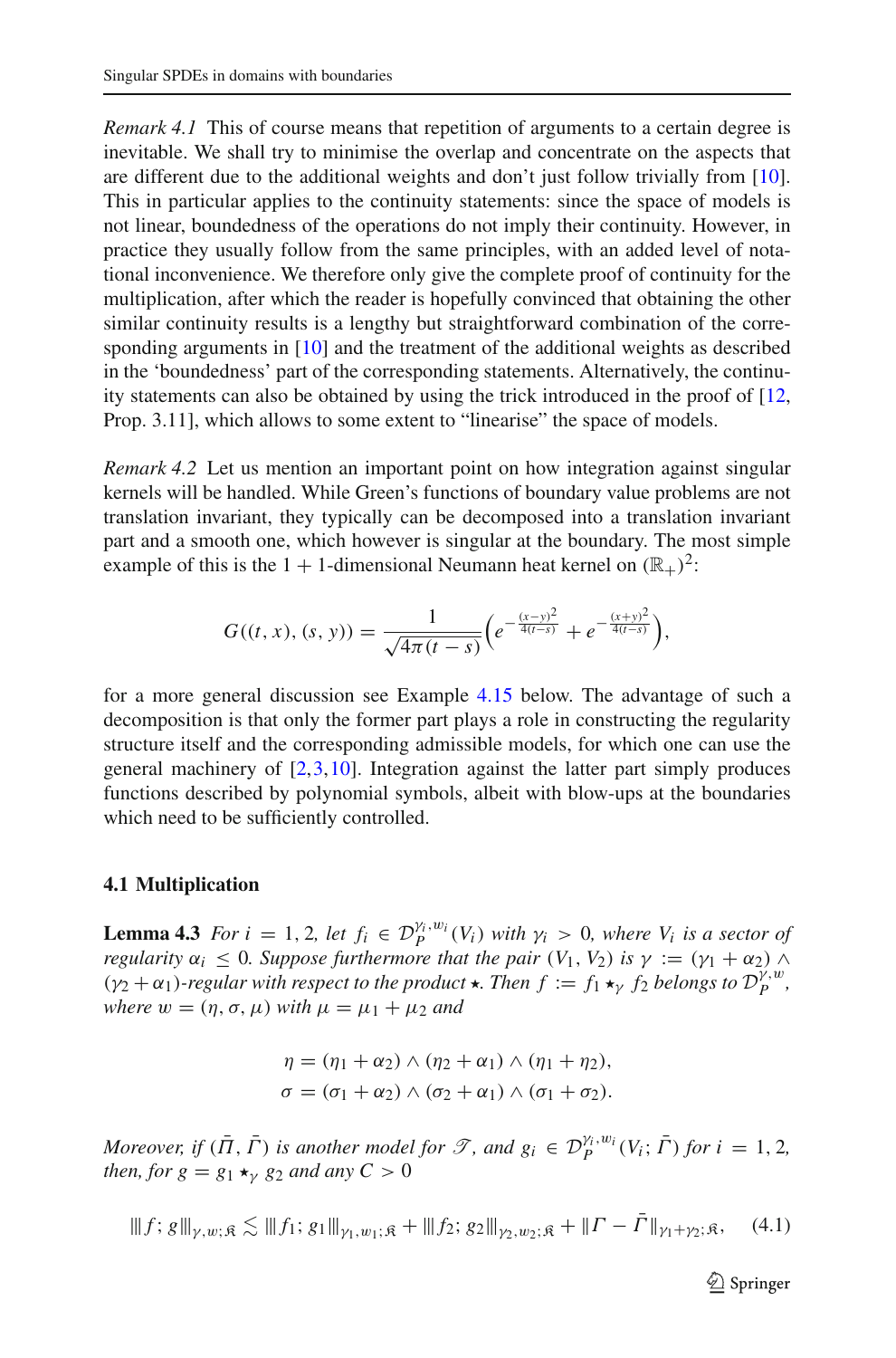*Remark 4.1* This of course means that repetition of arguments to a certain degree is inevitable. We shall try to minimise the overlap and concentrate on the aspects that are different due to the additional weights and don't just follow trivially from [10]. This in particular applies to the continuity statements: since the space of models is not linear, boundedness of the operations do not imply their continuity. However, in practice they usually follow from the same principles, with an added level of notational inconvenience. We therefore only give the complete proof of continuity for the multiplication, after which the reader is hopefully convinced that obtaining the other similar continuity results is a lengthy but straightforward combination of the corresponding arguments in [10] and the treatment of the additional weights as described in the 'boundedness' part of the corresponding statements. Alternatively, the continuity statements can also be obtained by using the trick introduced in the proof of [12, Prop. 3.11], which allows to some extent to "linearise" the space of models.

*Remark 4.2* Let us mention an important point on how integration against singular kernels will be handled. While Green's functions of boundary value problems are not translation invariant, they typically can be decomposed into a translation invariant part and a smooth one, which however is singular at the boundary. The most simple example of this is the $1 + 1$-dimensional Neumann heat kernel on $(\mathbb{R}_+)^2$:

$$G((t, x), (s, y)) = \frac{1}{\sqrt{4\pi(t-s)}}\Big(e^{-\frac{(x-y)^2}{4(t-s)}} + e^{-\frac{(x+y)^2}{4(t-s)}}\Big),$$

for a more general discussion see Example 4.15 below. The advantage of such a decomposition is that only the former part plays a role in constructing the regularity structure itself and the corresponding admissible models, for which one can use the general machinery of [2,3,10]. Integration against the latter part simply produces functions described by polynomial symbols, albeit with blow-ups at the boundaries which need to be sufficiently controlled.

### 4.1 Multiplication

**Lemma 4.3** *For $i = 1, 2$, let $f_i \in \mathcal{D}_P^{\gamma_i, w_i}(V_i)$ with $\gamma_i > 0$, where $V_i$ is a sector of regularity $\alpha_i \le 0$. Suppose furthermore that the pair $(V_1, V_2)$ is $\gamma := (\gamma_1 + \alpha_2) \wedge (\gamma_2 + \alpha_1)$-regular with respect to the product $\star$. Then $f := f_1 \star_\gamma f_2$ belongs to $\mathcal{D}_P^{\gamma, w}$, where $w = (\eta, \sigma, \mu)$ with $\mu = \mu_1 + \mu_2$ and*

$$\eta = (\eta_1 + \alpha_2) \wedge (\eta_2 + \alpha_1) \wedge (\eta_1 + \eta_2),$$
$$\sigma = (\sigma_1 + \alpha_2) \wedge (\sigma_2 + \alpha_1) \wedge (\sigma_1 + \sigma_2).$$

*Moreover, if $(\bar{\Pi}, \bar{\Gamma})$ is another model for $\mathscr{T}$, and $g_i \in \mathcal{D}_P^{\gamma_i, w_i}(V_i; \bar{\Gamma})$ for $i = 1, 2$, then, for $g = g_1 \star_\gamma g_2$ and any $C > 0$*

$$|||f; g|||_{\gamma, w; \mathfrak{K}} \lesssim |||f_1; g_1|||_{\gamma_1, w_1; \mathfrak{K}} + |||f_2; g_2|||_{\gamma_2, w_2; \mathfrak{K}} + \|\Gamma - \bar{\Gamma}\|_{\gamma_1+\gamma_2; \mathfrak{K}}, \quad (4.1)$$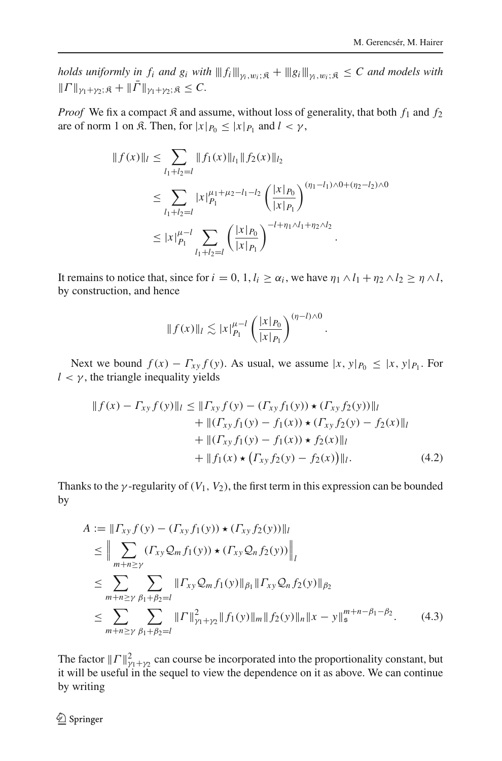*holds uniformly in $f_i$ and $g_i$ with $|||f_i|||_{\gamma_i,w_i;\mathfrak{K}} + |||g_i|||_{\gamma_i,w_i;\mathfrak{K}} \le C$ and models with $\|\Gamma\|_{\gamma_1+\gamma_2;\mathfrak{K}} + \|\bar\Gamma\|_{\gamma_1+\gamma_2;\mathfrak{K}} \le C$.*

*Proof* We fix a compact $\mathfrak{K}$ and assume, without loss of generality, that both $f_1$ and $f_2$ are of norm 1 on $\mathfrak{K}$. Then, for $|x|_{P_0} \le |x|_{P_1}$ and $l < \gamma$,

$$
\begin{aligned}
\|f(x)\|_l &\le \sum_{l_1+l_2=l} \|f_1(x)\|_{l_1}\|f_2(x)\|_{l_2} \\
&\le \sum_{l_1+l_2=l} |x|_{P_1}^{\mu_1+\mu_2-l_1-l_2}\left(\frac{|x|_{P_0}}{|x|_{P_1}}\right)^{(\eta_1-l_1)\wedge 0+(\eta_2-l_2)\wedge 0} \\
&\le |x|_{P_1}^{\mu-l}\sum_{l_1+l_2=l}\left(\frac{|x|_{P_0}}{|x|_{P_1}}\right)^{-l+\eta_1\wedge l_1+\eta_2\wedge l_2}.
\end{aligned}
$$

It remains to notice that, since for $i=0,1$, $l_i \ge \alpha_i$, we have $\eta_1\wedge l_1+\eta_2\wedge l_2 \ge \eta\wedge l$, by construction, and hence

$$
\|f(x)\|_l \lesssim |x|_{P_1}^{\mu-l}\left(\frac{|x|_{P_0}}{|x|_{P_1}}\right)^{(\eta-l)\wedge 0}.
$$

Next we bound $f(x)-\Gamma_{xy}f(y)$. As usual, we assume $|x,y|_{P_0} \le |x,y|_{P_1}$. For $l<\gamma$, the triangle inequality yields

$$
\begin{aligned}
\|f(x)-\Gamma_{xy}f(y)\|_l \le\ & \|\Gamma_{xy}f(y)-(\Gamma_{xy}f_1(y))\star(\Gamma_{xy}f_2(y))\|_l \\
&+\|(\Gamma_{xy}f_1(y)-f_1(x))\star(\Gamma_{xy}f_2(y)-f_2(x)\|_l \\
&+\|(\Gamma_{xy}f_1(y)-f_1(x))\star f_2(x)\|_l \\
&+\|f_1(x)\star\big(\Gamma_{xy}f_2(y)-f_2(x)\big)\|_l. \qquad (4.2)
\end{aligned}
$$

Thanks to the $\gamma$-regularity of $(V_1,V_2)$, the first term in this expression can be bounded by

$$
\begin{aligned}
A &:= \|\Gamma_{xy}f(y)-(\Gamma_{xy}f_1(y))\star(\Gamma_{xy}f_2(y))\|_l \\
&\le \Big\|\sum_{m+n\ge\gamma}(\Gamma_{xy}\mathcal{Q}_m f_1(y))\star(\Gamma_{xy}\mathcal{Q}_n f_2(y))\Big\|_l \\
&\le \sum_{m+n\ge\gamma}\sum_{\beta_1+\beta_2=l}\|\Gamma_{xy}\mathcal{Q}_m f_1(y)\|_{\beta_1}\|\Gamma_{xy}\mathcal{Q}_n f_2(y)\|_{\beta_2} \\
&\le \sum_{m+n\ge\gamma}\sum_{\beta_1+\beta_2=l}\|\Gamma\|_{\gamma_1+\gamma_2}^2\|f_1(y)\|_m\|f_2(y)\|_n\|x-y\|_{\mathfrak{s}}^{m+n-\beta_1-\beta_2}. \qquad (4.3)
\end{aligned}
$$

The factor $\|\Gamma\|_{\gamma_1+\gamma_2}^2$ can course be incorporated into the proportionality constant, but it will be useful in the sequel to view the dependence on it as above. We can continue by writing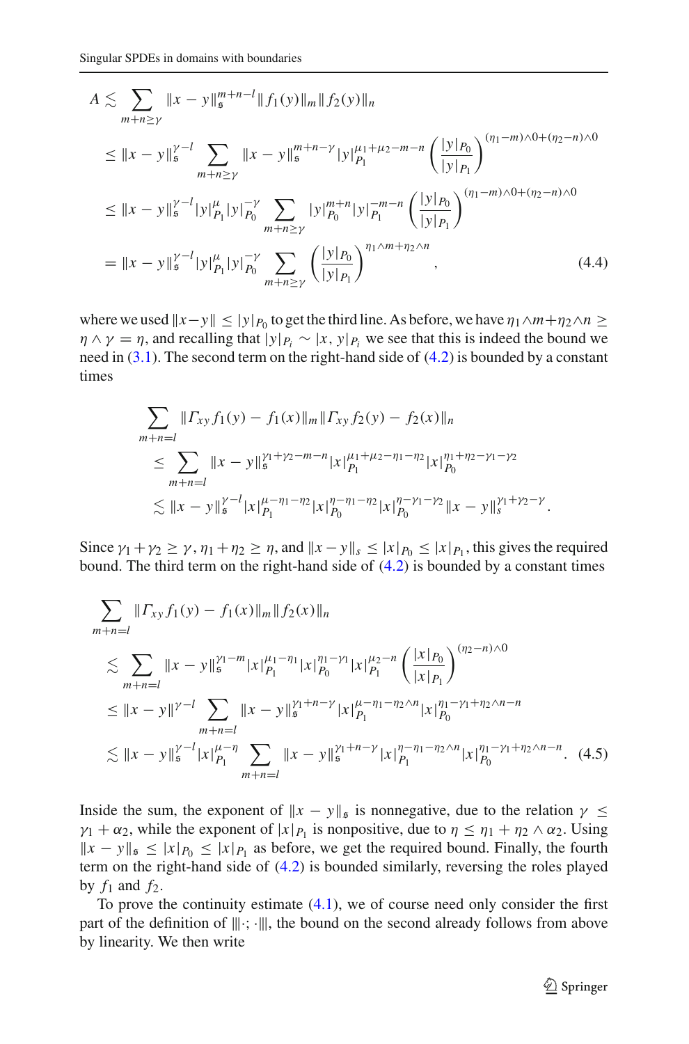$$
\begin{aligned}
A &\lesssim \sum_{m+n\geq\gamma} \|x-y\|_{\mathfrak{s}}^{m+n-l} \|f_1(y)\|_m \|f_2(y)\|_n \\
&\leq \|x-y\|_{\mathfrak{s}}^{\gamma-l} \sum_{m+n\geq\gamma} \|x-y\|_{\mathfrak{s}}^{m+n-\gamma} |y|_{P_1}^{\mu_1+\mu_2-m-n} \left(\frac{|y|_{P_0}}{|y|_{P_1}}\right)^{(\eta_1-m)\wedge 0+(\eta_2-n)\wedge 0} \\
&\leq \|x-y\|_{\mathfrak{s}}^{\gamma-l} |y|_{P_1}^{\mu} |y|_{P_0}^{-\gamma} \sum_{m+n\geq\gamma} |y|_{P_0}^{m+n} |y|_{P_1}^{-m-n} \left(\frac{|y|_{P_0}}{|y|_{P_1}}\right)^{(\eta_1-m)\wedge 0+(\eta_2-n)\wedge 0} \\
&= \|x-y\|_{\mathfrak{s}}^{\gamma-l} |y|_{P_1}^{\mu} |y|_{P_0}^{-\gamma} \sum_{m+n\geq\gamma} \left(\frac{|y|_{P_0}}{|y|_{P_1}}\right)^{\eta_1\wedge m+\eta_2\wedge n},
\end{aligned}
\tag{4.4}
$$

where we used $\|x-y\| \leq |y|_{P_0}$ to get the third line. As before, we have $\eta_1\wedge m+\eta_2\wedge n \geq \eta\wedge\gamma = \eta$, and recalling that $|y|_{P_i} \sim |x,y|_{P_i}$ we see that this is indeed the bound we need in (3.1). The second term on the right-hand side of (4.2) is bounded by a constant times

$$
\begin{aligned}
&\sum_{m+n=l} \|\Gamma_{xy} f_1(y) - f_1(x)\|_m \|\Gamma_{xy} f_2(y) - f_2(x)\|_n \\
&\quad\leq \sum_{m+n=l} \|x-y\|_{\mathfrak{s}}^{\gamma_1+\gamma_2-m-n} |x|_{P_1}^{\mu_1+\mu_2-\eta_1-\eta_2} |x|_{P_0}^{\eta_1+\eta_2-\gamma_1-\gamma_2} \\
&\quad\lesssim \|x-y\|_{\mathfrak{s}}^{\gamma-l} |x|_{P_1}^{\mu-\eta_1-\eta_2} |x|_{P_0}^{\eta-\eta_1-\eta_2} |x|_{P_0}^{\eta-\gamma_1-\gamma_2} \|x-y\|_{s}^{\gamma_1+\gamma_2-\gamma}.
\end{aligned}
$$

Since $\gamma_1+\gamma_2 \geq \gamma$, $\eta_1+\eta_2 \geq \eta$, and $\|x-y\|_s \leq |x|_{P_0} \leq |x|_{P_1}$, this gives the required bound. The third term on the right-hand side of (4.2) is bounded by a constant times

$$
\begin{aligned}
&\sum_{m+n=l} \|\Gamma_{xy} f_1(y) - f_1(x)\|_m \|f_2(x)\|_n \\
&\lesssim \sum_{m+n=l} \|x-y\|_{\mathfrak{s}}^{\gamma_1-m} |x|_{P_1}^{\mu_1-\eta_1} |x|_{P_0}^{\eta_1-\gamma_1} |x|_{P_1}^{\mu_2-n} \left(\frac{|x|_{P_0}}{|x|_{P_1}}\right)^{(\eta_2-n)\wedge 0} \\
&\leq \|x-y\|^{\gamma-l} \sum_{m+n=l} \|x-y\|_{\mathfrak{s}}^{\gamma_1+n-\gamma} |x|_{P_1}^{\mu-\eta_1-\eta_2\wedge n} |x|_{P_0}^{\eta_1-\gamma_1+\eta_2\wedge n-n} \\
&\lesssim \|x-y\|_{\mathfrak{s}}^{\gamma-l} |x|_{P_1}^{\mu-\eta} \sum_{m+n=l} \|x-y\|_{\mathfrak{s}}^{\gamma_1+n-\gamma} |x|_{P_1}^{\eta-\eta_1-\eta_2\wedge n} |x|_{P_0}^{\eta_1-\gamma_1+\eta_2\wedge n-n}.
\end{aligned}
\tag{4.5}
$$

Inside the sum, the exponent of $\|x-y\|_{\mathfrak{s}}$ is nonnegative, due to the relation $\gamma \leq \gamma_1+\alpha_2$, while the exponent of $|x|_{P_1}$ is nonpositive, due to $\eta \leq \eta_1+\eta_2\wedge\alpha_2$. Using $\|x-y\|_{\mathfrak{s}} \leq |x|_{P_0} \leq |x|_{P_1}$ as before, we get the required bound. Finally, the fourth term on the right-hand side of (4.2) is bounded similarly, reversing the roles played by $f_1$ and $f_2$.

To prove the continuity estimate (4.1), we of course need only consider the first part of the definition of $|||\cdot;\cdot|||$, the bound on the second already follows from above by linearity. We then write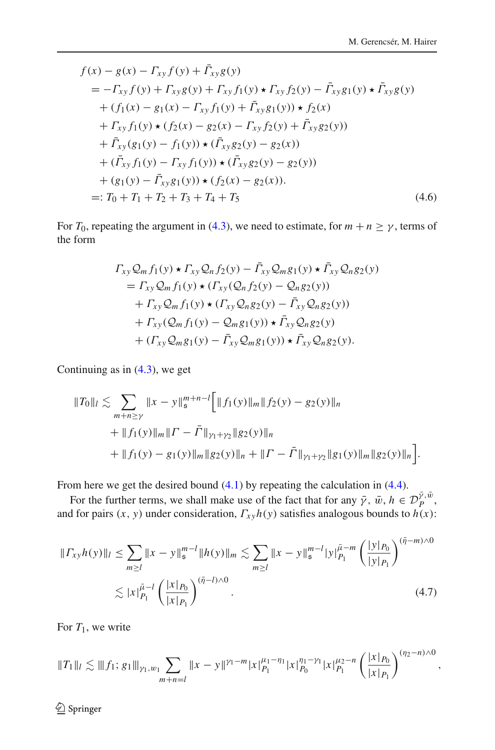$$
\begin{aligned}
&f(x) - g(x) - \Gamma_{xy} f(y) + \bar\Gamma_{xy} g(y)\\
&= -\Gamma_{xy} f(y) + \Gamma_{xy} g(y) + \Gamma_{xy} f_1(y) \star \Gamma_{xy} f_2(y) - \bar\Gamma_{xy} g_1(y) \star \bar\Gamma_{xy} g(y)\\
&\quad + (f_1(x) - g_1(x) - \Gamma_{xy} f_1(y) + \bar\Gamma_{xy} g_1(y)) \star f_2(x)\\
&\quad + \Gamma_{xy} f_1(y) \star (f_2(x) - g_2(x) - \Gamma_{xy} f_2(y) + \bar\Gamma_{xy} g_2(y))\\
&\quad + \bar\Gamma_{xy}(g_1(y) - f_1(y)) \star (\bar\Gamma_{xy} g_2(y) - g_2(x))\\
&\quad + (\bar\Gamma_{xy} f_1(y) - \Gamma_{xy} f_1(y)) \star (\bar\Gamma_{xy} g_2(y) - g_2(y))\\
&\quad + (g_1(y) - \bar\Gamma_{xy} g_1(y)) \star (f_2(x) - g_2(x)).\\
&=: T_0 + T_1 + T_2 + T_3 + T_4 + T_5 
\end{aligned}
\tag{4.6}
$$

For $T_0$, repeating the argument in (4.3), we need to estimate, for $m + n \geq \gamma$, terms of the form

$$
\begin{aligned}
&\Gamma_{xy} \mathcal{Q}_m f_1(y) \star \Gamma_{xy} \mathcal{Q}_n f_2(y) - \bar\Gamma_{xy} \mathcal{Q}_m g_1(y) \star \bar\Gamma_{xy} \mathcal{Q}_n g_2(y)\\
&= \Gamma_{xy} \mathcal{Q}_m f_1(y) \star (\Gamma_{xy}(\mathcal{Q}_n f_2(y) - \mathcal{Q}_n g_2(y))\\
&\quad + \Gamma_{xy} \mathcal{Q}_m f_1(y) \star (\Gamma_{xy} \mathcal{Q}_n g_2(y) - \bar\Gamma_{xy} \mathcal{Q}_n g_2(y))\\
&\quad + \Gamma_{xy}(\mathcal{Q}_m f_1(y) - \mathcal{Q}_m g_1(y)) \star \bar\Gamma_{xy} \mathcal{Q}_n g_2(y)\\
&\quad + (\Gamma_{xy} \mathcal{Q}_m g_1(y) - \bar\Gamma_{xy} \mathcal{Q}_m g_1(y)) \star \bar\Gamma_{xy} \mathcal{Q}_n g_2(y).
\end{aligned}
$$

Continuing as in (4.3), we get

$$
\begin{aligned}
\|T_0\|_l \lesssim \sum_{m+n\geq\gamma} \|x-y\|_{\mathfrak{s}}^{m+n-l} \Big[ &\|f_1(y)\|_m \|f_2(y) - g_2(y)\|_n\\
&+ \|f_1(y)\|_m \|\Gamma - \bar\Gamma\|_{\gamma_1+\gamma_2} \|g_2(y)\|_n\\
&+ \|f_1(y) - g_1(y)\|_m \|g_2(y)\|_n + \|\Gamma - \bar\Gamma\|_{\gamma_1+\gamma_2} \|g_1(y)\|_m \|g_2(y)\|_n \Big].
\end{aligned}
$$

From here we get the desired bound (4.1) by repeating the calculation in (4.4).

For the further terms, we shall make use of the fact that for any $\bar\gamma$, $\bar w$, $h \in \mathcal{D}_P^{\bar\gamma,\bar w}$, and for pairs $(x, y)$ under consideration, $\Gamma_{xy} h(y)$ satisfies analogous bounds to $h(x)$:

$$
\begin{aligned}
\|\Gamma_{xy} h(y)\|_l &\leq \sum_{m\geq l} \|x-y\|_{\mathfrak{s}}^{m-l} \|h(y)\|_m \lesssim \sum_{m\geq l} \|x-y\|_{\mathfrak{s}}^{m-l} |y|_{P_1}^{\bar\mu-m} \left(\frac{|y|_{P_0}}{|y|_{P_1}}\right)^{(\bar\eta-m)\wedge 0}\\
&\lesssim |x|_{P_1}^{\bar\mu-l} \left(\frac{|x|_{P_0}}{|x|_{P_1}}\right)^{(\bar\eta-l)\wedge 0}.
\end{aligned}
\tag{4.7}
$$

For $T_1$, we write

$$
\|T_1\|_l \lesssim \|\!|f_1; g_1\|\!|_{\gamma_1,w_1} \sum_{m+n=l} \|x-y\|^{\gamma_1-m} |x|_{P_1}^{\mu_1-\eta_1} |x|_{P_0}^{\eta_1-\gamma_1} |x|_{P_1}^{\mu_2-n} \left(\frac{|x|_{P_0}}{|x|_{P_1}}\right)^{(\eta_2-n)\wedge 0},
$$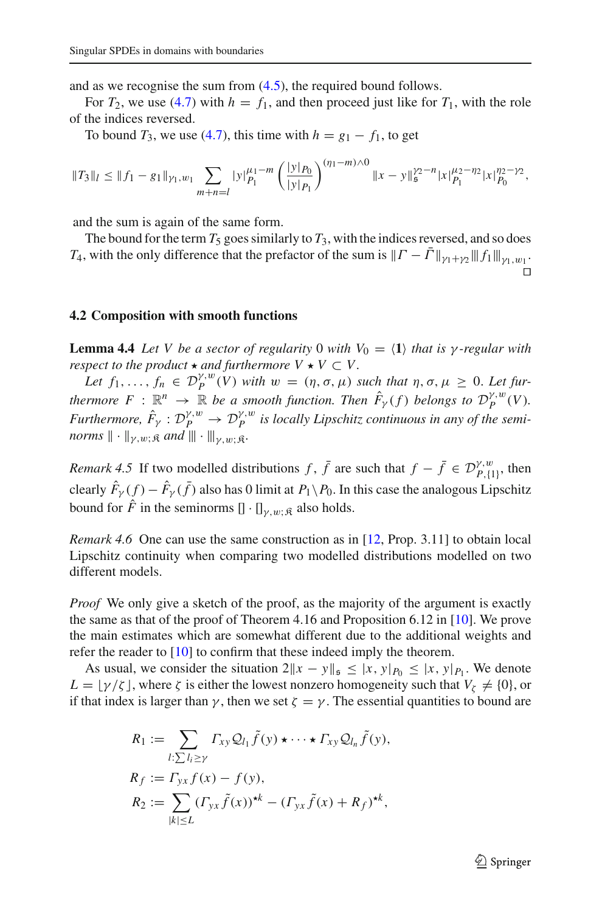and as we recognise the sum from (4.5), the required bound follows.

For $T_2$, we use (4.7) with $h = f_1$, and then proceed just like for $T_1$, with the role of the indices reversed.

To bound $T_3$, we use (4.7), this time with $h = g_1 - f_1$, to get

$$\|T_3\|_l \le \|f_1 - g_1\|_{\gamma_1,w_1} \sum_{m+n=l} |y|_{P_1}^{\mu_1 - m} \left(\frac{|y|_{P_0}}{|y|_{P_1}}\right)^{(\eta_1 - m)\wedge 0} \|x-y\|_{\mathfrak{s}}^{\gamma_2 - n} |x|_{P_1}^{\mu_2-\eta_2} |x|_{P_0}^{\eta_2-\gamma_2},$$

and the sum is again of the same form.

The bound for the term $T_5$ goes similarly to $T_3$, with the indices reversed, and so does $T_4$, with the only difference that the prefactor of the sum is $\|\Gamma - \bar{\Gamma}\|_{\gamma_1+\gamma_2} |||f_1|||_{\gamma_1,w_1}$. □

### 4.2 Composition with smooth functions

**Lemma 4.4** *Let $V$ be a sector of regularity $0$ with $V_0 = \langle \mathbf{1} \rangle$ that is $\gamma$-regular with respect to the product $\star$ and furthermore $V \star V \subset V$.*

*Let $f_1, \ldots, f_n \in \mathcal{D}_P^{\gamma,w}(V)$ with $w = (\eta, \sigma, \mu)$ such that $\eta, \sigma, \mu \ge 0$. Let furthermore $F : \mathbb{R}^n \to \mathbb{R}$ be a smooth function. Then $\hat{F}_\gamma(f)$ belongs to $\mathcal{D}_P^{\gamma,w}(V)$. Furthermore, $\hat{F}_\gamma : \mathcal{D}_P^{\gamma,w} \to \mathcal{D}_P^{\gamma,w}$ is locally Lipschitz continuous in any of the seminorms $\|\cdot\|_{\gamma,w;\mathfrak{K}}$ and $|||\cdot|||_{\gamma,w;\mathfrak{K}}$.*

*Remark 4.5* If two modelled distributions $f, \bar{f}$ are such that $f - \bar{f} \in \mathcal{D}_{P,\{1\}}^{\gamma,w}$, then clearly $\hat{F}_\gamma(f) - \hat{F}_\gamma(\bar{f})$ also has 0 limit at $P_1 \setminus P_0$. In this case the analogous Lipschitz bound for $\hat{F}$ in the seminorms $[]\cdot[]_{\gamma,w;\mathfrak{K}}$ also holds.

*Remark 4.6* One can use the same construction as in [12, Prop. 3.11] to obtain local Lipschitz continuity when comparing two modelled distributions modelled on two different models.

*Proof* We only give a sketch of the proof, as the majority of the argument is exactly the same as that of the proof of Theorem 4.16 and Proposition 6.12 in [10]. We prove the main estimates which are somewhat different due to the additional weights and refer the reader to [10] to confirm that these indeed imply the theorem.

As usual, we consider the situation $2\|x-y\|_{\mathfrak{s}} \le |x,y|_{P_0} \le |x,y|_{P_1}$. We denote $L = \lfloor \gamma/\zeta \rfloor$, where $\zeta$ is either the lowest nonzero homogeneity such that $V_\zeta \ne \{0\}$, or if that index is larger than $\gamma$, then we set $\zeta = \gamma$. The essential quantities to bound are

$$\begin{aligned}
R_1 &:= \sum_{l : \sum l_i \ge \gamma} \Gamma_{xy} \mathcal{Q}_{l_1} \tilde{f}(y) \star \cdots \star \Gamma_{xy} \mathcal{Q}_{l_n} \tilde{f}(y), \\
R_f &:= \Gamma_{yx} f(x) - f(y), \\
R_2 &:= \sum_{|k| \le L} (\Gamma_{yx} \tilde{f}(x))^{\star k} - (\Gamma_{yx} \tilde{f}(x) + R_f)^{\star k},
\end{aligned}$$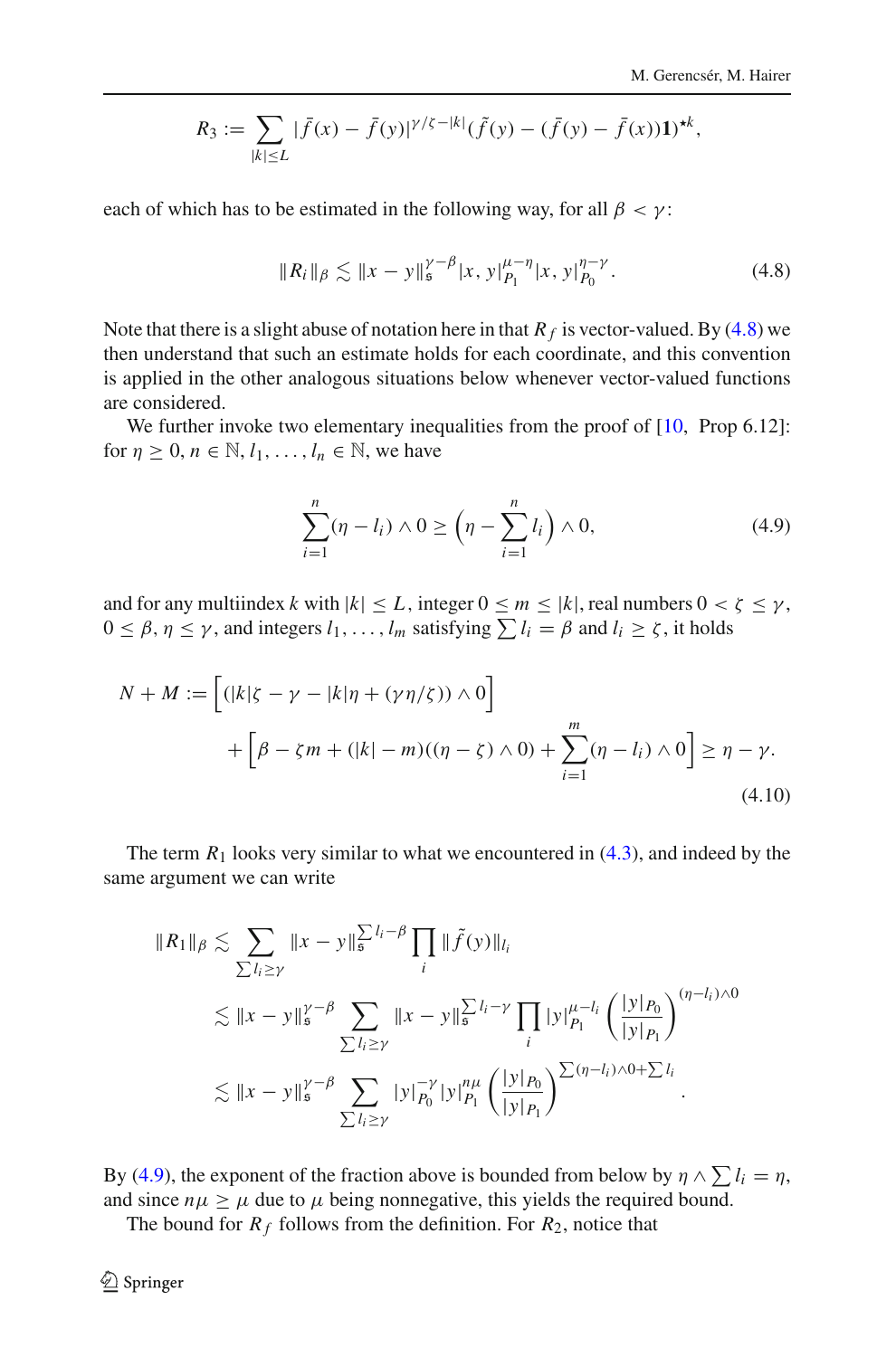$$R_3 := \sum_{|k|\le L} |\bar f(x) - \bar f(y)|^{\gamma/\zeta - |k|} (\tilde f(y) - (\bar f(y) - \bar f(x)) \mathbf{1})^{\star k},$$

each of which has to be estimated in the following way, for all $\beta < \gamma$:

$$\|R_i\|_\beta \lesssim \|x - y\|_{\mathfrak{s}}^{\gamma - \beta} |x, y|_{P_1}^{\mu - \eta} |x, y|_{P_0}^{\eta - \gamma}. \tag{4.8}$$

Note that there is a slight abuse of notation here in that $R_f$ is vector-valued. By (4.8) we then understand that such an estimate holds for each coordinate, and this convention is applied in the other analogous situations below whenever vector-valued functions are considered.

We further invoke two elementary inequalities from the proof of [10, Prop 6.12]: for $\eta \ge 0$, $n \in \mathbb{N}$, $l_1, \ldots, l_n \in \mathbb{N}$, we have

$$\sum_{i=1}^n (\eta - l_i) \wedge 0 \ge \Big(\eta - \sum_{i=1}^n l_i\Big) \wedge 0, \tag{4.9}$$

and for any multiindex $k$ with $|k| \le L$, integer $0 \le m \le |k|$, real numbers $0 < \zeta \le \gamma$, $0 \le \beta, \eta \le \gamma$, and integers $l_1, \ldots, l_m$ satisfying $\sum l_i = \beta$ and $l_i \ge \zeta$, it holds

$$\begin{aligned} N + M :=& \Big[(|k|\zeta - \gamma - |k|\eta + (\gamma\eta/\zeta)) \wedge 0\Big] \\ &+ \Big[\beta - \zeta m + (|k| - m)((\eta - \zeta) \wedge 0) + \sum_{i=1}^m (\eta - l_i) \wedge 0\Big] \ge \eta - \gamma. \end{aligned} \tag{4.10}$$

The term $R_1$ looks very similar to what we encountered in (4.3), and indeed by the same argument we can write

$$\begin{aligned} \|R_1\|_\beta &\lesssim \sum_{\sum l_i \ge \gamma} \|x - y\|_{\mathfrak{s}}^{\sum l_i - \beta} \prod_i \|\tilde f(y)\|_{l_i} \\ &\lesssim \|x - y\|_{\mathfrak{s}}^{\gamma - \beta} \sum_{\sum l_i \ge \gamma} \|x - y\|_{\mathfrak{s}}^{\sum l_i - \gamma} \prod_i |y|_{P_1}^{\mu - l_i} \left(\frac{|y|_{P_0}}{|y|_{P_1}}\right)^{(\eta - l_i) \wedge 0} \\ &\lesssim \|x - y\|_{\mathfrak{s}}^{\gamma - \beta} \sum_{\sum l_i \ge \gamma} |y|_{P_0}^{-\gamma} |y|_{P_1}^{n\mu} \left(\frac{|y|_{P_0}}{|y|_{P_1}}\right)^{\sum (\eta - l_i) \wedge 0 + \sum l_i}. \end{aligned}$$

By (4.9), the exponent of the fraction above is bounded from below by $\eta \wedge \sum l_i = \eta$, and since $n\mu \ge \mu$ due to $\mu$ being nonnegative, this yields the required bound.

The bound for $R_f$ follows from the definition. For $R_2$, notice that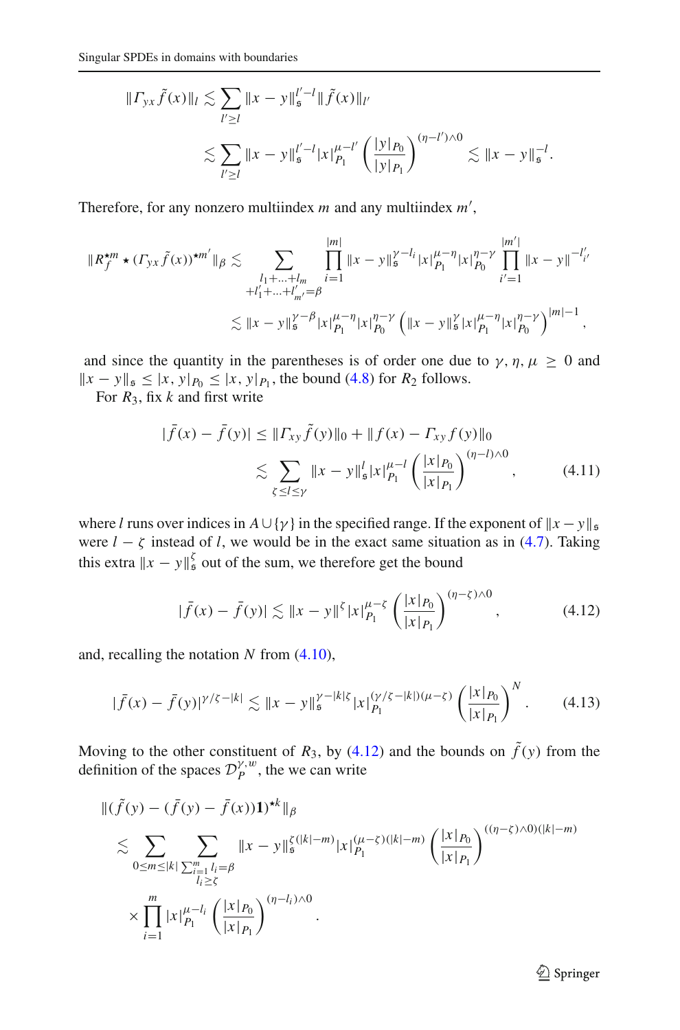$$\|\Gamma_{yx}\tilde{f}(x)\|_l \lesssim \sum_{l'\geq l} \|x-y\|_{\mathfrak{s}}^{l'-l}\|\tilde{f}(x)\|_{l'}$$
$$\lesssim \sum_{l'\geq l} \|x-y\|_{\mathfrak{s}}^{l'-l}|x|_{P_1}^{\mu-l'}\left(\frac{|y|_{P_0}}{|y|_{P_1}}\right)^{(\eta-l')\wedge 0} \lesssim \|x-y\|_{\mathfrak{s}}^{-l}.$$

Therefore, for any nonzero multiindex $m$ and any multiindex $m'$,

$$\|R_f^{\star m}\star(\Gamma_{yx}\tilde{f}(x))^{\star m'}\|_\beta \lesssim \sum_{\substack{l_1+\ldots+l_m\\+l'_1+\ldots+l'_{m'}=\beta}} \prod_{i=1}^{|m|}\|x-y\|_{\mathfrak{s}}^{\gamma-l_i}|x|_{P_1}^{\mu-\eta}|x|_{P_0}^{\eta-\gamma}\prod_{i'=1}^{|m'|}\|x-y\|^{-l'_{i'}}$$
$$\lesssim \|x-y\|_{\mathfrak{s}}^{\gamma-\beta}|x|_{P_1}^{\mu-\eta}|x|_{P_0}^{\eta-\gamma}\left(\|x-y\|_{\mathfrak{s}}^{\gamma}|x|_{P_1}^{\mu-\eta}|x|_{P_0}^{\eta-\gamma}\right)^{|m|-1},$$

and since the quantity in the parentheses is of order one due to $\gamma,\eta,\mu\geq 0$ and $\|x-y\|_{\mathfrak{s}}\leq|x,y|_{P_0}\leq|x,y|_{P_1}$, the bound (4.8) for $R_2$ follows.

For $R_3$, fix $k$ and first write

$$|\bar{f}(x)-\bar{f}(y)| \leq \|\Gamma_{xy}\tilde{f}(y)\|_0+\|f(x)-\Gamma_{xy}f(y)\|_0$$
$$\lesssim \sum_{\zeta\leq l\leq\gamma}\|x-y\|_{\mathfrak{s}}^{l}|x|_{P_1}^{\mu-l}\left(\frac{|x|_{P_0}}{|x|_{P_1}}\right)^{(\eta-l)\wedge 0}, \tag{4.11}$$

where $l$ runs over indices in $A\cup\{\gamma\}$ in the specified range. If the exponent of $\|x-y\|_{\mathfrak{s}}$ were $l-\zeta$ instead of $l$, we would be in the exact same situation as in (4.7). Taking this extra $\|x-y\|_{\mathfrak{s}}^{\zeta}$ out of the sum, we therefore get the bound

$$|\bar{f}(x)-\bar{f}(y)| \lesssim \|x-y\|^{\zeta}|x|_{P_1}^{\mu-\zeta}\left(\frac{|x|_{P_0}}{|x|_{P_1}}\right)^{(\eta-\zeta)\wedge 0}, \tag{4.12}$$

and, recalling the notation $N$ from (4.10),

$$|\bar{f}(x)-\bar{f}(y)|^{\gamma/\zeta-|k|} \lesssim \|x-y\|_{\mathfrak{s}}^{\gamma-|k|\zeta}|x|_{P_1}^{(\gamma/\zeta-|k|)(\mu-\zeta)}\left(\frac{|x|_{P_0}}{|x|_{P_1}}\right)^{N}. \tag{4.13}$$

Moving to the other constituent of $R_3$, by (4.12) and the bounds on $\tilde{f}(y)$ from the definition of the spaces $\mathcal{D}_P^{\gamma,w}$, the we can write

$$\|(\tilde{f}(y)-(\bar{f}(y)-\bar{f}(x))\mathbf{1})^{\star k}\|_\beta$$
$$\lesssim \sum_{0\leq m\leq|k|}\sum_{\substack{\sum_{i=1}^m l_i=\beta\\ l_i\geq\zeta}}\|x-y\|_{\mathfrak{s}}^{\zeta(|k|-m)}|x|_{P_1}^{(\mu-\zeta)(|k|-m)}\left(\frac{|x|_{P_0}}{|x|_{P_1}}\right)^{((\eta-\zeta)\wedge 0)(|k|-m)}$$
$$\times\prod_{i=1}^{m}|x|_{P_1}^{\mu-l_i}\left(\frac{|x|_{P_0}}{|x|_{P_1}}\right)^{(\eta-l_i)\wedge 0}.$$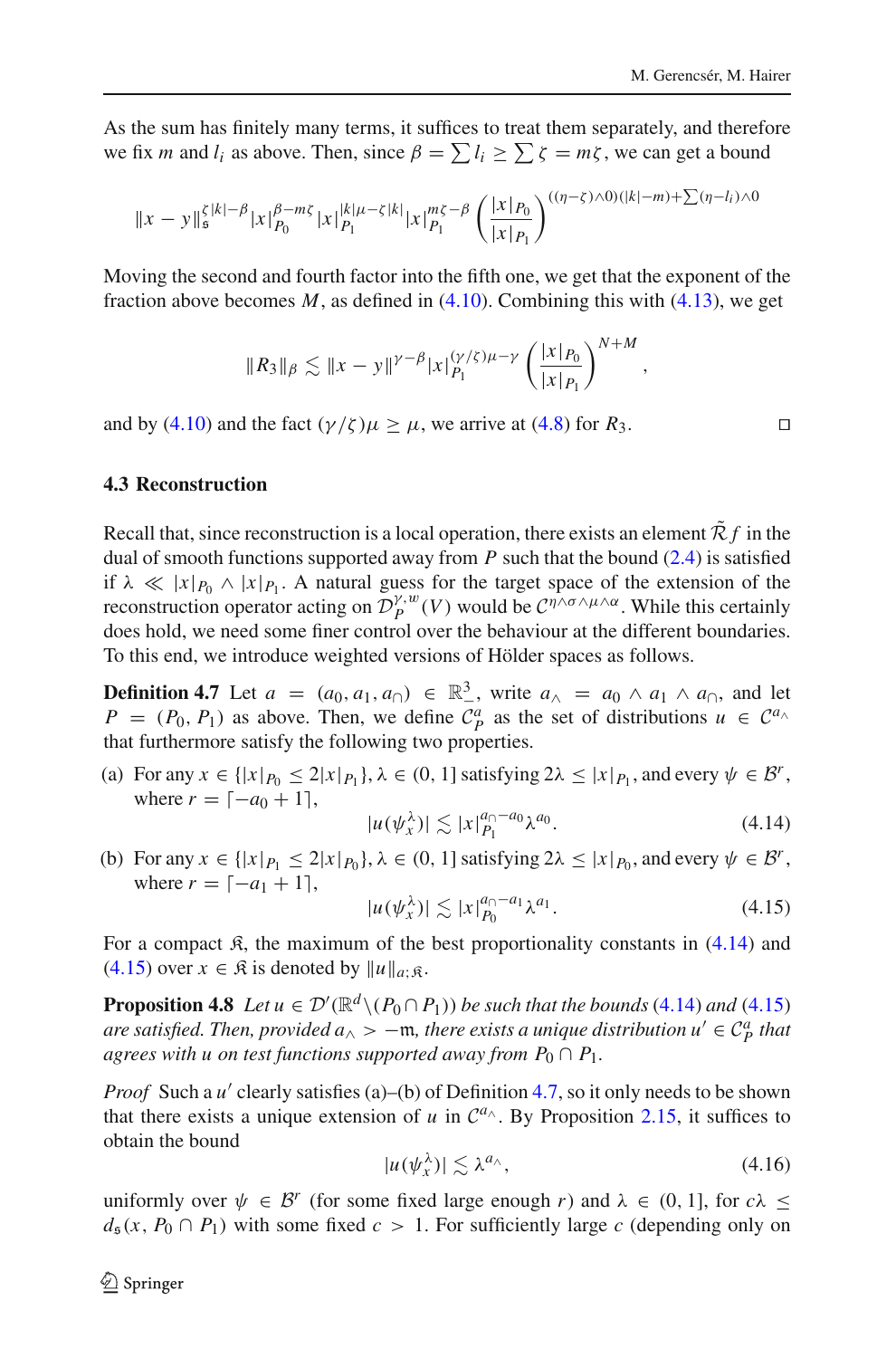As the sum has finitely many terms, it suffices to treat them separately, and therefore we fix $m$ and $l_i$ as above. Then, since $\beta = \sum l_i \geq \sum \zeta = m\zeta$, we can get a bound

$$
\|x-y\|_{\mathfrak{s}}^{\zeta|k|-\beta}|x|_{P_0}^{\beta-m\zeta}|x|_{P_1}^{|k|\mu-\zeta|k|}|x|_{P_1}^{m\zeta-\beta}\left(\frac{|x|_{P_0}}{|x|_{P_1}}\right)^{((\eta-\zeta)\wedge 0)(|k|-m)+\sum(\eta-l_i)\wedge 0}
$$

Moving the second and fourth factor into the fifth one, we get that the exponent of the fraction above becomes $M$, as defined in (4.10). Combining this with (4.13), we get

$$
\|R_3\|_\beta \lesssim \|x-y\|^{\gamma-\beta}|x|_{P_1}^{(\gamma/\zeta)\mu-\gamma}\left(\frac{|x|_{P_0}}{|x|_{P_1}}\right)^{N+M},
$$

and by (4.10) and the fact $(\gamma/\zeta)\mu \geq \mu$, we arrive at (4.8) for $R_3$. ◻

### 4.3 Reconstruction

Recall that, since reconstruction is a local operation, there exists an element $\tilde{\mathcal{R}} f$ in the dual of smooth functions supported away from $P$ such that the bound (2.4) is satisfied if $\lambda \ll |x|_{P_0} \wedge |x|_{P_1}$. A natural guess for the target space of the extension of the reconstruction operator acting on $\mathcal{D}_P^{\gamma,w}(V)$ would be $\mathcal{C}^{\eta\wedge\sigma\wedge\mu\wedge\alpha}$. While this certainly does hold, we need some finer control over the behaviour at the different boundaries. To this end, we introduce weighted versions of Hölder spaces as follows.

**Definition 4.7** Let $a = (a_0, a_1, a_\cap) \in \mathbb{R}_-^3$, write $a_\wedge = a_0 \wedge a_1 \wedge a_\cap$, and let $P = (P_0, P_1)$ as above. Then, we define $\mathcal{C}_P^a$ as the set of distributions $u \in \mathcal{C}^{a_\wedge}$ that furthermore satisfy the following two properties.

(a) For any $x \in \{|x|_{P_0} \leq 2|x|_{P_1}\}$, $\lambda \in (0,1]$ satisfying $2\lambda \leq |x|_{P_1}$, and every $\psi \in \mathcal{B}^r$, where $r = \lceil -a_0 + 1\rceil$,

$$
|u(\psi_x^\lambda)| \lesssim |x|_{P_1}^{a_\cap - a_0}\lambda^{a_0}. \tag{4.14}
$$

(b) For any $x \in \{|x|_{P_1} \leq 2|x|_{P_0}\}$, $\lambda \in (0,1]$ satisfying $2\lambda \leq |x|_{P_0}$, and every $\psi \in \mathcal{B}^r$, where $r = \lceil -a_1 + 1\rceil$,

$$
|u(\psi_x^\lambda)| \lesssim |x|_{P_0}^{a_\cap - a_1}\lambda^{a_1}. \tag{4.15}
$$

For a compact $\mathfrak{K}$, the maximum of the best proportionality constants in (4.14) and (4.15) over $x \in \mathfrak{K}$ is denoted by $\|u\|_{a;\mathfrak{K}}$.

**Proposition 4.8** *Let $u \in \mathcal{D}'(\mathbb{R}^d \setminus (P_0 \cap P_1))$ be such that the bounds (4.14) and (4.15) are satisfied. Then, provided $a_\wedge > -\mathfrak{m}$, there exists a unique distribution $u' \in \mathcal{C}_P^a$ that agrees with $u$ on test functions supported away from $P_0 \cap P_1$.*

*Proof* Such a $u'$ clearly satisfies (a)–(b) of Definition 4.7, so it only needs to be shown that there exists a unique extension of $u$ in $\mathcal{C}^{a_\wedge}$. By Proposition 2.15, it suffices to obtain the bound

$$
|u(\psi_x^\lambda)| \lesssim \lambda^{a_\wedge}, \tag{4.16}
$$

uniformly over $\psi \in \mathcal{B}^r$ (for some fixed large enough $r$) and $\lambda \in (0,1]$, for $c\lambda \leq d_{\mathfrak{s}}(x, P_0 \cap P_1)$ with some fixed $c > 1$. For sufficiently large $c$ (depending only on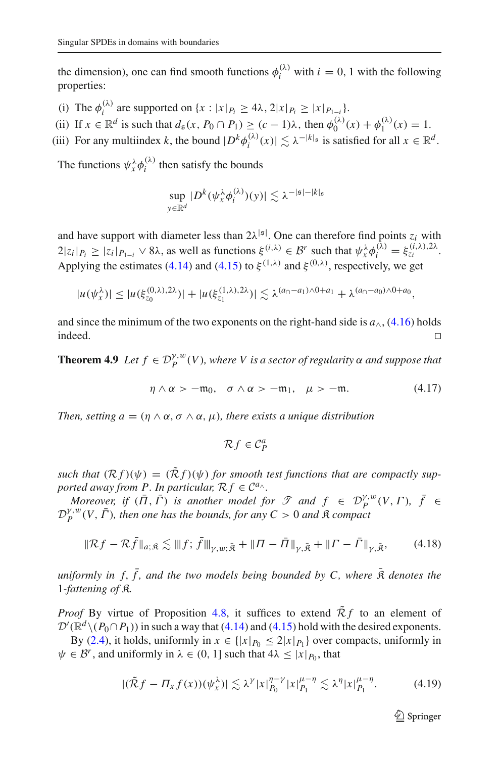the dimension), one can find smooth functions $\phi_i^{(\lambda)}$ with $i = 0, 1$ with the following properties:

(i) The $\phi_i^{(\lambda)}$ are supported on $\{x : |x|_{P_i} \geq 4\lambda, 2|x|_{P_i} \geq |x|_{P_{1-i}}\}$.

(ii) If $x \in \mathbb{R}^d$ is such that $d_\mathfrak{s}(x, P_0 \cap P_1) \geq (c-1)\lambda$, then $\phi_0^{(\lambda)}(x) + \phi_1^{(\lambda)}(x) = 1$.

(iii) For any multiindex $k$, the bound $|D^k \phi_i^{(\lambda)}(x)| \lesssim \lambda^{-|k|_\mathfrak{s}}$ is satisfied for all $x \in \mathbb{R}^d$.

The functions $\psi_x^\lambda \phi_i^{(\lambda)}$ then satisfy the bounds

$$\sup_{y\in\mathbb{R}^d} |D^k(\psi_x^\lambda \phi_i^{(\lambda)})(y)| \lesssim \lambda^{-|\mathfrak{s}|-|k|_\mathfrak{s}}$$

and have support with diameter less than $2\lambda^{|\mathfrak{s}|}$. One can therefore find points $z_i$ with $2|z_i|_{P_i} \geq |z_i|_{P_{1-i}} \vee 8\lambda$, as well as functions $\xi^{(i,\lambda)} \in \mathcal{B}^r$ such that $\psi_x^\lambda \phi_i^{(\lambda)} = \xi_{z_i}^{(i,\lambda),2\lambda}$. Applying the estimates (4.14) and (4.15) to $\xi^{(1,\lambda)}$ and $\xi^{(0,\lambda)}$, respectively, we get

$$|u(\psi_x^\lambda)| \leq |u(\xi_{z_0}^{(0,\lambda),2\lambda})| + |u(\xi_{z_1}^{(1,\lambda),2\lambda})| \lesssim \lambda^{(a_\cap - a_1)\wedge 0 + a_1} + \lambda^{(a_\cap - a_0)\wedge 0 + a_0},$$

and since the minimum of the two exponents on the right-hand side is $a_\wedge$, (4.16) holds indeed. □

**Theorem 4.9** *Let $f \in \mathcal{D}_P^{\gamma,w}(V)$, where $V$ is a sector of regularity $\alpha$ and suppose that*

$$\eta \wedge \alpha > -\mathfrak{m}_0, \quad \sigma \wedge \alpha > -\mathfrak{m}_1, \quad \mu > -\mathfrak{m}. \tag{4.17}$$

*Then, setting $a = (\eta \wedge \alpha, \sigma \wedge \alpha, \mu)$, there exists a unique distribution*

$$\mathcal{R}f \in \mathcal{C}_P^a$$

*such that $(\mathcal{R}f)(\psi) = (\tilde{\mathcal{R}}f)(\psi)$ for smooth test functions that are compactly supported away from $P$. In particular, $\mathcal{R}f \in \mathcal{C}^{a_\wedge}$.*

*Moreover, if $(\bar{\Pi}, \bar{\Gamma})$ is another model for $\mathscr{T}$ and $f \in \mathcal{D}_P^{\gamma,w}(V, \Gamma)$, $\bar{f} \in \mathcal{D}_P^{\gamma,w}(V, \bar{\Gamma})$, then one has the bounds, for any $C > 0$ and $\mathfrak{K}$ compact*

$$\|\mathcal{R}f - \mathcal{R}\bar{f}\|_{a;\mathfrak{K}} \lesssim |||f;\bar{f}|||_{\gamma,w;\bar{\mathfrak{K}}} + \|\Pi - \bar{\Pi}\|_{\gamma,\bar{\mathfrak{K}}} + \|\Gamma - \bar{\Gamma}\|_{\gamma,\bar{\mathfrak{K}}}, \tag{4.18}$$

*uniformly in $f, \bar{f}$, and the two models being bounded by $C$, where $\bar{\mathfrak{K}}$ denotes the 1-fattening of $\mathfrak{K}$.*

*Proof* By virtue of Proposition 4.8, it suffices to extend $\tilde{\mathcal{R}}f$ to an element of $\mathcal{D}'(\mathbb{R}^d \setminus (P_0 \cap P_1))$ in such a way that (4.14) and (4.15) hold with the desired exponents.

By (2.4), it holds, uniformly in $x \in \{|x|_{P_0} \leq 2|x|_{P_1}\}$ over compacts, uniformly in $\psi \in \mathcal{B}^r$, and uniformly in $\lambda \in (0, 1]$ such that $4\lambda \leq |x|_{P_0}$, that

$$|(\tilde{\mathcal{R}}f - \Pi_x f(x))(\psi_x^\lambda)| \lesssim \lambda^\gamma |x|_{P_0}^{\eta-\gamma} |x|_{P_1}^{\mu-\eta} \lesssim \lambda^\eta |x|_{P_1}^{\mu-\eta}. \tag{4.19}$$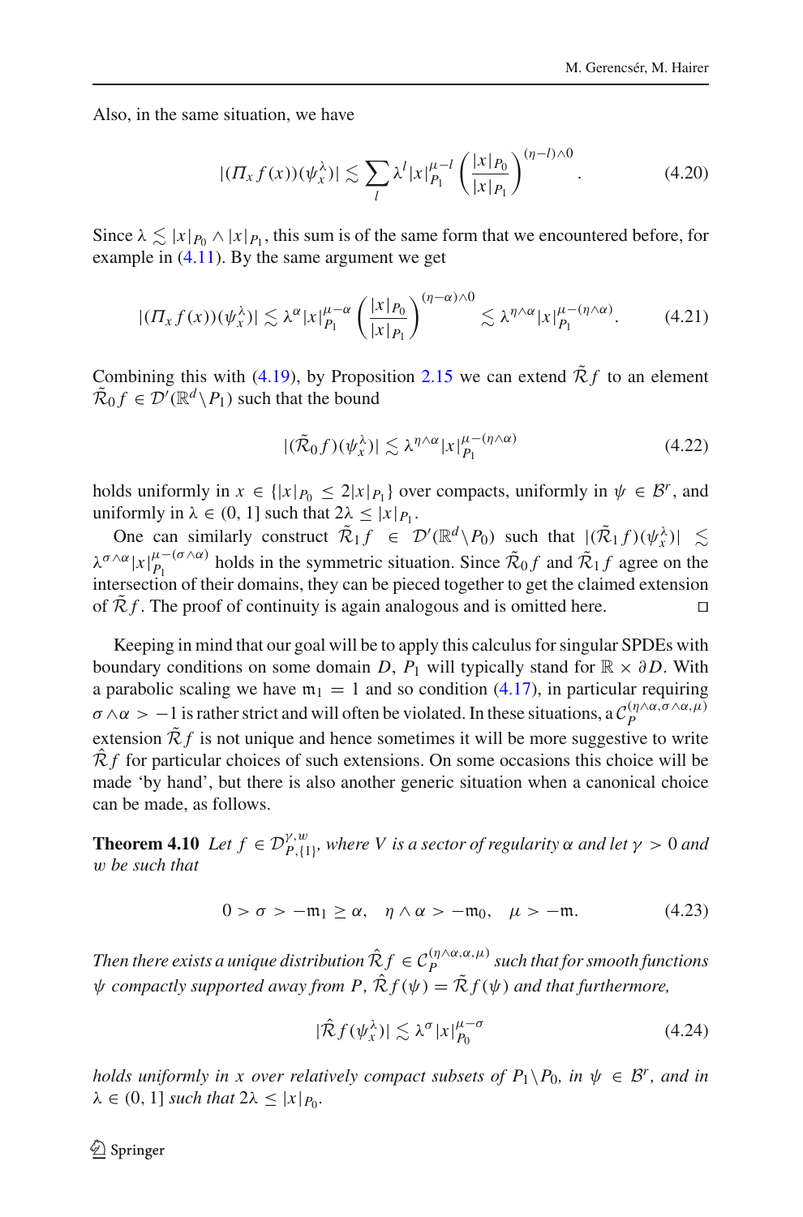Also, in the same situation, we have

$$|(\Pi_x f(x))(\psi_x^\lambda)| \lesssim \sum_l \lambda^l |x|_{P_1}^{\mu-l} \left(\frac{|x|_{P_0}}{|x|_{P_1}}\right)^{(\eta-l)\wedge 0}. \tag{4.20}$$

Since $\lambda \lesssim |x|_{P_0} \wedge |x|_{P_1}$, this sum is of the same form that we encountered before, for example in (4.11). By the same argument we get

$$|(\Pi_x f(x))(\psi_x^\lambda)| \lesssim \lambda^\alpha |x|_{P_1}^{\mu-\alpha} \left(\frac{|x|_{P_0}}{|x|_{P_1}}\right)^{(\eta-\alpha)\wedge 0} \lesssim \lambda^{\eta\wedge\alpha} |x|_{P_1}^{\mu-(\eta\wedge\alpha)}. \tag{4.21}$$

Combining this with (4.19), by Proposition 2.15 we can extend $\tilde{\mathcal{R}} f$ to an element $\tilde{\mathcal{R}}_0 f \in \mathcal{D}'(\mathbb{R}^d \setminus P_1)$ such that the bound

$$|(\tilde{\mathcal{R}}_0 f)(\psi_x^\lambda)| \lesssim \lambda^{\eta\wedge\alpha} |x|_{P_1}^{\mu-(\eta\wedge\alpha)} \tag{4.22}$$

holds uniformly in $x \in \{|x|_{P_0} \leq 2|x|_{P_1}\}$ over compacts, uniformly in $\psi \in \mathcal{B}^r$, and uniformly in $\lambda \in (0, 1]$ such that $2\lambda \leq |x|_{P_1}$.

One can similarly construct $\tilde{\mathcal{R}}_1 f \in \mathcal{D}'(\mathbb{R}^d \setminus P_0)$ such that $|(\tilde{\mathcal{R}}_1 f)(\psi_x^\lambda)| \lesssim \lambda^{\sigma\wedge\alpha} |x|_{P_1}^{\mu-(\sigma\wedge\alpha)}$ holds in the symmetric situation. Since $\tilde{\mathcal{R}}_0 f$ and $\tilde{\mathcal{R}}_1 f$ agree on the intersection of their domains, they can be pieced together to get the claimed extension of $\tilde{\mathcal{R}} f$. The proof of continuity is again analogous and is omitted here. ◻

Keeping in mind that our goal will be to apply this calculus for singular SPDEs with boundary conditions on some domain $D$, $P_1$ will typically stand for $\mathbb{R} \times \partial D$. With a parabolic scaling we have $\mathfrak{m}_1 = 1$ and so condition (4.17), in particular requiring $\sigma \wedge \alpha > -1$ is rather strict and will often be violated. In these situations, a $\mathcal{C}_P^{(\eta\wedge\alpha,\sigma\wedge\alpha,\mu)}$ extension $\tilde{\mathcal{R}} f$ is not unique and hence sometimes it will be more suggestive to write $\hat{\mathcal{R}} f$ for particular choices of such extensions. On some occasions this choice will be made 'by hand', but there is also another generic situation when a canonical choice can be made, as follows.

**Theorem 4.10** *Let $f \in \mathcal{D}_{P,\{1\}}^{\gamma,w}$, where $V$ is a sector of regularity $\alpha$ and let $\gamma > 0$ and $w$ be such that*

$$0 > \sigma > -\mathfrak{m}_1 \geq \alpha, \quad \eta \wedge \alpha > -\mathfrak{m}_0, \quad \mu > -\mathfrak{m}. \tag{4.23}$$

*Then there exists a unique distribution $\hat{\mathcal{R}} f \in \mathcal{C}_P^{(\eta\wedge\alpha,\alpha,\mu)}$ such that for smooth functions $\psi$ compactly supported away from $P$, $\hat{\mathcal{R}} f(\psi) = \tilde{\mathcal{R}} f(\psi)$ and that furthermore,*

$$|\hat{\mathcal{R}} f(\psi_x^\lambda)| \lesssim \lambda^\sigma |x|_{P_0}^{\mu-\sigma} \tag{4.24}$$

*holds uniformly in $x$ over relatively compact subsets of $P_1 \setminus P_0$, in $\psi \in \mathcal{B}^r$, and in $\lambda \in (0, 1]$ such that $2\lambda \leq |x|_{P_0}$.*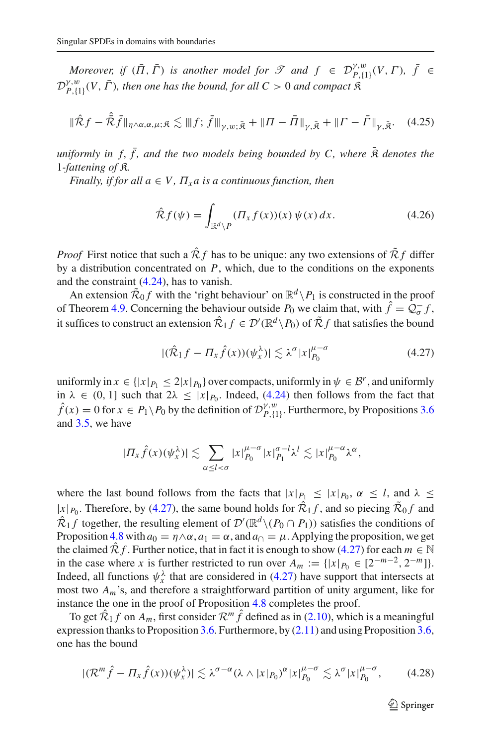*Moreover, if $(\bar{\Pi}, \bar{\Gamma})$ is another model for $\mathscr{T}$ and $f \in \mathcal{D}^{\gamma,w}_{P,\{1\}}(V, \Gamma)$, $\bar{f} \in \mathcal{D}^{\gamma,w}_{P,\{1\}}(V, \bar{\Gamma})$, then one has the bound, for all $C > 0$ and compact $\mathfrak{K}$*

$$\|\hat{\mathcal{R}} f - \hat{\bar{\mathcal{R}}} \bar{f}\|_{\eta\wedge\alpha,\alpha,\mu;\mathfrak{K}} \lesssim |\!|\!| f; \bar{f} |\!|\!|_{\gamma,w;\bar{\mathfrak{K}}} + \|\Pi - \bar{\Pi}\|_{\gamma,\bar{\mathfrak{K}}} + \|\Gamma - \bar{\Gamma}\|_{\gamma,\bar{\mathfrak{K}}}. \tag{4.25}$$

*uniformly in $f, \bar{f}$, and the two models being bounded by $C$, where $\bar{\mathfrak{K}}$ denotes the 1-fattening of $\mathfrak{K}$.*

*Finally, if for all $a \in V$, $\Pi_x a$ is a continuous function, then*

$$\hat{\mathcal{R}} f(\psi) = \int_{\mathbb{R}^d \setminus P} (\Pi_x f(x))(x)\, \psi(x)\, dx. \tag{4.26}$$

*Proof* First notice that such a $\hat{\mathcal{R}} f$ has to be unique: any two extensions of $\tilde{\mathcal{R}} f$ differ by a distribution concentrated on $P$, which, due to the conditions on the exponents and the constraint (4.24), has to vanish.

An extension $\tilde{\mathcal{R}}_0 f$ with the 'right behaviour' on $\mathbb{R}^d \setminus P_1$ is constructed in the proof of Theorem 4.9. Concerning the behaviour outside $P_0$ we claim that, with $\hat{f} = \mathcal{Q}^-_\sigma f$, it suffices to construct an extension $\hat{\mathcal{R}}_1 f \in \mathcal{D}'(\mathbb{R}^d \setminus P_0)$ of $\tilde{\mathcal{R}} f$ that satisfies the bound

$$|(\hat{\mathcal{R}}_1 f - \Pi_x \hat{f}(x))(\psi^\lambda_x)| \lesssim \lambda^\sigma |x|^{\mu-\sigma}_{P_0} \tag{4.27}$$

uniformly in $x \in \{|x|_{P_1} \le 2|x|_{P_0}\}$ over compacts, uniformly in $\psi \in \mathcal{B}^r$, and uniformly in $\lambda \in (0, 1]$ such that $2\lambda \le |x|_{P_0}$. Indeed, (4.24) then follows from the fact that $\hat{f}(x) = 0$ for $x \in P_1 \setminus P_0$ by the definition of $\mathcal{D}^{\gamma,w}_{P,\{1\}}$. Furthermore, by Propositions 3.6 and 3.5, we have

$$|\Pi_x \hat{f}(x)(\psi^\lambda_x)| \lesssim \sum_{\alpha \le l < \sigma} |x|^{\mu-\sigma}_{P_0} |x|^{\sigma-l}_{P_1} \lambda^l \lesssim |x|^{\mu-\alpha}_{P_0} \lambda^\alpha,$$

where the last bound follows from the facts that $|x|_{P_1} \le |x|_{P_0}$, $\alpha \le l$, and $\lambda \le |x|_{P_0}$. Therefore, by (4.27), the same bound holds for $\hat{\mathcal{R}}_1 f$, and so piecing $\tilde{\mathcal{R}}_0 f$ and $\hat{\mathcal{R}}_1 f$ together, the resulting element of $\mathcal{D}'(\mathbb{R}^d \setminus (P_0 \cap P_1))$ satisfies the conditions of Proposition 4.8 with $a_0 = \eta \wedge \alpha$, $a_1 = \alpha$, and $a_\cap = \mu$. Applying the proposition, we get the claimed $\hat{\mathcal{R}} f$. Further notice, that in fact it is enough to show (4.27) for each $m \in \mathbb{N}$ in the case where $x$ is further restricted to run over $A_m := \{|x|_{P_0} \in [2^{-m-2}, 2^{-m}]\}$. Indeed, all functions $\psi^\lambda_x$ that are considered in (4.27) have support that intersects at most two $A_m$'s, and therefore a straightforward partition of unity argument, like for instance the one in the proof of Proposition 4.8 completes the proof.

To get $\hat{\mathcal{R}}_1 f$ on $A_m$, first consider $\mathcal{R}^m \hat{f}$ defined as in (2.10), which is a meaningful expression thanks to Proposition 3.6. Furthermore, by (2.11) and using Proposition 3.6, one has the bound

$$|(\mathcal{R}^m \hat{f} - \Pi_x \hat{f}(x))(\psi^\lambda_x)| \lesssim \lambda^{\sigma-\alpha} (\lambda \wedge |x|_{P_0})^\alpha |x|^{\mu-\sigma}_{P_0} \lesssim \lambda^\sigma |x|^{\mu-\sigma}_{P_0}, \tag{4.28}$$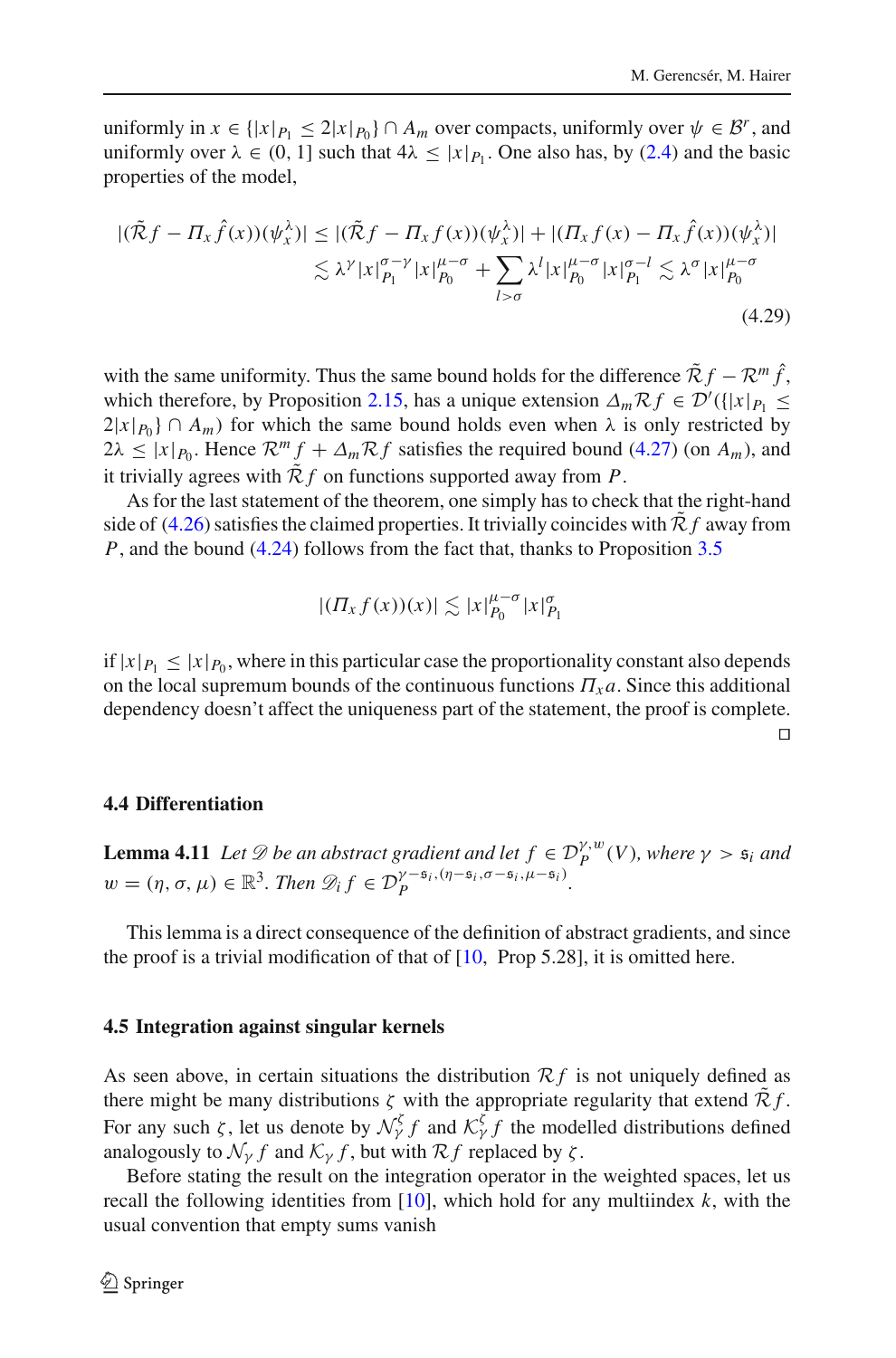uniformly in $x \in \{|x|_{P_1} \le 2|x|_{P_0}\} \cap A_m$ over compacts, uniformly over $\psi \in \mathcal{B}^r$, and uniformly over $\lambda \in (0, 1]$ such that $4\lambda \le |x|_{P_1}$. One also has, by (2.4) and the basic properties of the model,

$$
\begin{aligned}
|(\tilde{\mathcal{R}} f - \Pi_x \hat{f}(x))(\psi_x^\lambda)| &\le |(\tilde{\mathcal{R}} f - \Pi_x f(x))(\psi_x^\lambda)| + |(\Pi_x f(x) - \Pi_x \hat{f}(x))(\psi_x^\lambda)| \\
&\lesssim \lambda^\gamma |x|_{P_1}^{\sigma-\gamma} |x|_{P_0}^{\mu-\sigma} + \sum_{l>\sigma} \lambda^l |x|_{P_0}^{\mu-\sigma} |x|_{P_1}^{\sigma-l} \lesssim \lambda^\sigma |x|_{P_0}^{\mu-\sigma}
\end{aligned}
\tag{4.29}
$$

with the same uniformity. Thus the same bound holds for the difference $\tilde{\mathcal{R}} f - \mathcal{R}^m \hat{f}$, which therefore, by Proposition 2.15, has a unique extension $\Delta_m \mathcal{R} f \in \mathcal{D}'(\{|x|_{P_1} \le 2|x|_{P_0}\} \cap A_m)$ for which the same bound holds even when $\lambda$ is only restricted by $2\lambda \le |x|_{P_0}$. Hence $\mathcal{R}^m f + \Delta_m \mathcal{R} f$ satisfies the required bound (4.27) (on $A_m$), and it trivially agrees with $\tilde{\mathcal{R}} f$ on functions supported away from $P$.

As for the last statement of the theorem, one simply has to check that the right-hand side of (4.26) satisfies the claimed properties. It trivially coincides with $\tilde{\mathcal{R}} f$ away from $P$, and the bound (4.24) follows from the fact that, thanks to Proposition 3.5

$$
|(\Pi_x f(x))(x)| \lesssim |x|_{P_0}^{\mu-\sigma} |x|_{P_1}^{\sigma}
$$

if $|x|_{P_1} \le |x|_{P_0}$, where in this particular case the proportionality constant also depends on the local supremum bounds of the continuous functions $\Pi_x a$. Since this additional dependency doesn't affect the uniqueness part of the statement, the proof is complete. □

### 4.4 Differentiation

**Lemma 4.11** *Let $\mathscr{D}$ be an abstract gradient and let $f \in \mathcal{D}_P^{\gamma,w}(V)$, where $\gamma > \mathfrak{s}_i$ and $w = (\eta, \sigma, \mu) \in \mathbb{R}^3$. Then $\mathscr{D}_i f \in \mathcal{D}_P^{\gamma-\mathfrak{s}_i,(\eta-\mathfrak{s}_i,\sigma-\mathfrak{s}_i,\mu-\mathfrak{s}_i)}$.*

This lemma is a direct consequence of the definition of abstract gradients, and since the proof is a trivial modification of that of [10, Prop 5.28], it is omitted here.

### 4.5 Integration against singular kernels

As seen above, in certain situations the distribution $\mathcal{R} f$ is not uniquely defined as there might be many distributions $\zeta$ with the appropriate regularity that extend $\tilde{\mathcal{R}} f$. For any such $\zeta$, let us denote by $\mathcal{N}_\gamma^\zeta f$ and $\mathcal{K}_\gamma^\zeta f$ the modelled distributions defined analogously to $\mathcal{N}_\gamma f$ and $\mathcal{K}_\gamma f$, but with $\mathcal{R} f$ replaced by $\zeta$.

Before stating the result on the integration operator in the weighted spaces, let us recall the following identities from [10], which hold for any multiindex $k$, with the usual convention that empty sums vanish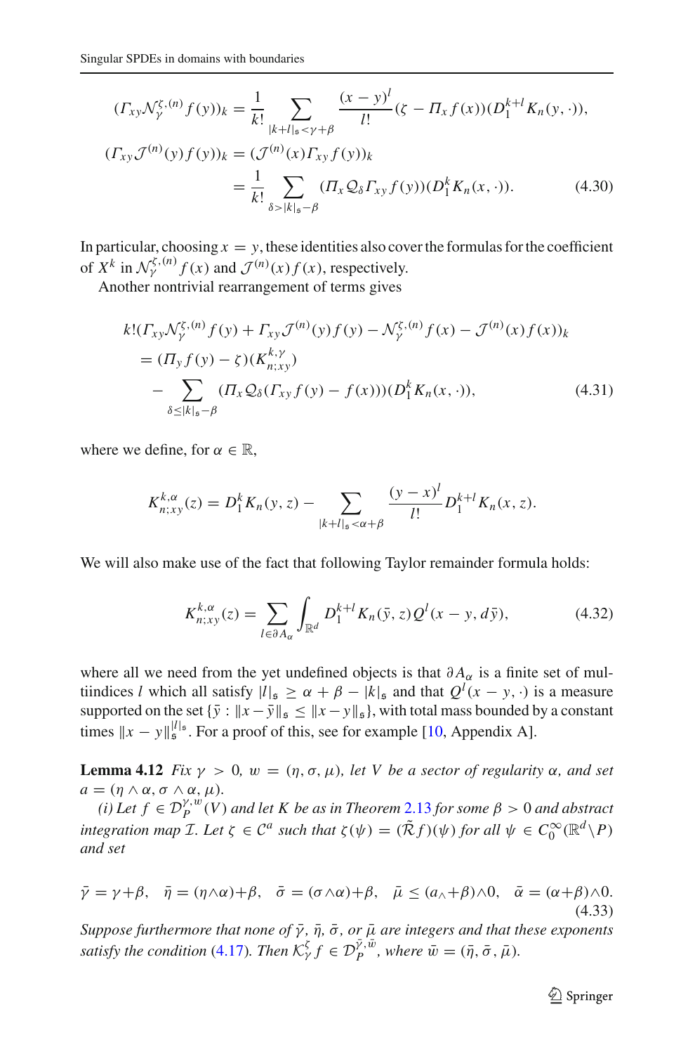$$
\begin{aligned}
(\Gamma_{xy}\mathcal{N}_\gamma^{\zeta,(n)} f(y))_k &= \frac{1}{k!}\sum_{|k+l|_\mathfrak{s}<\gamma+\beta} \frac{(x-y)^l}{l!}(\zeta - \Pi_x f(x))(D_1^{k+l} K_n(y,\cdot)),\\
(\Gamma_{xy}\mathcal{J}^{(n)}(y) f(y))_k &= (\mathcal{J}^{(n)}(x)\Gamma_{xy} f(y))_k\\
&= \frac{1}{k!}\sum_{\delta>|k|_\mathfrak{s}-\beta} (\Pi_x \mathcal{Q}_\delta \Gamma_{xy} f(y))(D_1^k K_n(x,\cdot)).
\end{aligned}
\tag{4.30}
$$

In particular, choosing $x = y$, these identities also cover the formulas for the coefficient of $X^k$ in $\mathcal{N}_\gamma^{\zeta,(n)} f(x)$ and $\mathcal{J}^{(n)}(x) f(x)$, respectively.

Another nontrivial rearrangement of terms gives

$$
\begin{aligned}
&k!(\Gamma_{xy}\mathcal{N}_\gamma^{\zeta,(n)} f(y) + \Gamma_{xy}\mathcal{J}^{(n)}(y) f(y) - \mathcal{N}_\gamma^{\zeta,(n)} f(x) - \mathcal{J}^{(n)}(x) f(x))_k\\
&\quad = (\Pi_y f(y) - \zeta)(K_{n;xy}^{k,\gamma})\\
&\qquad - \sum_{\delta\le|k|_\mathfrak{s}-\beta} (\Pi_x \mathcal{Q}_\delta(\Gamma_{xy} f(y) - f(x)))(D_1^k K_n(x,\cdot)),
\end{aligned}
\tag{4.31}
$$

where we define, for $\alpha \in \mathbb{R}$,

$$
K_{n;xy}^{k,\alpha}(z) = D_1^k K_n(y,z) - \sum_{|k+l|_\mathfrak{s}<\alpha+\beta} \frac{(y-x)^l}{l!} D_1^{k+l} K_n(x,z).
$$

We will also make use of the fact that following Taylor remainder formula holds:

$$
K_{n;xy}^{k,\alpha}(z) = \sum_{l\in\partial A_\alpha} \int_{\mathbb{R}^d} D_1^{k+l} K_n(\bar y, z) Q^l(x-y, d\bar y),
\tag{4.32}
$$

where all we need from the yet undefined objects is that $\partial A_\alpha$ is a finite set of multiindices $l$ which all satisfy $|l|_\mathfrak{s} \ge \alpha + \beta - |k|_\mathfrak{s}$ and that $Q^l(x-y,\cdot)$ is a measure supported on the set $\{\bar y : \|x-\bar y\|_\mathfrak{s} \le \|x-y\|_\mathfrak{s}\}$, with total mass bounded by a constant times $\|x-y\|_\mathfrak{s}^{|l|_\mathfrak{s}}$. For a proof of this, see for example [10, Appendix A].

**Lemma 4.12** *Fix $\gamma > 0$, $w = (\eta, \sigma, \mu)$, let $V$ be a sector of regularity $\alpha$, and set $a = (\eta\wedge\alpha, \sigma\wedge\alpha, \mu)$.*

*(i) Let $f \in \mathcal{D}_P^{\gamma,w}(V)$ and let $K$ be as in Theorem 2.13 for some $\beta > 0$ and abstract integration map $\mathcal{I}$. Let $\zeta \in \mathcal{C}^a$ such that $\zeta(\psi) = (\tilde{\mathcal{R}} f)(\psi)$ for all $\psi \in C_0^\infty(\mathbb{R}^d \setminus P)$ and set*

$$
\bar\gamma = \gamma+\beta,\quad \bar\eta = (\eta\wedge\alpha)+\beta,\quad \bar\sigma = (\sigma\wedge\alpha)+\beta,\quad \bar\mu \le (a_\wedge+\beta)\wedge 0,\quad \bar\alpha = (\alpha+\beta)\wedge 0.
\tag{4.33}
$$

*Suppose furthermore that none of $\bar\gamma$, $\bar\eta$, $\bar\sigma$, or $\bar\mu$ are integers and that these exponents satisfy the condition (4.17). Then $\mathcal{K}_\gamma^\zeta f \in \mathcal{D}_P^{\bar\gamma,\bar w}$, where $\bar w = (\bar\eta, \bar\sigma, \bar\mu)$.*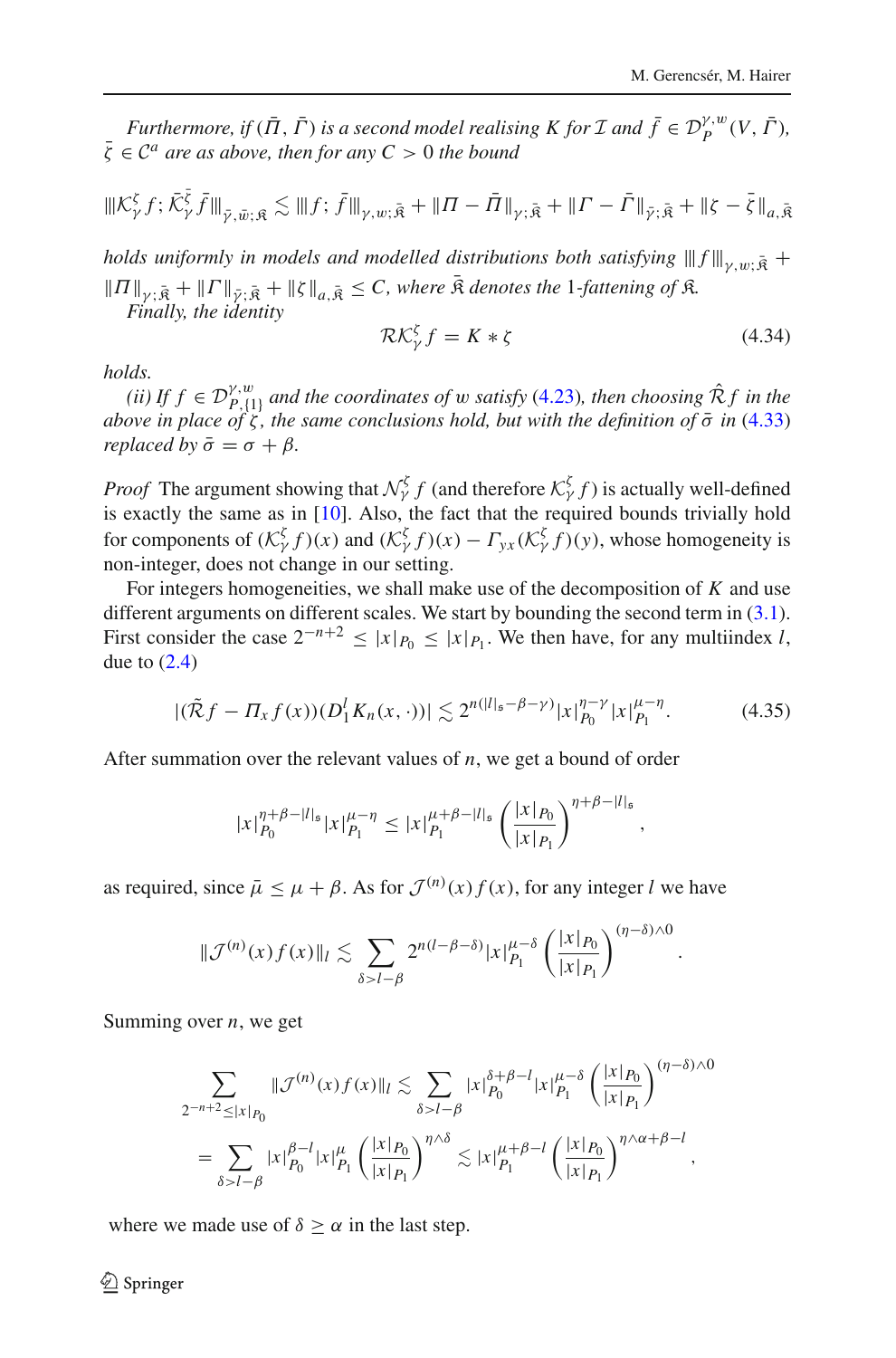*Furthermore, if $(\bar{\Pi}, \bar{\Gamma})$ is a second model realising $K$ for $\mathcal{I}$ and $\bar{f} \in \mathcal{D}_P^{\gamma,w}(V, \bar{\Gamma})$, $\bar{\zeta} \in \mathcal{C}^a$ are as above, then for any $C > 0$ the bound*

$$\|\mathcal{K}_\gamma^\zeta f ; \bar{\mathcal{K}}_\gamma^{\bar{\zeta}} \bar{f}\|_{\bar{\gamma},\bar{w};\mathfrak{K}} \lesssim \|f ; \bar{f}\|_{\gamma,w;\bar{\mathfrak{K}}} + \|\Pi - \bar{\Pi}\|_{\gamma;\bar{\mathfrak{K}}} + \|\Gamma - \bar{\Gamma}\|_{\bar{\gamma};\bar{\mathfrak{K}}} + \|\zeta - \bar{\zeta}\|_{a,\bar{\mathfrak{K}}}$$

*holds uniformly in models and modelled distributions both satisfying $\|f\|_{\gamma,w;\bar{\mathfrak{K}}} + \|\Pi\|_{\gamma;\bar{\mathfrak{K}}} + \|\Gamma\|_{\bar{\gamma};\bar{\mathfrak{K}}} + \|\zeta\|_{a,\bar{\mathfrak{K}}} \leq C$, where $\bar{\mathfrak{K}}$ denotes the 1-fattening of $\mathfrak{K}$.*

*Finally, the identity*

$$\mathcal{R}\mathcal{K}_\gamma^\zeta f = K * \zeta \tag{4.34}$$

*holds.*

*(ii) If $f \in \mathcal{D}_{P,\{1\}}^{\gamma,w}$ and the coordinates of $w$ satisfy (4.23), then choosing $\hat{\mathcal{R}} f$ in the above in place of $\zeta$, the same conclusions hold, but with the definition of $\bar{\sigma}$ in (4.33) replaced by $\bar{\sigma} = \sigma + \beta$.*

*Proof* The argument showing that $\mathcal{N}_\gamma^\zeta f$ (and therefore $\mathcal{K}_\gamma^\zeta f$) is actually well-defined is exactly the same as in [10]. Also, the fact that the required bounds trivially hold for components of $(\mathcal{K}_\gamma^\zeta f)(x)$ and $(\mathcal{K}_\gamma^\zeta f)(x) - \Gamma_{yx}(\mathcal{K}_\gamma^\zeta f)(y)$, whose homogeneity is non-integer, does not change in our setting.

For integers homogeneities, we shall make use of the decomposition of $K$ and use different arguments on different scales. We start by bounding the second term in (3.1). First consider the case $2^{-n+2} \leq |x|_{P_0} \leq |x|_{P_1}$. We then have, for any multiindex $l$, due to (2.4)

$$|(\tilde{\mathcal{R}} f - \Pi_x f(x))(D_1^l K_n(x, \cdot))| \lesssim 2^{n(|l|_\mathfrak{s} - \beta - \gamma)} |x|_{P_0}^{\eta-\gamma} |x|_{P_1}^{\mu-\eta}. \tag{4.35}$$

After summation over the relevant values of $n$, we get a bound of order

$$|x|_{P_0}^{\eta+\beta-|l|_\mathfrak{s}} |x|_{P_1}^{\mu-\eta} \leq |x|_{P_1}^{\mu+\beta-|l|_\mathfrak{s}} \left(\frac{|x|_{P_0}}{|x|_{P_1}}\right)^{\eta+\beta-|l|_\mathfrak{s}},$$

as required, since $\bar{\mu} \leq \mu + \beta$. As for $\mathcal{J}^{(n)}(x) f(x)$, for any integer $l$ we have

$$\|\mathcal{J}^{(n)}(x) f(x)\|_l \lesssim \sum_{\delta > l - \beta} 2^{n(l-\beta-\delta)} |x|_{P_1}^{\mu-\delta} \left(\frac{|x|_{P_0}}{|x|_{P_1}}\right)^{(\eta-\delta)\wedge 0}.$$

Summing over $n$, we get

$$\begin{aligned}
\sum_{2^{-n+2} \leq |x|_{P_0}} \|\mathcal{J}^{(n)}(x) f(x)\|_l &\lesssim \sum_{\delta > l - \beta} |x|_{P_0}^{\delta+\beta-l} |x|_{P_1}^{\mu-\delta} \left(\frac{|x|_{P_0}}{|x|_{P_1}}\right)^{(\eta-\delta)\wedge 0} \\
&= \sum_{\delta > l - \beta} |x|_{P_0}^{\beta-l} |x|_{P_1}^{\mu} \left(\frac{|x|_{P_0}}{|x|_{P_1}}\right)^{\eta\wedge\delta} \lesssim |x|_{P_1}^{\mu+\beta-l} \left(\frac{|x|_{P_0}}{|x|_{P_1}}\right)^{\eta\wedge\alpha+\beta-l},
\end{aligned}$$

where we made use of $\delta \geq \alpha$ in the last step.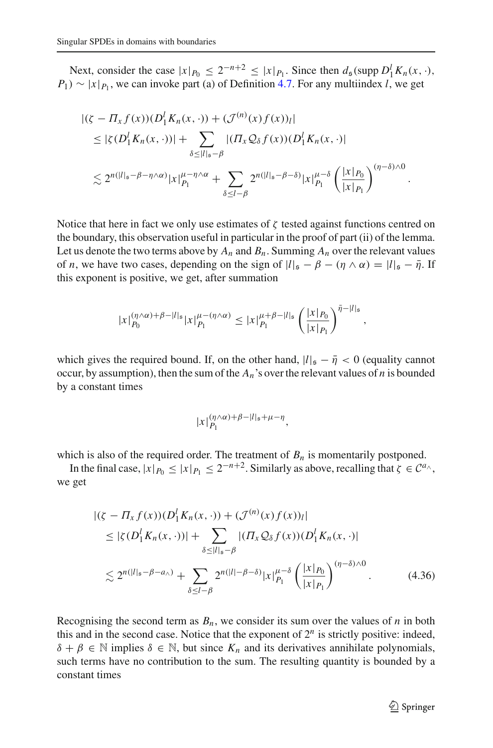Next, consider the case $|x|_{P_0} \leq 2^{-n+2} \leq |x|_{P_1}$. Since then $d_{\mathfrak{s}}(\text{supp}\, D_1^l K_n(x,\cdot), P_1) \sim |x|_{P_1}$, we can invoke part (a) of Definition 4.7. For any multiindex $l$, we get

$$
\begin{aligned}
&|(\zeta - \Pi_x f(x))(D_1^l K_n(x,\cdot)) + (\mathcal{J}^{(n)}(x) f(x))_l| \\
&\quad \leq |\zeta(D_1^l K_n(x,\cdot))| + \sum_{\delta \leq |l|_{\mathfrak{s}} - \beta} |(\Pi_x \mathcal{Q}_\delta f(x))(D_1^l K_n(x,\cdot)| \\
&\quad \lesssim 2^{n(|l|_{\mathfrak{s}} - \beta - \eta\wedge\alpha)} |x|_{P_1}^{\mu - \eta\wedge\alpha} + \sum_{\delta \leq l - \beta} 2^{n(|l|_{\mathfrak{s}} - \beta - \delta)} |x|_{P_1}^{\mu - \delta} \left(\frac{|x|_{P_0}}{|x|_{P_1}}\right)^{(\eta - \delta)\wedge 0}.
\end{aligned}
$$

Notice that here in fact we only use estimates of $\zeta$ tested against functions centred on the boundary, this observation useful in particular in the proof of part (ii) of the lemma. Let us denote the two terms above by $A_n$ and $B_n$. Summing $A_n$ over the relevant values of $n$, we have two cases, depending on the sign of $|l|_{\mathfrak{s}} - \beta - (\eta \wedge \alpha) = |l|_{\mathfrak{s}} - \bar{\eta}$. If this exponent is positive, we get, after summation

$$
|x|_{P_0}^{(\eta\wedge\alpha)+\beta-|l|_{\mathfrak{s}}} |x|_{P_1}^{\mu-(\eta\wedge\alpha)} \leq |x|_{P_1}^{\mu+\beta-|l|_{\mathfrak{s}}} \left(\frac{|x|_{P_0}}{|x|_{P_1}}\right)^{\bar{\eta}-|l|_{\mathfrak{s}}},
$$

which gives the required bound. If, on the other hand, $|l|_{\mathfrak{s}} - \bar{\eta} < 0$ (equality cannot occur, by assumption), then the sum of the $A_n$'s over the relevant values of $n$ is bounded by a constant times

$$
|x|_{P_1}^{(\eta\wedge\alpha)+\beta-|l|_{\mathfrak{s}}+\mu-\eta},
$$

which is also of the required order. The treatment of $B_n$ is momentarily postponed.

In the final case, $|x|_{P_0} \leq |x|_{P_1} \leq 2^{-n+2}$. Similarly as above, recalling that $\zeta \in \mathcal{C}^{a_\wedge}$, we get

$$
\begin{aligned}
&|(\zeta - \Pi_x f(x))(D_1^l K_n(x,\cdot)) + (\mathcal{J}^{(n)}(x) f(x))_l| \\
&\quad \leq |\zeta(D_1^l K_n(x,\cdot))| + \sum_{\delta \leq |l|_{\mathfrak{s}} - \beta} |(\Pi_x \mathcal{Q}_\delta f(x))(D_1^l K_n(x,\cdot)| \\
&\quad \lesssim 2^{n(|l|_{\mathfrak{s}} - \beta - a_\wedge)} + \sum_{\delta \leq l - \beta} 2^{n(|l| - \beta - \delta)} |x|_{P_1}^{\mu - \delta} \left(\frac{|x|_{P_0}}{|x|_{P_1}}\right)^{(\eta - \delta)\wedge 0}. \qquad (4.36)
\end{aligned}
$$

Recognising the second term as $B_n$, we consider its sum over the values of $n$ in both this and in the second case. Notice that the exponent of $2^n$ is strictly positive: indeed, $\delta + \beta \in \mathbb{N}$ implies $\delta \in \mathbb{N}$, but since $K_n$ and its derivatives annihilate polynomials, such terms have no contribution to the sum. The resulting quantity is bounded by a constant times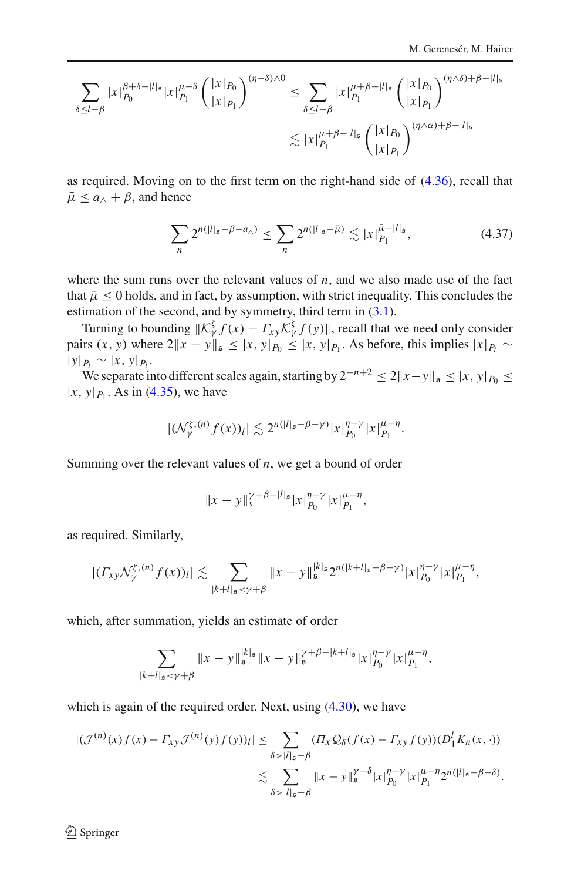$$\sum_{\delta \le l-\beta} |x|_{P_0}^{\beta+\delta-|l|_\mathfrak{s}} |x|_{P_1}^{\mu-\delta} \left(\frac{|x|_{P_0}}{|x|_{P_1}}\right)^{(\eta-\delta)\wedge 0} \le \sum_{\delta \le l-\beta} |x|_{P_1}^{\mu+\beta-|l|_\mathfrak{s}} \left(\frac{|x|_{P_0}}{|x|_{P_1}}\right)^{(\eta\wedge\delta)+\beta-|l|_\mathfrak{s}}$$

$$\lesssim |x|_{P_1}^{\mu+\beta-|l|_\mathfrak{s}} \left(\frac{|x|_{P_0}}{|x|_{P_1}}\right)^{(\eta\wedge\alpha)+\beta-|l|_\mathfrak{s}}$$

as required. Moving on to the first term on the right-hand side of (4.36), recall that $\bar{\mu} \le a_\wedge + \beta$, and hence

$$\sum_n 2^{n(|l|_\mathfrak{s}-\beta-a_\wedge)} \le \sum_n 2^{n(|l|_\mathfrak{s}-\bar{\mu})} \lesssim |x|_{P_1}^{\bar{\mu}-|l|_\mathfrak{s}}, \tag{4.37}$$

where the sum runs over the relevant values of $n$, and we also made use of the fact that $\bar{\mu} \le 0$ holds, and in fact, by assumption, with strict inequality. This concludes the estimation of the second, and by symmetry, third term in (3.1).

Turning to bounding $\|\mathcal{K}_\gamma^\zeta f(x) - \Gamma_{xy}\mathcal{K}_\gamma^\zeta f(y)\|$, recall that we need only consider pairs $(x, y)$ where $2\|x-y\|_\mathfrak{s} \le |x, y|_{P_0} \le |x, y|_{P_1}$. As before, this implies $|x|_{P_i} \sim |y|_{P_i} \sim |x, y|_{P_i}$.

We separate into different scales again, starting by $2^{-n+2} \le 2\|x-y\|_\mathfrak{s} \le |x, y|_{P_0} \le |x, y|_{P_1}$. As in (4.35), we have

$$|(\mathcal{N}_\gamma^{\zeta,(n)} f(x))_l| \lesssim 2^{n(|l|_\mathfrak{s}-\beta-\gamma)} |x|_{P_0}^{\eta-\gamma} |x|_{P_1}^{\mu-\eta}.$$

Summing over the relevant values of $n$, we get a bound of order

$$\|x-y\|_\mathfrak{s}^{\gamma+\beta-|l|_\mathfrak{s}} |x|_{P_0}^{\eta-\gamma} |x|_{P_1}^{\mu-\eta},$$

as required. Similarly,

$$|(\Gamma_{xy}\mathcal{N}_\gamma^{\zeta,(n)} f(x))_l| \lesssim \sum_{|k+l|_\mathfrak{s} < \gamma+\beta} \|x-y\|_\mathfrak{s}^{|k|_\mathfrak{s}} 2^{n(|k+l|_\mathfrak{s}-\beta-\gamma)} |x|_{P_0}^{\eta-\gamma} |x|_{P_1}^{\mu-\eta},$$

which, after summation, yields an estimate of order

$$\sum_{|k+l|_\mathfrak{s} < \gamma+\beta} \|x-y\|_\mathfrak{s}^{|k|_\mathfrak{s}} \|x-y\|_\mathfrak{s}^{\gamma+\beta-|k+l|_\mathfrak{s}} |x|_{P_0}^{\eta-\gamma} |x|_{P_1}^{\mu-\eta},$$

which is again of the required order. Next, using (4.30), we have

$$|(\mathcal{J}^{(n)}(x)f(x) - \Gamma_{xy}\mathcal{J}^{(n)}(y)f(y))_l| \le \sum_{\delta > |l|_\mathfrak{s}-\beta} (\Pi_x \mathcal{Q}_\delta(f(x) - \Gamma_{xy}f(y))(D_1^l K_n(x, \cdot))$$

$$\lesssim \sum_{\delta > |l|_\mathfrak{s}-\beta} \|x-y\|_\mathfrak{s}^{\gamma-\delta} |x|_{P_0}^{\eta-\gamma} |x|_{P_1}^{\mu-\eta} 2^{n(|l|_\mathfrak{s}-\beta-\delta)}.$$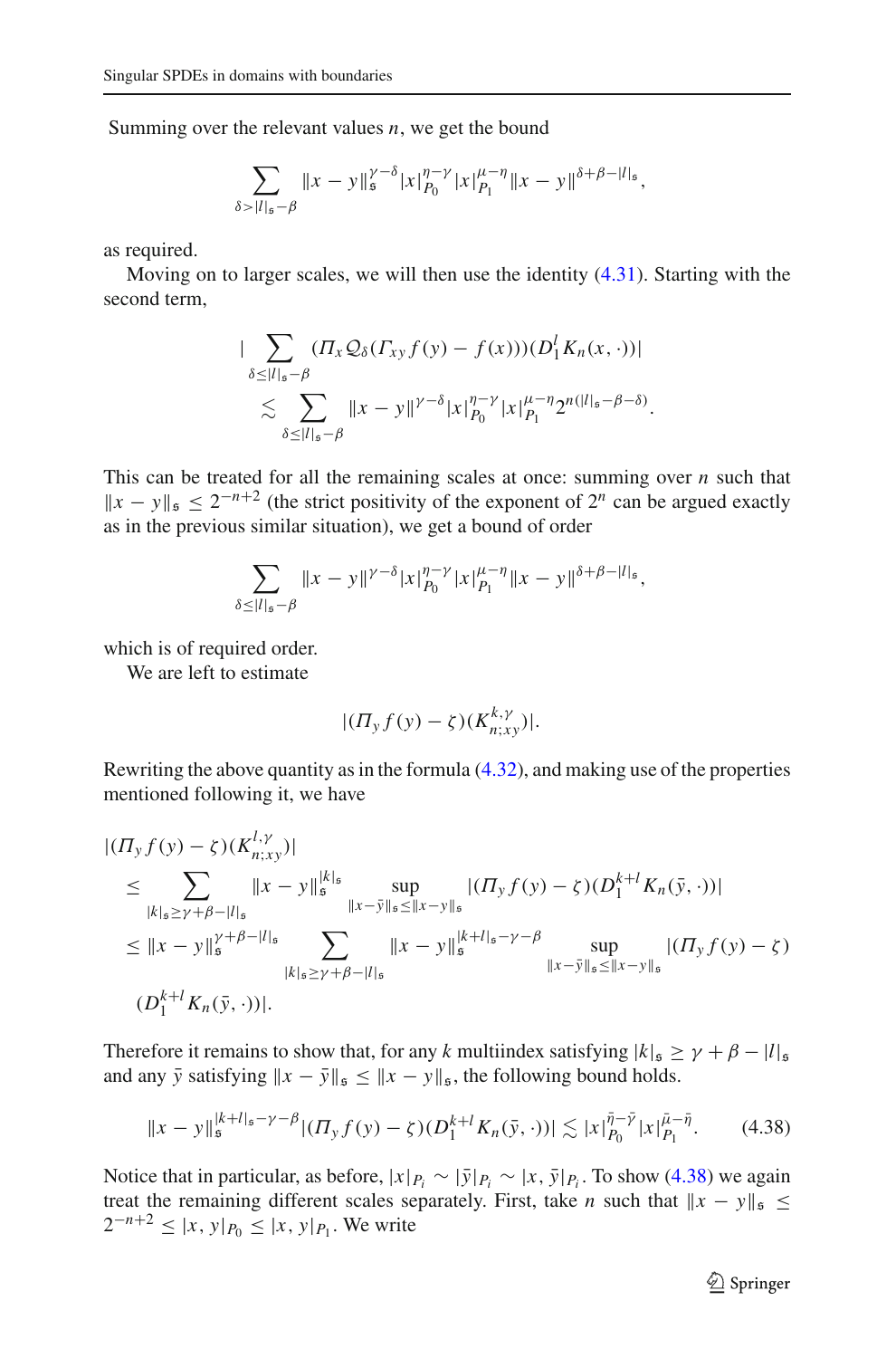Summing over the relevant values $n$, we get the bound

$$\sum_{\delta>|l|_\mathfrak{s}-\beta} \|x-y\|_\mathfrak{s}^{\gamma-\delta}|x|_{P_0}^{\eta-\gamma}|x|_{P_1}^{\mu-\eta}\|x-y\|^{\delta+\beta-|l|_\mathfrak{s}},$$

as required.

Moving on to larger scales, we will then use the identity (4.31). Starting with the second term,

$$\begin{aligned}
&\Big|\sum_{\delta\le|l|_\mathfrak{s}-\beta}(\Pi_x\mathcal{Q}_\delta(\Gamma_{xy}f(y)-f(x)))(D_1^lK_n(x,\cdot))\Big| \\
&\quad\lesssim \sum_{\delta\le|l|_\mathfrak{s}-\beta}\|x-y\|^{\gamma-\delta}|x|_{P_0}^{\eta-\gamma}|x|_{P_1}^{\mu-\eta}2^{n(|l|_\mathfrak{s}-\beta-\delta)}.
\end{aligned}$$

This can be treated for all the remaining scales at once: summing over $n$ such that $\|x-y\|_\mathfrak{s}\le 2^{-n+2}$ (the strict positivity of the exponent of $2^n$ can be argued exactly as in the previous similar situation), we get a bound of order

$$\sum_{\delta\le|l|_\mathfrak{s}-\beta}\|x-y\|^{\gamma-\delta}|x|_{P_0}^{\eta-\gamma}|x|_{P_1}^{\mu-\eta}\|x-y\|^{\delta+\beta-|l|_\mathfrak{s}},$$

which is of required order.

We are left to estimate

$$|(\Pi_yf(y)-\zeta)(K_{n;xy}^{k,\gamma})|.$$

Rewriting the above quantity as in the formula (4.32), and making use of the properties mentioned following it, we have

$$\begin{aligned}
&|(\Pi_yf(y)-\zeta)(K_{n;xy}^{l,\gamma})| \\
&\le \sum_{|k|_\mathfrak{s}\ge\gamma+\beta-|l|_\mathfrak{s}}\|x-y\|_\mathfrak{s}^{|k|_\mathfrak{s}}\sup_{\|x-\bar y\|_\mathfrak{s}\le\|x-y\|_\mathfrak{s}}|(\Pi_yf(y)-\zeta)(D_1^{k+l}K_n(\bar y,\cdot))| \\
&\le \|x-y\|_\mathfrak{s}^{\gamma+\beta-|l|_\mathfrak{s}}\sum_{|k|_\mathfrak{s}\ge\gamma+\beta-|l|_\mathfrak{s}}\|x-y\|_\mathfrak{s}^{|k+l|_\mathfrak{s}-\gamma-\beta}\sup_{\|x-\bar y\|_\mathfrak{s}\le\|x-y\|_\mathfrak{s}}|(\Pi_yf(y)-\zeta) \\
&\quad (D_1^{k+l}K_n(\bar y,\cdot))|.
\end{aligned}$$

Therefore it remains to show that, for any $k$ multiindex satisfying $|k|_\mathfrak{s}\ge\gamma+\beta-|l|_\mathfrak{s}$ and any $\bar y$ satisfying $\|x-\bar y\|_\mathfrak{s}\le\|x-y\|_\mathfrak{s}$, the following bound holds.

$$\|x-y\|_\mathfrak{s}^{|k+l|_\mathfrak{s}-\gamma-\beta}|(\Pi_yf(y)-\zeta)(D_1^{k+l}K_n(\bar y,\cdot))|\lesssim|x|_{P_0}^{\bar\eta-\bar\gamma}|x|_{P_1}^{\bar\mu-\bar\eta}. \tag{4.38}$$

Notice that in particular, as before, $|x|_{P_i}\sim|\bar y|_{P_i}\sim|x,\bar y|_{P_i}$. To show (4.38) we again treat the remaining different scales separately. First, take $n$ such that $\|x-y\|_\mathfrak{s}\le 2^{-n+2}\le|x,y|_{P_0}\le|x,y|_{P_1}$. We write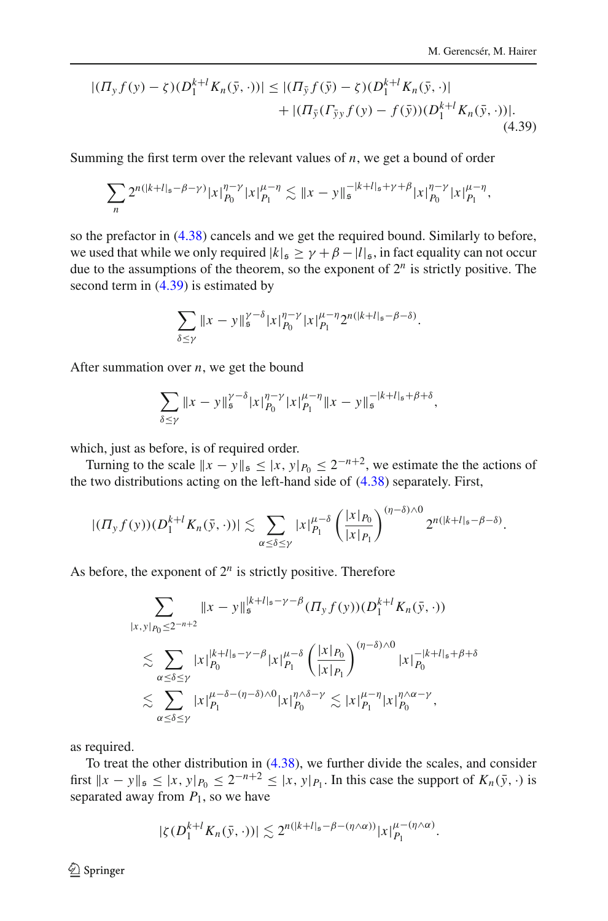$$|(\Pi_y f(y) - \zeta)(D_1^{k+l} K_n(\bar{y}, \cdot))| \leq |(\Pi_{\bar{y}} f(\bar{y}) - \zeta)(D_1^{k+l} K_n(\bar{y}, \cdot)| \\ + |(\Pi_{\bar{y}}(\Gamma_{\bar{y}y} f(y) - f(\bar{y}))(D_1^{k+l} K_n(\bar{y}, \cdot))|. \tag{4.39}$$

Summing the first term over the relevant values of $n$, we get a bound of order

$$\sum_n 2^{n(|k+l|_{\mathfrak{s}} - \beta - \gamma)} |x|_{P_0}^{\eta-\gamma} |x|_{P_1}^{\mu-\eta} \lesssim \|x-y\|_{\mathfrak{s}}^{-|k+l|_{\mathfrak{s}} + \gamma + \beta} |x|_{P_0}^{\eta-\gamma} |x|_{P_1}^{\mu-\eta},$$

so the prefactor in (4.38) cancels and we get the required bound. Similarly to before, we used that while we only required $|k|_{\mathfrak{s}} \geq \gamma + \beta - |l|_{\mathfrak{s}}$, in fact equality can not occur due to the assumptions of the theorem, so the exponent of $2^n$ is strictly positive. The second term in (4.39) is estimated by

$$\sum_{\delta \leq \gamma} \|x-y\|_{\mathfrak{s}}^{\gamma-\delta} |x|_{P_0}^{\eta-\gamma} |x|_{P_1}^{\mu-\eta} 2^{n(|k+l|_{\mathfrak{s}} - \beta - \delta)}.$$

After summation over $n$, we get the bound

$$\sum_{\delta \leq \gamma} \|x-y\|_{\mathfrak{s}}^{\gamma-\delta} |x|_{P_0}^{\eta-\gamma} |x|_{P_1}^{\mu-\eta} \|x-y\|_{\mathfrak{s}}^{-|k+l|_{\mathfrak{s}} + \beta + \delta},$$

which, just as before, is of required order.

Turning to the scale $\|x-y\|_{\mathfrak{s}} \leq |x, y|_{P_0} \leq 2^{-n+2}$, we estimate the the actions of the two distributions acting on the left-hand side of (4.38) separately. First,

$$|(\Pi_y f(y))(D_1^{k+l} K_n(\bar{y}, \cdot))| \lesssim \sum_{\alpha \leq \delta \leq \gamma} |x|_{P_1}^{\mu-\delta} \left( \frac{|x|_{P_0}}{|x|_{P_1}} \right)^{(\eta-\delta) \wedge 0} 2^{n(|k+l|_{\mathfrak{s}} - \beta - \delta)}.$$

As before, the exponent of $2^n$ is strictly positive. Therefore

$$\begin{aligned} &\sum_{|x,y|_{P_0} \leq 2^{-n+2}} \|x-y\|_{\mathfrak{s}}^{|k+l|_{\mathfrak{s}} - \gamma - \beta} (\Pi_y f(y))(D_1^{k+l} K_n(\bar{y}, \cdot)) \\ &\lesssim \sum_{\alpha \leq \delta \leq \gamma} |x|_{P_0}^{|k+l|_{\mathfrak{s}} - \gamma - \beta} |x|_{P_1}^{\mu-\delta} \left( \frac{|x|_{P_0}}{|x|_{P_1}} \right)^{(\eta-\delta) \wedge 0} |x|_{P_0}^{-|k+l|_{\mathfrak{s}} + \beta + \delta} \\ &\lesssim \sum_{\alpha \leq \delta \leq \gamma} |x|_{P_1}^{\mu - \delta - (\eta-\delta) \wedge 0} |x|_{P_0}^{\eta \wedge \delta - \gamma} \lesssim |x|_{P_1}^{\mu-\eta} |x|_{P_0}^{\eta \wedge \alpha - \gamma}, \end{aligned}$$

as required.

To treat the other distribution in (4.38), we further divide the scales, and consider first $\|x-y\|_{\mathfrak{s}} \leq |x, y|_{P_0} \leq 2^{-n+2} \leq |x, y|_{P_1}$. In this case the support of $K_n(\bar{y}, \cdot)$ is separated away from $P_1$, so we have

$$|\zeta(D_1^{k+l} K_n(\bar{y}, \cdot))| \lesssim 2^{n(|k+l|_{\mathfrak{s}} - \beta - (\eta \wedge \alpha))} |x|_{P_1}^{\mu - (\eta \wedge \alpha)}.$$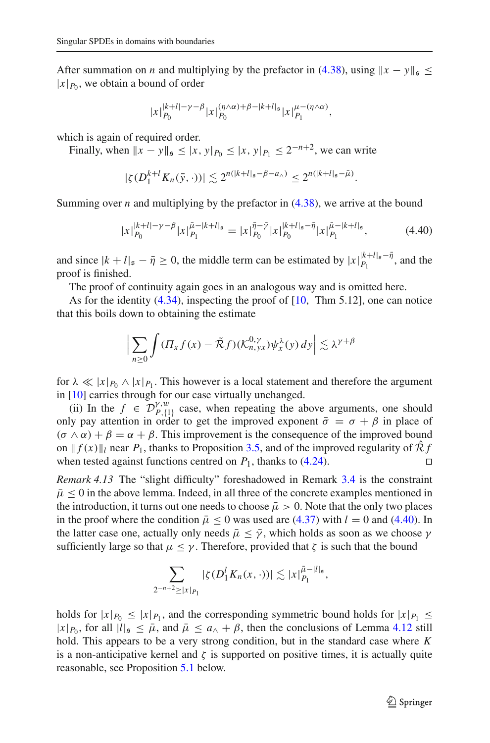After summation on $n$ and multiplying by the prefactor in (4.38), using $\|x-y\|_{\mathfrak{s}} \leq |x|_{P_0}$, we obtain a bound of order

$$|x|_{P_0}^{|k+l|-\gamma-\beta} |x|_{P_0}^{(\eta\wedge\alpha)+\beta-|k+l|_{\mathfrak{s}}} |x|_{P_1}^{\mu-(\eta\wedge\alpha)},$$

which is again of required order.

Finally, when $\|x-y\|_{\mathfrak{s}} \leq |x,y|_{P_0} \leq |x,y|_{P_1} \leq 2^{-n+2}$, we can write

$$|\zeta(D_1^{k+l} K_n(\bar{y},\cdot))| \lesssim 2^{n(|k+l|_{\mathfrak{s}}-\beta-a_\wedge)} \leq 2^{n(|k+l|_{\mathfrak{s}}-\bar{\mu})}.$$

Summing over $n$ and multiplying by the prefactor in (4.38), we arrive at the bound

$$|x|_{P_0}^{|k+l|-\gamma-\beta} |x|_{P_1}^{\bar{\mu}-|k+l|_{\mathfrak{s}}} = |x|_{P_0}^{\bar{\eta}-\bar{\gamma}} |x|_{P_0}^{|k+l|_{\mathfrak{s}}-\bar{\eta}} |x|_{P_1}^{\bar{\mu}-|k+l|_{\mathfrak{s}}}, \tag{4.40}$$

and since $|k+l|_{\mathfrak{s}} - \bar{\eta} \geq 0$, the middle term can be estimated by $|x|_{P_1}^{|k+l|_{\mathfrak{s}}-\bar{\eta}}$, and the proof is finished.

The proof of continuity again goes in an analogous way and is omitted here.

As for the identity (4.34), inspecting the proof of [10, Thm 5.12], one can notice that this boils down to obtaining the estimate

$$\Big|\sum_{n\geq 0} \int (\Pi_x f(x) - \tilde{\mathcal{R}} f)(\mathcal{K}_{n,yx}^{0,\gamma}) \psi_x^\lambda(y)\, dy\Big| \lesssim \lambda^{\gamma+\beta}$$

for $\lambda \ll |x|_{P_0} \wedge |x|_{P_1}$. This however is a local statement and therefore the argument in [10] carries through for our case virtually unchanged.

(ii) In the $f \in \mathcal{D}_{P,\{1\}}^{\gamma,w}$ case, when repeating the above arguments, one should only pay attention in order to get the improved exponent $\bar{\sigma} = \sigma + \beta$ in place of $(\sigma \wedge \alpha) + \beta = \alpha + \beta$. This improvement is the consequence of the improved bound on $\|f(x)\|_l$ near $P_1$, thanks to Proposition 3.5, and of the improved regularity of $\hat{\mathcal{R}} f$ when tested against functions centred on $P_1$, thanks to (4.24). □

*Remark 4.13* The "slight difficulty" foreshadowed in Remark 3.4 is the constraint $\bar{\mu} \leq 0$ in the above lemma. Indeed, in all three of the concrete examples mentioned in the introduction, it turns out one needs to choose $\bar{\mu} > 0$. Note that the only two places in the proof where the condition $\bar{\mu} \leq 0$ was used are (4.37) with $l = 0$ and (4.40). In the latter case one, actually only needs $\bar{\mu} \leq \bar{\gamma}$, which holds as soon as we choose $\gamma$ sufficiently large so that $\mu \leq \gamma$. Therefore, provided that $\zeta$ is such that the bound

$$\sum_{2^{-n+2} \geq |x|_{P_1}} |\zeta(D_1^l K_n(x,\cdot))| \lesssim |x|_{P_1}^{\bar{\mu}-|l|_{\mathfrak{s}}},$$

holds for $|x|_{P_0} \leq |x|_{P_1}$, and the corresponding symmetric bound holds for $|x|_{P_1} \leq |x|_{P_0}$, for all $|l|_{\mathfrak{s}} \leq \bar{\mu}$, and $\bar{\mu} \leq a_\wedge + \beta$, then the conclusions of Lemma 4.12 still hold. This appears to be a very strong condition, but in the standard case where $K$ is a non-anticipative kernel and $\zeta$ is supported on positive times, it is actually quite reasonable, see Proposition 5.1 below.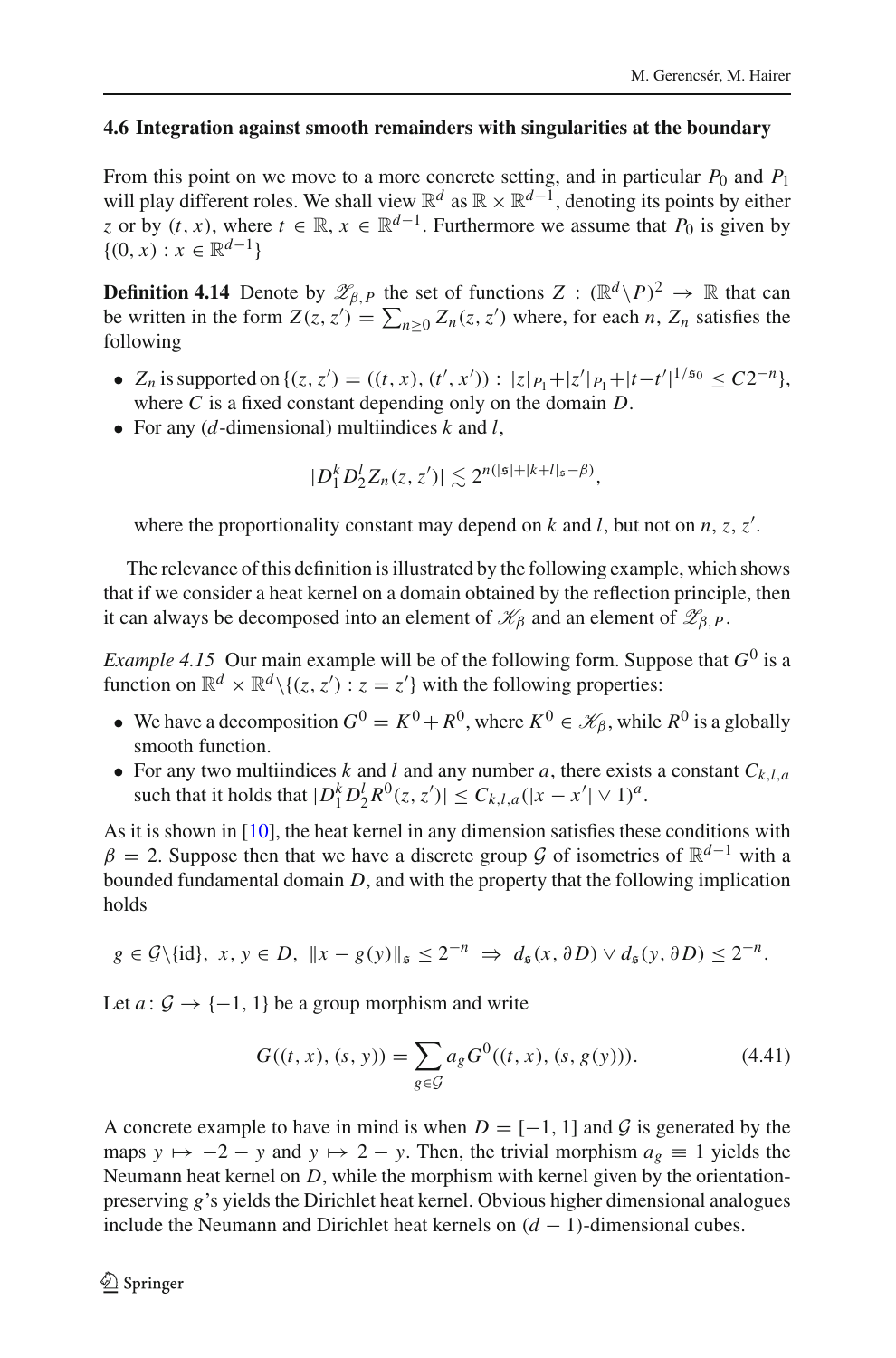### 4.6 Integration against smooth remainders with singularities at the boundary

From this point on we move to a more concrete setting, and in particular $P_0$ and $P_1$ will play different roles. We shall view $\mathbb{R}^d$ as $\mathbb{R} \times \mathbb{R}^{d-1}$, denoting its points by either $z$ or by $(t, x)$, where $t \in \mathbb{R}$, $x \in \mathbb{R}^{d-1}$. Furthermore we assume that $P_0$ is given by $\{(0, x) : x \in \mathbb{R}^{d-1}\}$

**Definition 4.14** Denote by $\mathscr{Z}_{\beta,P}$ the set of functions $Z : (\mathbb{R}^d \backslash P)^2 \to \mathbb{R}$ that can be written in the form $Z(z, z') = \sum_{n \geq 0} Z_n(z, z')$ where, for each $n$, $Z_n$ satisfies the following

- $Z_n$ is supported on $\{(z, z') = ((t, x), (t', x')) : |z|_{P_1} + |z'|_{P_1} + |t - t'|^{1/\mathfrak{s}_0} \leq C 2^{-n}\}$, where $C$ is a fixed constant depending only on the domain $D$.
- For any ($d$-dimensional) multiindices $k$ and $l$,
$$|D_1^k D_2^l Z_n(z, z')| \lesssim 2^{n(|\mathfrak{s}| + |k+l|_\mathfrak{s} - \beta)},$$
where the proportionality constant may depend on $k$ and $l$, but not on $n$, $z$, $z'$.

The relevance of this definition is illustrated by the following example, which shows that if we consider a heat kernel on a domain obtained by the reflection principle, then it can always be decomposed into an element of $\mathscr{K}_\beta$ and an element of $\mathscr{Z}_{\beta,P}$.

*Example 4.15* Our main example will be of the following form. Suppose that $G^0$ is a function on $\mathbb{R}^d \times \mathbb{R}^d \backslash \{(z, z') : z = z'\}$ with the following properties:

- We have a decomposition $G^0 = K^0 + R^0$, where $K^0 \in \mathscr{K}_\beta$, while $R^0$ is a globally smooth function.
- For any two multiindices $k$ and $l$ and any number $a$, there exists a constant $C_{k,l,a}$ such that it holds that $|D_1^k D_2^l R^0(z, z')| \leq C_{k,l,a}(|x - x'| \vee 1)^a$.

As it is shown in [10], the heat kernel in any dimension satisfies these conditions with $\beta = 2$. Suppose then that we have a discrete group $\mathcal{G}$ of isometries of $\mathbb{R}^{d-1}$ with a bounded fundamental domain $D$, and with the property that the following implication holds

$$g \in \mathcal{G} \backslash \{\mathrm{id}\},\ x, y \in D,\ \|x - g(y)\|_\mathfrak{s} \leq 2^{-n} \ \Rightarrow\ d_\mathfrak{s}(x, \partial D) \vee d_\mathfrak{s}(y, \partial D) \leq 2^{-n}.$$

Let $a : \mathcal{G} \to \{-1, 1\}$ be a group morphism and write

$$G((t, x), (s, y)) = \sum_{g \in \mathcal{G}} a_g G^0((t, x), (s, g(y))). \tag{4.41}$$

A concrete example to have in mind is when $D = [-1, 1]$ and $\mathcal{G}$ is generated by the maps $y \mapsto -2 - y$ and $y \mapsto 2 - y$. Then, the trivial morphism $a_g \equiv 1$ yields the Neumann heat kernel on $D$, while the morphism with kernel given by the orientation-preserving $g$'s yields the Dirichlet heat kernel. Obvious higher dimensional analogues include the Neumann and Dirichlet heat kernels on $(d - 1)$-dimensional cubes.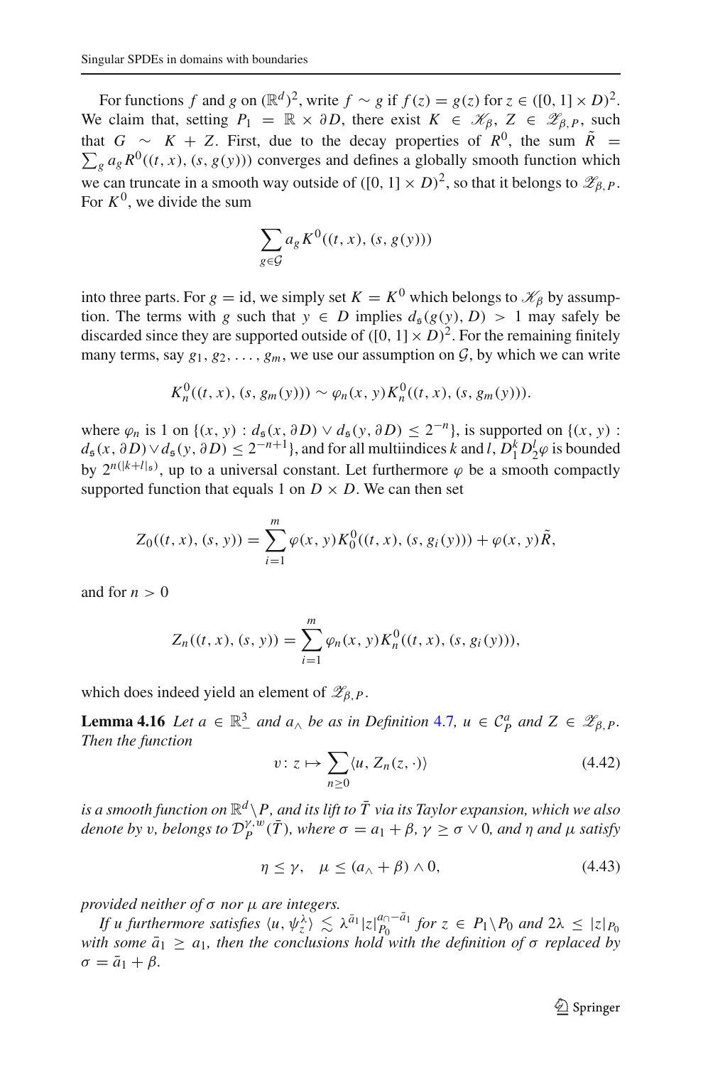For functions $f$ and $g$ on $(\mathbb{R}^d)^2$, write $f \sim g$ if $f(z) = g(z)$ for $z \in ([0,1] \times D)^2$. We claim that, setting $P_1 = \mathbb{R} \times \partial D$, there exist $K \in \mathscr{K}_\beta$, $Z \in \mathscr{Z}_{\beta,P}$, such that $G \sim K + Z$. First, due to the decay properties of $R^0$, the sum $\tilde{R} = \sum_g a_g R^0((t,x),(s,g(y)))$ converges and defines a globally smooth function which we can truncate in a smooth way outside of $([0,1] \times D)^2$, so that it belongs to $\mathscr{Z}_{\beta,P}$. For $K^0$, we divide the sum

$$\sum_{g \in \mathcal{G}} a_g K^0((t,x),(s,g(y)))$$

into three parts. For $g = \mathrm{id}$, we simply set $K = K^0$ which belongs to $\mathscr{K}_\beta$ by assumption. The terms with $g$ such that $y \in D$ implies $d_\mathfrak{s}(g(y), D) > 1$ may safely be discarded since they are supported outside of $([0,1] \times D)^2$. For the remaining finitely many terms, say $g_1, g_2, \ldots, g_m$, we use our assumption on $\mathcal{G}$, by which we can write

$$K_n^0((t,x),(s,g_m(y))) \sim \varphi_n(x,y) K_n^0((t,x),(s,g_m(y))).$$

where $\varphi_n$ is 1 on $\{(x,y) : d_\mathfrak{s}(x,\partial D) \vee d_\mathfrak{s}(y,\partial D) \leq 2^{-n}\}$, is supported on $\{(x,y) : d_\mathfrak{s}(x,\partial D) \vee d_\mathfrak{s}(y,\partial D) \leq 2^{-n+1}\}$, and for all multiindices $k$ and $l$, $D_1^k D_2^l \varphi$ is bounded by $2^{n(|k+l|_\mathfrak{s})}$, up to a universal constant. Let furthermore $\varphi$ be a smooth compactly supported function that equals 1 on $D \times D$. We can then set

$$Z_0((t,x),(s,y)) = \sum_{i=1}^m \varphi(x,y) K_0^0((t,x),(s,g_i(y))) + \varphi(x,y)\tilde{R},$$

and for $n > 0$

$$Z_n((t,x),(s,y)) = \sum_{i=1}^m \varphi_n(x,y) K_n^0((t,x),(s,g_i(y))),$$

which does indeed yield an element of $\mathscr{Z}_{\beta,P}$.

**Lemma 4.16** *Let $a \in \mathbb{R}^3_-$ and $a_\wedge$ be as in Definition 4.7, $u \in \mathcal{C}_P^a$ and $Z \in \mathscr{Z}_{\beta,P}$. Then the function*

$$v \colon z \mapsto \sum_{n \geq 0} \langle u, Z_n(z,\cdot)\rangle \tag{4.42}$$

*is a smooth function on $\mathbb{R}^d \setminus P$, and its lift to $\bar{T}$ via its Taylor expansion, which we also denote by $v$, belongs to $\mathcal{D}_P^{\gamma,w}(\bar{T})$, where $\sigma = a_1 + \beta$, $\gamma \geq \sigma \vee 0$, and $\eta$ and $\mu$ satisfy*

$$\eta \leq \gamma, \quad \mu \leq (a_\wedge + \beta) \wedge 0, \tag{4.43}$$

*provided neither of $\sigma$ nor $\mu$ are integers.*

*If $u$ furthermore satisfies $\langle u, \psi_z^\lambda\rangle \lesssim \lambda^{\bar{a}_1}|z|_{P_0}^{a_\cap - \bar{a}_1}$ for $z \in P_1 \setminus P_0$ and $2\lambda \leq |z|_{P_0}$ with some $\bar{a}_1 \geq a_1$, then the conclusions hold with the definition of $\sigma$ replaced by $\sigma = \bar{a}_1 + \beta$.*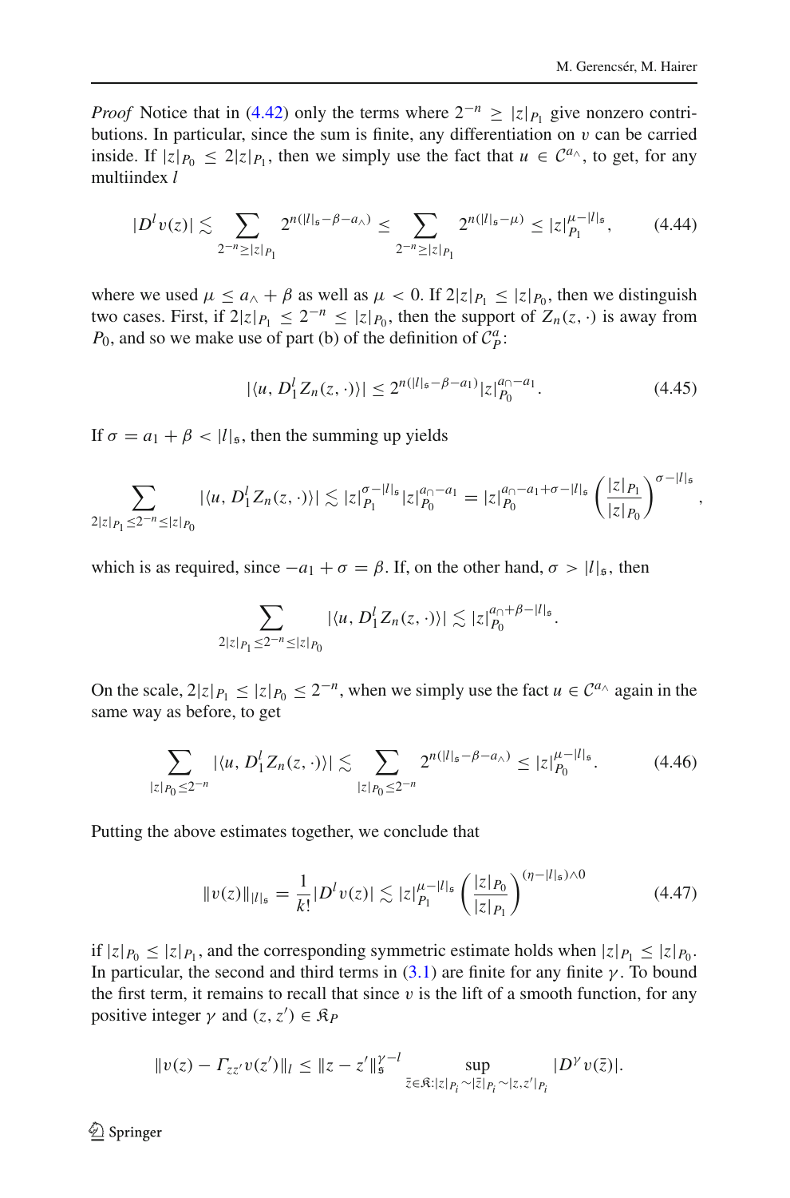*Proof* Notice that in (4.42) only the terms where $2^{-n} \geq |z|_{P_1}$ give nonzero contributions. In particular, since the sum is finite, any differentiation on $v$ can be carried inside. If $|z|_{P_0} \leq 2|z|_{P_1}$, then we simply use the fact that $u \in \mathcal{C}^{a_\wedge}$, to get, for any multiindex $l$

$$|D^l v(z)| \lesssim \sum_{2^{-n} \geq |z|_{P_1}} 2^{n(|l|_\mathfrak{s} - \beta - a_\wedge)} \leq \sum_{2^{-n} \geq |z|_{P_1}} 2^{n(|l|_\mathfrak{s} - \mu)} \leq |z|_{P_1}^{\mu - |l|_\mathfrak{s}}, \tag{4.44}$$

where we used $\mu \leq a_\wedge + \beta$ as well as $\mu < 0$. If $2|z|_{P_1} \leq |z|_{P_0}$, then we distinguish two cases. First, if $2|z|_{P_1} \leq 2^{-n} \leq |z|_{P_0}$, then the support of $Z_n(z, \cdot)$ is away from $P_0$, and so we make use of part (b) of the definition of $\mathcal{C}_P^a$:

$$|\langle u, D_1^l Z_n(z, \cdot)\rangle| \leq 2^{n(|l|_\mathfrak{s} - \beta - a_1)} |z|_{P_0}^{a_\cap - a_1}. \tag{4.45}$$

If $\sigma = a_1 + \beta < |l|_\mathfrak{s}$, then the summing up yields

$$\sum_{2|z|_{P_1} \leq 2^{-n} \leq |z|_{P_0}} |\langle u, D_1^l Z_n(z, \cdot)\rangle| \lesssim |z|_{P_1}^{\sigma - |l|_\mathfrak{s}} |z|_{P_0}^{a_\cap - a_1} = |z|_{P_0}^{a_\cap - a_1 + \sigma - |l|_\mathfrak{s}} \left(\frac{|z|_{P_1}}{|z|_{P_0}}\right)^{\sigma - |l|_\mathfrak{s}},$$

which is as required, since $-a_1 + \sigma = \beta$. If, on the other hand, $\sigma > |l|_\mathfrak{s}$, then

$$\sum_{2|z|_{P_1} \leq 2^{-n} \leq |z|_{P_0}} |\langle u, D_1^l Z_n(z, \cdot)\rangle| \lesssim |z|_{P_0}^{a_\cap + \beta - |l|_\mathfrak{s}}.$$

On the scale, $2|z|_{P_1} \leq |z|_{P_0} \leq 2^{-n}$, when we simply use the fact $u \in \mathcal{C}^{a_\wedge}$ again in the same way as before, to get

$$\sum_{|z|_{P_0} \leq 2^{-n}} |\langle u, D_1^l Z_n(z, \cdot)\rangle| \lesssim \sum_{|z|_{P_0} \leq 2^{-n}} 2^{n(|l|_\mathfrak{s} - \beta - a_\wedge)} \leq |z|_{P_0}^{\mu - |l|_\mathfrak{s}}. \tag{4.46}$$

Putting the above estimates together, we conclude that

$$\|v(z)\|_{|l|_\mathfrak{s}} = \frac{1}{k!}|D^l v(z)| \lesssim |z|_{P_1}^{\mu - |l|_\mathfrak{s}} \left(\frac{|z|_{P_0}}{|z|_{P_1}}\right)^{(\eta - |l|_\mathfrak{s}) \wedge 0} \tag{4.47}$$

if $|z|_{P_0} \leq |z|_{P_1}$, and the corresponding symmetric estimate holds when $|z|_{P_1} \leq |z|_{P_0}$. In particular, the second and third terms in (3.1) are finite for any finite $\gamma$. To bound the first term, it remains to recall that since $v$ is the lift of a smooth function, for any positive integer $\gamma$ and $(z, z') \in \mathfrak{K}_P$

$$\|v(z) - \Gamma_{zz'} v(z')\|_l \leq \|z - z'\|_\mathfrak{s}^{\gamma - l} \sup_{\bar{z} \in \mathfrak{K} : |z|_{P_i} \sim |\bar{z}|_{P_i} \sim |z, z'|_{P_i}} |D^\gamma v(\bar{z})|.$$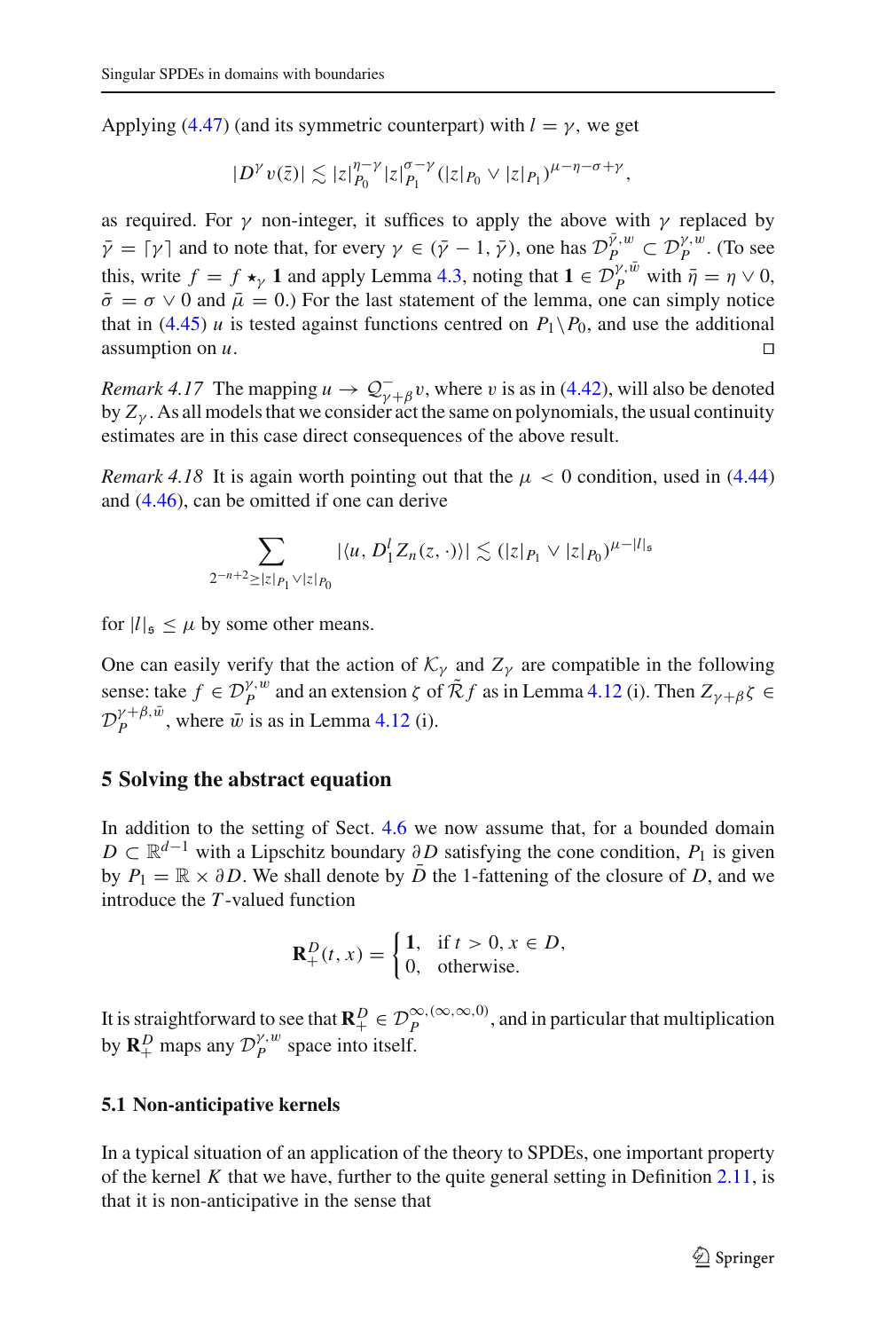Applying (4.47) (and its symmetric counterpart) with $l = \gamma$, we get

$$|D^\gamma v(\bar z)| \lesssim |z|_{P_0}^{\eta-\gamma} |z|_{P_1}^{\sigma-\gamma} (|z|_{P_0} \vee |z|_{P_1})^{\mu-\eta-\sigma+\gamma},$$

as required. For $\gamma$ non-integer, it suffices to apply the above with $\gamma$ replaced by $\bar\gamma = \lceil \gamma \rceil$ and to note that, for every $\gamma \in (\bar\gamma - 1, \bar\gamma)$, one has $\mathcal{D}_P^{\bar\gamma,w} \subset \mathcal{D}_P^{\gamma,w}$. (To see this, write $f = f \star_\gamma \mathbf{1}$ and apply Lemma 4.3, noting that $\mathbf{1} \in \mathcal{D}_P^{\gamma,\bar w}$ with $\bar\eta = \eta \vee 0$, $\bar\sigma = \sigma \vee 0$ and $\bar\mu = 0$.) For the last statement of the lemma, one can simply notice that in (4.45) $u$ is tested against functions centred on $P_1 \backslash P_0$, and use the additional assumption on $u$. □

*Remark 4.17* The mapping $u \to \mathcal{Q}^-_{\gamma+\beta} v$, where $v$ is as in (4.42), will also be denoted by $Z_\gamma$. As all models that we consider act the same on polynomials, the usual continuity estimates are in this case direct consequences of the above result.

*Remark 4.18* It is again worth pointing out that the $\mu < 0$ condition, used in (4.44) and (4.46), can be omitted if one can derive

$$\sum_{2^{-n+2} \geq |z|_{P_1} \vee |z|_{P_0}} |\langle u, D_1^l Z_n(z, \cdot)\rangle| \lesssim (|z|_{P_1} \vee |z|_{P_0})^{\mu - |l|_\mathfrak{s}}$$

for $|l|_\mathfrak{s} \leq \mu$ by some other means.

One can easily verify that the action of $\mathcal{K}_\gamma$ and $Z_\gamma$ are compatible in the following sense: take $f \in \mathcal{D}_P^{\gamma,w}$ and an extension $\zeta$ of $\tilde{\mathcal{R}} f$ as in Lemma 4.12 (i). Then $Z_{\gamma+\beta}\zeta \in \mathcal{D}_P^{\gamma+\beta,\bar w}$, where $\bar w$ is as in Lemma 4.12 (i).

## 5 Solving the abstract equation

In addition to the setting of Sect. 4.6 we now assume that, for a bounded domain $D \subset \mathbb{R}^{d-1}$ with a Lipschitz boundary $\partial D$ satisfying the cone condition, $P_1$ is given by $P_1 = \mathbb{R} \times \partial D$. We shall denote by $\bar D$ the 1-fattening of the closure of $D$, and we introduce the $T$-valued function

$$\mathbf{R}_+^D(t, x) = \begin{cases} \mathbf{1}, & \text{if } t > 0, x \in D, \\ 0, & \text{otherwise.} \end{cases}$$

It is straightforward to see that $\mathbf{R}_+^D \in \mathcal{D}_P^{\infty,(\infty,\infty,0)}$, and in particular that multiplication by $\mathbf{R}_+^D$ maps any $\mathcal{D}_P^{\gamma,w}$ space into itself.

### 5.1 Non-anticipative kernels

In a typical situation of an application of the theory to SPDEs, one important property of the kernel $K$ that we have, further to the quite general setting in Definition 2.11, is that it is non-anticipative in the sense that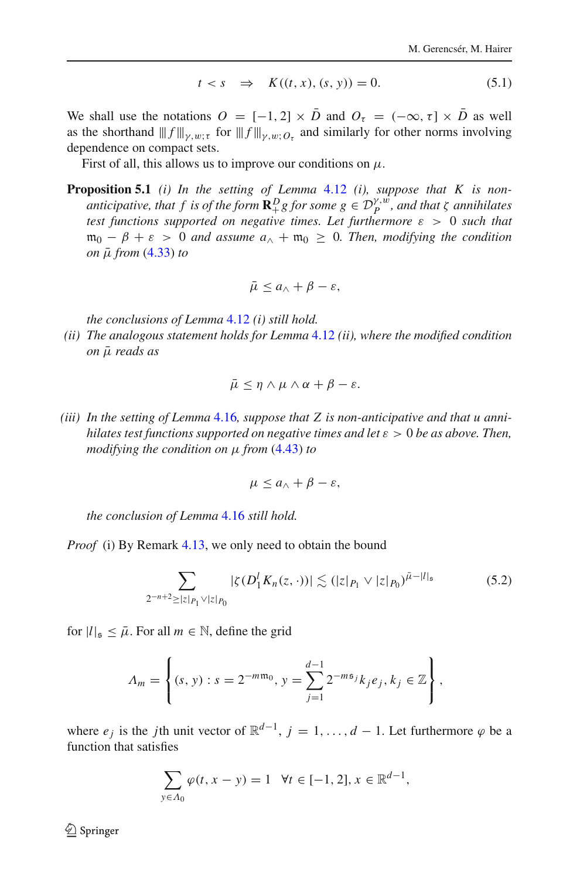$$t < s \quad \Rightarrow \quad K((t, x), (s, y)) = 0. \tag{5.1}$$

We shall use the notations $O = [-1, 2] \times \bar{D}$ and $O_\tau = (-\infty, \tau] \times \bar{D}$ as well as the shorthand $|||f|||_{\gamma,w;\tau}$ for $|||f|||_{\gamma,w;O_\tau}$ and similarly for other norms involving dependence on compact sets.

First of all, this allows us to improve our conditions on $\mu$.

**Proposition 5.1** *(i) In the setting of Lemma 4.12 (i), suppose that $K$ is non-anticipative, that $f$ is of the form $\mathbf{R}_+^D g$ for some $g \in \mathcal{D}_P^{\gamma,w}$, and that $\zeta$ annihilates test functions supported on negative times. Let furthermore $\varepsilon > 0$ such that $\mathfrak{m}_0 - \beta + \varepsilon > 0$ and assume $a_\wedge + \mathfrak{m}_0 \geq 0$. Then, modifying the condition on $\bar{\mu}$ from (4.33) to*

$$\bar{\mu} \leq a_\wedge + \beta - \varepsilon,$$

*the conclusions of Lemma 4.12 (i) still hold.*

*(ii) The analogous statement holds for Lemma 4.12 (ii), where the modified condition on $\bar{\mu}$ reads as*

$$\bar{\mu} \leq \eta \wedge \mu \wedge \alpha + \beta - \varepsilon.$$

*(iii) In the setting of Lemma 4.16, suppose that $Z$ is non-anticipative and that $u$ annihilates test functions supported on negative times and let $\varepsilon > 0$ be as above. Then, modifying the condition on $\mu$ from (4.43) to*

$$\mu \leq a_\wedge + \beta - \varepsilon,$$

*the conclusion of Lemma 4.16 still hold.*

*Proof* (i) By Remark 4.13, we only need to obtain the bound

$$\sum_{2^{-n+2} \geq |z|_{P_1} \vee |z|_{P_0}} |\zeta(D_1^l K_n(z, \cdot))| \lesssim (|z|_{P_1} \vee |z|_{P_0})^{\bar{\mu} - |l|_\mathfrak{s}} \tag{5.2}$$

for $|l|_\mathfrak{s} \leq \bar{\mu}$. For all $m \in \mathbb{N}$, define the grid

$$\Lambda_m = \left\{ (s, y) : s = 2^{-m\mathfrak{m}_0}, \, y = \sum_{j=1}^{d-1} 2^{-m\mathfrak{s}_j} k_j e_j, \, k_j \in \mathbb{Z} \right\},$$

where $e_j$ is the $j$th unit vector of $\mathbb{R}^{d-1}$, $j = 1, \ldots, d-1$. Let furthermore $\varphi$ be a function that satisfies

$$\sum_{y \in \Lambda_0} \varphi(t, x - y) = 1 \quad \forall t \in [-1, 2], x \in \mathbb{R}^{d-1},$$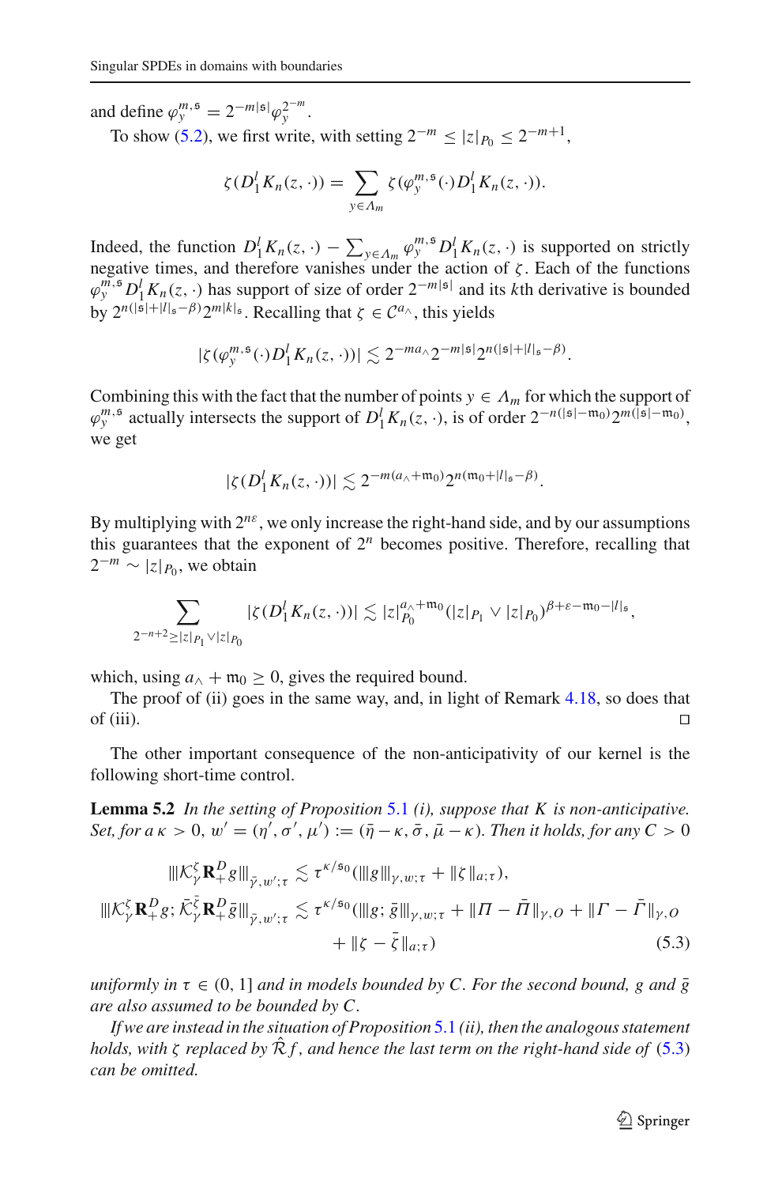and define $\varphi_y^{m,\mathfrak{s}} = 2^{-m|\mathfrak{s}|}\varphi_y^{2^{-m}}$.

To show (5.2), we first write, with setting $2^{-m} \le |z|_{P_0} \le 2^{-m+1}$,

$$\zeta(D_1^l K_n(z,\cdot)) = \sum_{y\in\Lambda_m} \zeta(\varphi_y^{m,\mathfrak{s}}(\cdot)D_1^l K_n(z,\cdot)).$$

Indeed, the function $D_1^l K_n(z,\cdot) - \sum_{y\in\Lambda_m}\varphi_y^{m,\mathfrak{s}} D_1^l K_n(z,\cdot)$ is supported on strictly negative times, and therefore vanishes under the action of $\zeta$. Each of the functions $\varphi_y^{m,\mathfrak{s}} D_1^l K_n(z,\cdot)$ has support of size of order $2^{-m|\mathfrak{s}|}$ and its $k$th derivative is bounded by $2^{n(|\mathfrak{s}|+|l|_\mathfrak{s}-\beta)}2^{m|k|_\mathfrak{s}}$. Recalling that $\zeta \in \mathcal{C}^{a_\wedge}$, this yields

$$|\zeta(\varphi_y^{m,\mathfrak{s}}(\cdot)D_1^l K_n(z,\cdot))| \lesssim 2^{-ma_\wedge}2^{-m|\mathfrak{s}|}2^{n(|\mathfrak{s}|+|l|_\mathfrak{s}-\beta)}.$$

Combining this with the fact that the number of points $y \in \Lambda_m$ for which the support of $\varphi_y^{m,\mathfrak{s}}$ actually intersects the support of $D_1^l K_n(z,\cdot)$, is of order $2^{-n(|\mathfrak{s}|-\mathfrak{m}_0)}2^{m(|\mathfrak{s}|-\mathfrak{m}_0)}$, we get

$$|\zeta(D_1^l K_n(z,\cdot))| \lesssim 2^{-m(a_\wedge+\mathfrak{m}_0)}2^{n(\mathfrak{m}_0+|l|_\mathfrak{s}-\beta)}.$$

By multiplying with $2^{n\varepsilon}$, we only increase the right-hand side, and by our assumptions this guarantees that the exponent of $2^n$ becomes positive. Therefore, recalling that $2^{-m} \sim |z|_{P_0}$, we obtain

$$\sum_{2^{-n+2}\ge|z|_{P_1}\vee|z|_{P_0}} |\zeta(D_1^l K_n(z,\cdot))| \lesssim |z|_{P_0}^{a_\wedge+\mathfrak{m}_0}(|z|_{P_1}\vee|z|_{P_0})^{\beta+\varepsilon-\mathfrak{m}_0-|l|_\mathfrak{s}},$$

which, using $a_\wedge + \mathfrak{m}_0 \ge 0$, gives the required bound.

The proof of (ii) goes in the same way, and, in light of Remark 4.18, so does that of (iii). □

The other important consequence of the non-anticipativity of our kernel is the following short-time control.

**Lemma 5.2** *In the setting of Proposition 5.1 (i), suppose that $K$ is non-anticipative. Set, for a $\kappa > 0$, $w' = (\eta',\sigma',\mu') := (\bar\eta - \kappa, \bar\sigma, \bar\mu - \kappa)$. Then it holds, for any $C > 0$*

$$\begin{aligned}
|||\mathcal{K}_\gamma^\zeta \mathbf{R}_+^D g|||_{\bar\gamma,w';\tau} &\lesssim \tau^{\kappa/\mathfrak{s}_0}(|||g|||_{\gamma,w;\tau} + \|\zeta\|_{a;\tau}),\\
|||\mathcal{K}_\gamma^\zeta \mathbf{R}_+^D g; \bar{\mathcal{K}}_\gamma^{\bar\zeta}\mathbf{R}_+^D \bar g|||_{\bar\gamma,w';\tau} &\lesssim \tau^{\kappa/\mathfrak{s}_0}(|||g;\bar g|||_{\gamma,w;\tau} + \|\Pi - \bar\Pi\|_{\gamma,O} + \|\Gamma - \bar\Gamma\|_{\gamma,O}\\
&\quad + \|\zeta - \bar\zeta\|_{a;\tau})
\end{aligned} \tag{5.3}$$

*uniformly in $\tau \in (0,1]$ and in models bounded by $C$. For the second bound, $g$ and $\bar g$ are also assumed to be bounded by $C$.*

*If we are instead in the situation of Proposition 5.1 (ii), then the analogous statement holds, with $\zeta$ replaced by $\hat{\mathcal{R}}f$, and hence the last term on the right-hand side of (5.3) can be omitted.*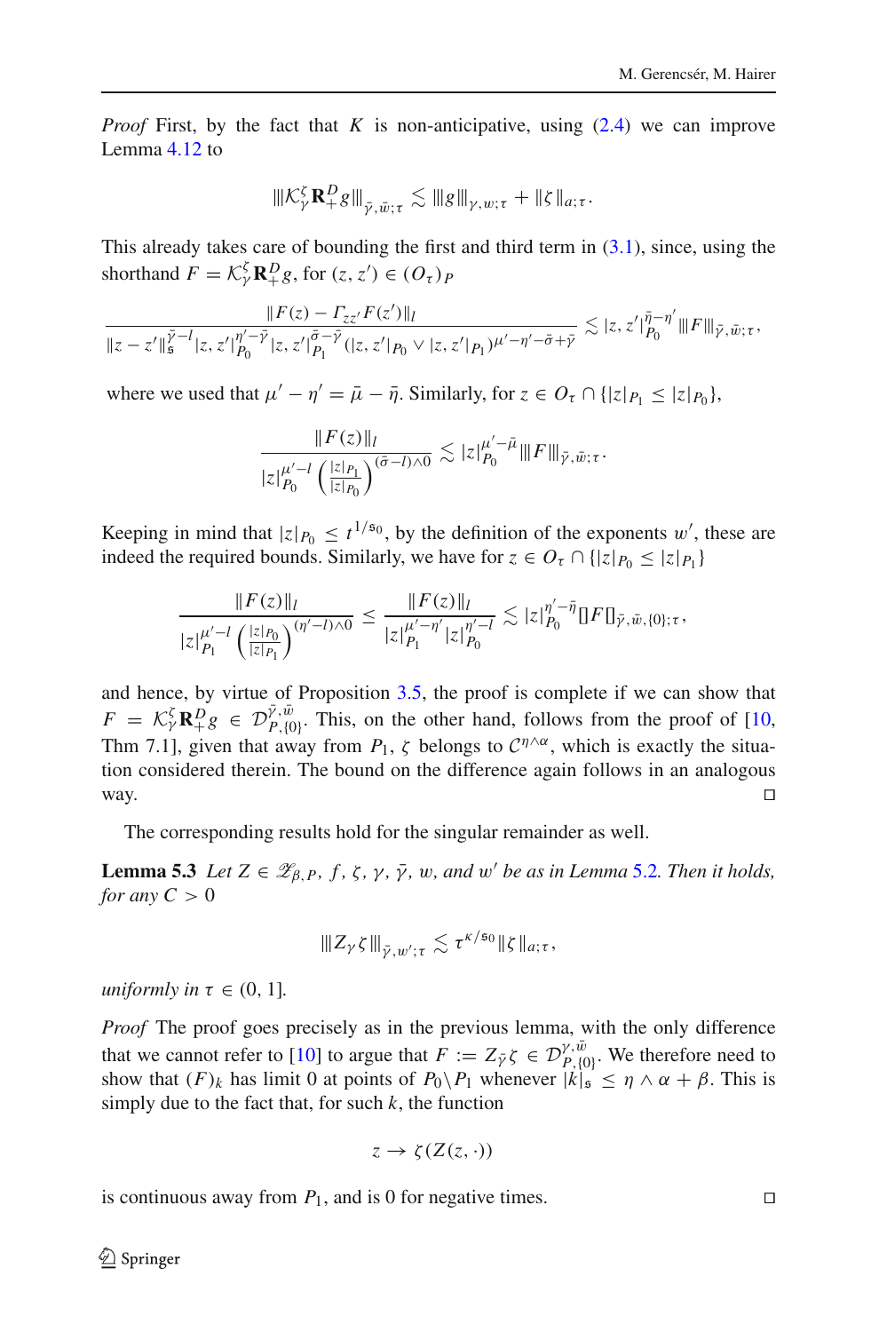*Proof* First, by the fact that $K$ is non-anticipative, using (2.4) we can improve Lemma 4.12 to

$$|||\mathcal{K}_\gamma^\zeta \mathbf{R}_+^D g|||_{\bar\gamma,\bar w;\tau} \lesssim |||g|||_{\gamma,w;\tau} + \|\zeta\|_{a;\tau}.$$

This already takes care of bounding the first and third term in (3.1), since, using the shorthand $F = \mathcal{K}_\gamma^\zeta \mathbf{R}_+^D g$, for $(z,z') \in (O_\tau)_P$

$$\frac{\|F(z) - \Gamma_{zz'}F(z')\|_l}{\|z-z'\|_{\mathfrak{s}}^{\bar\gamma - l}|z,z'|_{P_0}^{\eta'-\bar\gamma}|z,z'|_{P_1}^{\bar\sigma-\bar\gamma}(|z,z'|_{P_0}\vee|z,z'|_{P_1})^{\mu'-\eta'-\bar\sigma+\bar\gamma}} \lesssim |z,z'|_{P_0}^{\bar\eta-\eta'}|||F|||_{\bar\gamma,\bar w;\tau},$$

where we used that $\mu' - \eta' = \bar\mu - \bar\eta$. Similarly, for $z \in O_\tau \cap \{|z|_{P_1} \le |z|_{P_0}\}$,

$$\frac{\|F(z)\|_l}{|z|_{P_0}^{\mu'-l}\left(\frac{|z|_{P_1}}{|z|_{P_0}}\right)^{(\bar\sigma-l)\wedge 0}} \lesssim |z|_{P_0}^{\mu'-\bar\mu}|||F|||_{\bar\gamma,\bar w;\tau}.$$

Keeping in mind that $|z|_{P_0} \le t^{1/\mathfrak{s}_0}$, by the definition of the exponents $w'$, these are indeed the required bounds. Similarly, we have for $z \in O_\tau \cap \{|z|_{P_0} \le |z|_{P_1}\}$

$$\frac{\|F(z)\|_l}{|z|_{P_1}^{\mu'-l}\left(\frac{|z|_{P_0}}{|z|_{P_1}}\right)^{(\eta'-l)\wedge 0}} \le \frac{\|F(z)\|_l}{|z|_{P_1}^{\mu'-\eta'}|z|_{P_0}^{\eta'-l}} \lesssim |z|_{P_0}^{\eta'-\bar\eta}[\![F]\!]_{\bar\gamma,\bar w,\{0\};\tau},$$

and hence, by virtue of Proposition 3.5, the proof is complete if we can show that $F = \mathcal{K}_\gamma^\zeta \mathbf{R}_+^D g \in \mathcal{D}_{P,\{0\}}^{\bar\gamma,\bar w}$. This, on the other hand, follows from the proof of [10, Thm 7.1], given that away from $P_1$, $\zeta$ belongs to $\mathcal{C}^{\eta\wedge\alpha}$, which is exactly the situation considered therein. The bound on the difference again follows in an analogous way. □

The corresponding results hold for the singular remainder as well.

**Lemma 5.3** *Let $Z \in \mathscr{Z}_{\beta,P}$, $f$, $\zeta$, $\gamma$, $\bar\gamma$, $w$, and $w'$ be as in Lemma 5.2. Then it holds, for any $C > 0$*

$$|||Z_\gamma\zeta|||_{\bar\gamma,w';\tau} \lesssim \tau^{\kappa/\mathfrak{s}_0}\|\zeta\|_{a;\tau},$$

*uniformly in $\tau \in (0,1]$.*

*Proof* The proof goes precisely as in the previous lemma, with the only difference that we cannot refer to [10] to argue that $F := Z_{\bar\gamma}\zeta \in \mathcal{D}_{P,\{0\}}^{\gamma,\bar w}$. We therefore need to show that $(F)_k$ has limit 0 at points of $P_0 \setminus P_1$ whenever $|k|_{\mathfrak{s}} \le \eta\wedge\alpha + \beta$. This is simply due to the fact that, for such $k$, the function

$$z \to \zeta(Z(z,\cdot))$$

is continuous away from $P_1$, and is 0 for negative times. □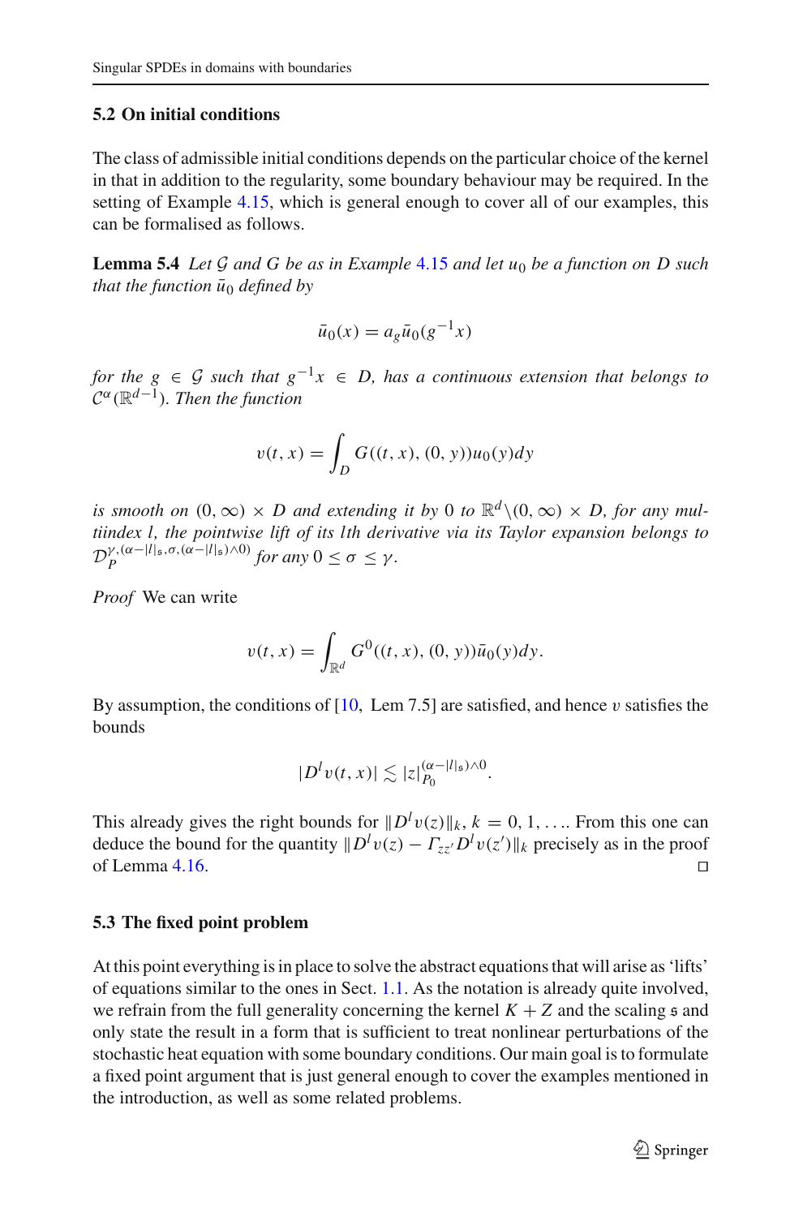### 5.2 On initial conditions

The class of admissible initial conditions depends on the particular choice of the kernel in that in addition to the regularity, some boundary behaviour may be required. In the setting of Example 4.15, which is general enough to cover all of our examples, this can be formalised as follows.

**Lemma 5.4** *Let $\mathcal{G}$ and $G$ be as in Example 4.15 and let $u_0$ be a function on $D$ such that the function $\bar{u}_0$ defined by*

$$\bar{u}_0(x) = a_g \bar{u}_0(g^{-1}x)$$

*for the $g \in \mathcal{G}$ such that $g^{-1}x \in D$, has a continuous extension that belongs to $\mathcal{C}^\alpha(\mathbb{R}^{d-1})$. Then the function*

$$v(t,x) = \int_D G((t,x),(0,y))u_0(y)dy$$

*is smooth on $(0,\infty) \times D$ and extending it by 0 to $\mathbb{R}^d \backslash (0,\infty) \times D$, for any multiindex $l$, the pointwise lift of its $l$th derivative via its Taylor expansion belongs to $\mathcal{D}_P^{\gamma,(\alpha-|l|_\mathfrak{s},\sigma,(\alpha-|l|_\mathfrak{s})\wedge 0)}$ for any $0 \leq \sigma \leq \gamma$.*

*Proof* We can write

$$v(t,x) = \int_{\mathbb{R}^d} G^0((t,x),(0,y))\bar{u}_0(y)dy.$$

By assumption, the conditions of [10, Lem 7.5] are satisfied, and hence $v$ satisfies the bounds

$$|D^l v(t,x)| \lesssim |z|_{P_0}^{(\alpha-|l|_\mathfrak{s})\wedge 0}.$$

This already gives the right bounds for $\|D^l v(z)\|_k$, $k = 0, 1, \ldots$. From this one can deduce the bound for the quantity $\|D^l v(z) - \Gamma_{zz'} D^l v(z')\|_k$ precisely as in the proof of Lemma 4.16. □

### 5.3 The fixed point problem

At this point everything is in place to solve the abstract equations that will arise as 'lifts' of equations similar to the ones in Sect. 1.1. As the notation is already quite involved, we refrain from the full generality concerning the kernel $K + Z$ and the scaling $\mathfrak{s}$ and only state the result in a form that is sufficient to treat nonlinear perturbations of the stochastic heat equation with some boundary conditions. Our main goal is to formulate a fixed point argument that is just general enough to cover the examples mentioned in the introduction, as well as some related problems.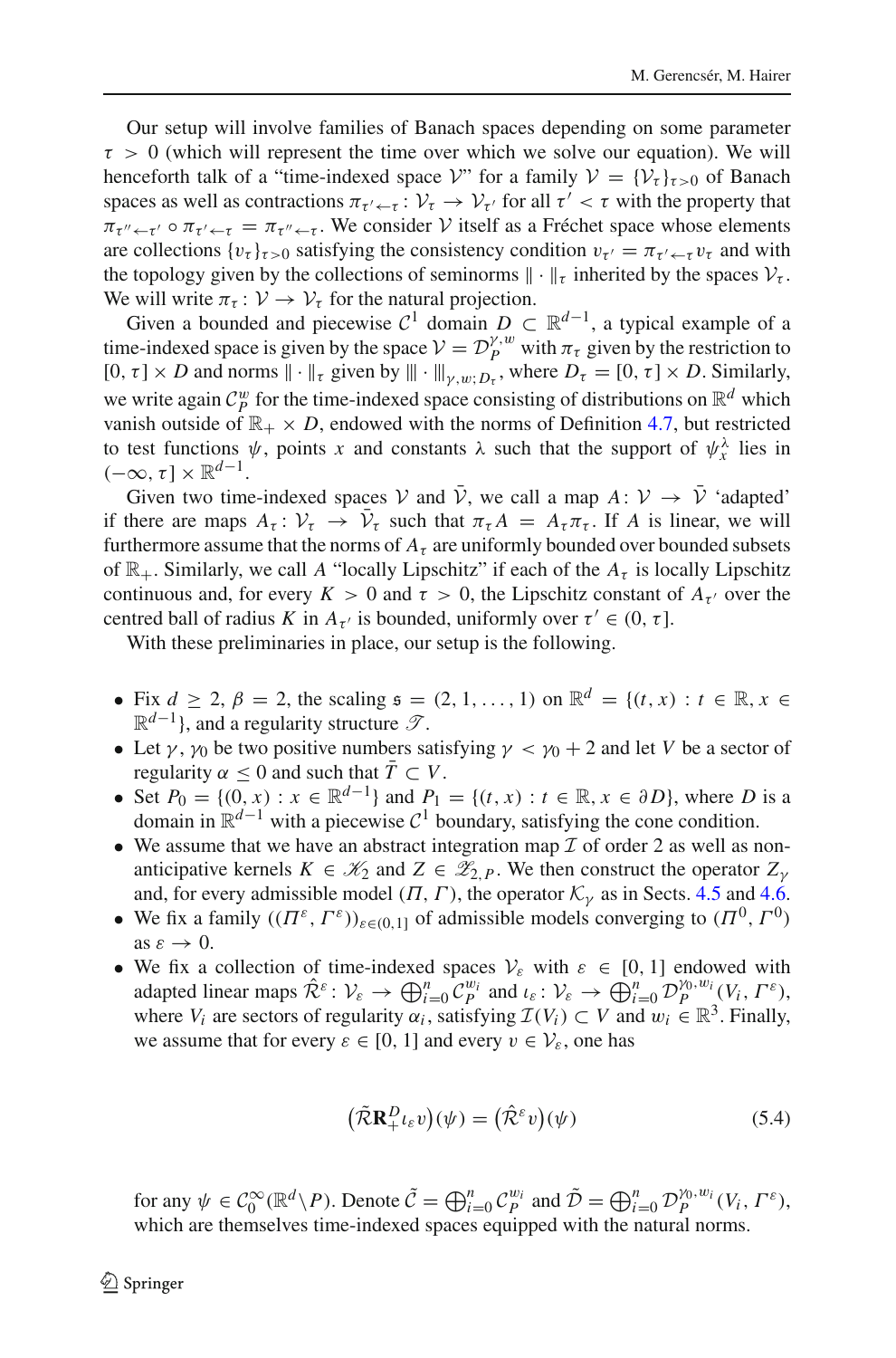Our setup will involve families of Banach spaces depending on some parameter $\tau > 0$ (which will represent the time over which we solve our equation). We will henceforth talk of a "time-indexed space $\mathcal{V}$" for a family $\mathcal{V} = \{\mathcal{V}_\tau\}_{\tau>0}$ of Banach spaces as well as contractions $\pi_{\tau' \leftarrow \tau} \colon \mathcal{V}_\tau \to \mathcal{V}_{\tau'}$ for all $\tau' < \tau$ with the property that $\pi_{\tau'' \leftarrow \tau'} \circ \pi_{\tau' \leftarrow \tau} = \pi_{\tau'' \leftarrow \tau}$. We consider $\mathcal{V}$ itself as a Fréchet space whose elements are collections $\{v_\tau\}_{\tau>0}$ satisfying the consistency condition $v_{\tau'} = \pi_{\tau' \leftarrow \tau} v_\tau$ and with the topology given by the collections of seminorms $\|\cdot\|_\tau$ inherited by the spaces $\mathcal{V}_\tau$. We will write $\pi_\tau \colon \mathcal{V} \to \mathcal{V}_\tau$ for the natural projection.

Given a bounded and piecewise $\mathcal{C}^1$ domain $D \subset \mathbb{R}^{d-1}$, a typical example of a time-indexed space is given by the space $\mathcal{V} = \mathcal{D}_P^{\gamma,w}$ with $\pi_\tau$ given by the restriction to $[0,\tau] \times D$ and norms $\|\cdot\|_\tau$ given by $|||\cdot|||_{\gamma,w;D_\tau}$, where $D_\tau = [0,\tau] \times D$. Similarly, we write again $\mathcal{C}_P^w$ for the time-indexed space consisting of distributions on $\mathbb{R}^d$ which vanish outside of $\mathbb{R}_+ \times D$, endowed with the norms of Definition 4.7, but restricted to test functions $\psi$, points $x$ and constants $\lambda$ such that the support of $\psi_x^\lambda$ lies in $(-\infty, \tau] \times \mathbb{R}^{d-1}$.

Given two time-indexed spaces $\mathcal{V}$ and $\bar{\mathcal{V}}$, we call a map $A \colon \mathcal{V} \to \bar{\mathcal{V}}$ 'adapted' if there are maps $A_\tau \colon \mathcal{V}_\tau \to \bar{\mathcal{V}}_\tau$ such that $\pi_\tau A = A_\tau \pi_\tau$. If $A$ is linear, we will furthermore assume that the norms of $A_\tau$ are uniformly bounded over bounded subsets of $\mathbb{R}_+$. Similarly, we call $A$ "locally Lipschitz" if each of the $A_\tau$ is locally Lipschitz continuous and, for every $K > 0$ and $\tau > 0$, the Lipschitz constant of $A_{\tau'}$ over the centred ball of radius $K$ in $A_{\tau'}$ is bounded, uniformly over $\tau' \in (0,\tau]$.

With these preliminaries in place, our setup is the following.

- Fix $d \geq 2$, $\beta = 2$, the scaling $\mathfrak{s} = (2,1,\ldots,1)$ on $\mathbb{R}^d = \{(t,x) : t \in \mathbb{R}, x \in \mathbb{R}^{d-1}\}$, and a regularity structure $\mathscr{T}$.
- Let $\gamma$, $\gamma_0$ be two positive numbers satisfying $\gamma < \gamma_0 + 2$ and let $V$ be a sector of regularity $\alpha \leq 0$ and such that $\bar{T} \subset V$.
- Set $P_0 = \{(0,x) : x \in \mathbb{R}^{d-1}\}$ and $P_1 = \{(t,x) : t \in \mathbb{R}, x \in \partial D\}$, where $D$ is a domain in $\mathbb{R}^{d-1}$ with a piecewise $\mathcal{C}^1$ boundary, satisfying the cone condition.
- We assume that we have an abstract integration map $\mathcal{I}$ of order 2 as well as non-anticipative kernels $K \in \mathscr{K}_2$ and $Z \in \mathscr{Z}_{2,P}$. We then construct the operator $Z_\gamma$ and, for every admissible model $(\Pi,\Gamma)$, the operator $\mathcal{K}_\gamma$ as in Sects. 4.5 and 4.6.
- We fix a family $((\Pi^\varepsilon,\Gamma^\varepsilon))_{\varepsilon\in(0,1]}$ of admissible models converging to $(\Pi^0,\Gamma^0)$ as $\varepsilon \to 0$.
- We fix a collection of time-indexed spaces $\mathcal{V}_\varepsilon$ with $\varepsilon \in [0,1]$ endowed with adapted linear maps $\hat{\mathcal{R}}^\varepsilon \colon \mathcal{V}_\varepsilon \to \bigoplus_{i=0}^n \mathcal{C}_P^{w_i}$ and $\iota_\varepsilon \colon \mathcal{V}_\varepsilon \to \bigoplus_{i=0}^n \mathcal{D}_P^{\gamma_0,w_i}(V_i,\Gamma^\varepsilon)$, where $V_i$ are sectors of regularity $\alpha_i$, satisfying $\mathcal{I}(V_i) \subset V$ and $w_i \in \mathbb{R}^3$. Finally, we assume that for every $\varepsilon \in [0,1]$ and every $v \in \mathcal{V}_\varepsilon$, one has

$$\big(\tilde{\mathcal{R}}\mathbf{R}_+^D \iota_\varepsilon v\big)(\psi) = \big(\hat{\mathcal{R}}^\varepsilon v\big)(\psi) \tag{5.4}$$

for any $\psi \in \mathcal{C}_0^\infty(\mathbb{R}^d \setminus P)$. Denote $\tilde{\mathcal{C}} = \bigoplus_{i=0}^n \mathcal{C}_P^{w_i}$ and $\tilde{\mathcal{D}} = \bigoplus_{i=0}^n \mathcal{D}_P^{\gamma_0,w_i}(V_i,\Gamma^\varepsilon)$, which are themselves time-indexed spaces equipped with the natural norms.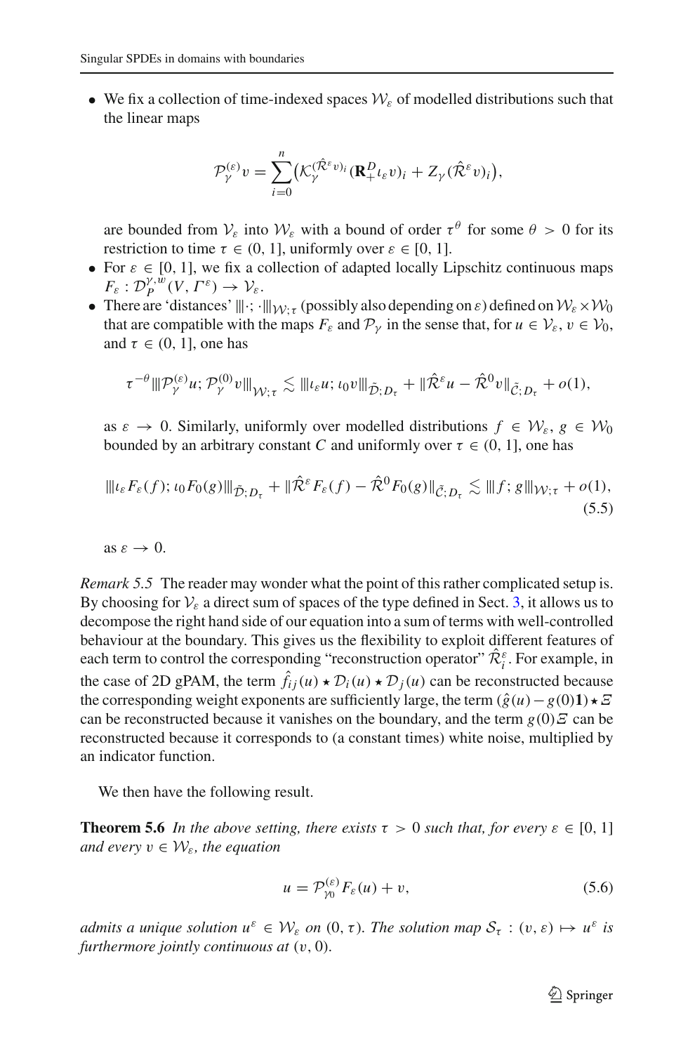- We fix a collection of time-indexed spaces $\mathcal{W}_\varepsilon$ of modelled distributions such that the linear maps

$$\mathcal{P}_\gamma^{(\varepsilon)} v = \sum_{i=0}^{n} \big(\mathcal{K}_\gamma^{(\hat{\mathcal{R}}^\varepsilon v)_i} (\mathbf{R}_+^D \iota_\varepsilon v)_i + Z_\gamma (\hat{\mathcal{R}}^\varepsilon v)_i\big),$$

  are bounded from $\mathcal{V}_\varepsilon$ into $\mathcal{W}_\varepsilon$ with a bound of order $\tau^\theta$ for some $\theta > 0$ for its restriction to time $\tau \in (0, 1]$, uniformly over $\varepsilon \in [0, 1]$.
- For $\varepsilon \in [0, 1]$, we fix a collection of adapted locally Lipschitz continuous maps $F_\varepsilon : \mathcal{D}_P^{\gamma, w}(V, \Gamma^\varepsilon) \to \mathcal{V}_\varepsilon$.
- There are 'distances' $|||\cdot; \cdot|||_{\mathcal{W};\tau}$ (possibly also depending on $\varepsilon$) defined on $\mathcal{W}_\varepsilon \times \mathcal{W}_0$ that are compatible with the maps $F_\varepsilon$ and $\mathcal{P}_\gamma$ in the sense that, for $u \in \mathcal{V}_\varepsilon$, $v \in \mathcal{V}_0$, and $\tau \in (0, 1]$, one has

$$\tau^{-\theta} |||\mathcal{P}_\gamma^{(\varepsilon)} u; \mathcal{P}_\gamma^{(0)} v|||_{\mathcal{W};\tau} \lesssim |||\iota_\varepsilon u; \iota_0 v|||_{\tilde{\mathcal{D}}; D_\tau} + \|\hat{\mathcal{R}}^\varepsilon u - \hat{\mathcal{R}}^0 v\|_{\tilde{\mathcal{C}}; D_\tau} + o(1),$$

  as $\varepsilon \to 0$. Similarly, uniformly over modelled distributions $f \in \mathcal{W}_\varepsilon$, $g \in \mathcal{W}_0$ bounded by an arbitrary constant $C$ and uniformly over $\tau \in (0, 1]$, one has

$$|||\iota_\varepsilon F_\varepsilon(f); \iota_0 F_0(g)|||_{\tilde{\mathcal{D}}; D_\tau} + \|\hat{\mathcal{R}}^\varepsilon F_\varepsilon(f) - \hat{\mathcal{R}}^0 F_0(g)\|_{\tilde{\mathcal{C}}; D_\tau} \lesssim |||f; g|||_{\mathcal{W};\tau} + o(1), \tag{5.5}$$

  as $\varepsilon \to 0$.

*Remark 5.5* The reader may wonder what the point of this rather complicated setup is. By choosing for $\mathcal{V}_\varepsilon$ a direct sum of spaces of the type defined in Sect. 3, it allows us to decompose the right hand side of our equation into a sum of terms with well-controlled behaviour at the boundary. This gives us the flexibility to exploit different features of each term to control the corresponding "reconstruction operator" $\hat{\mathcal{R}}_i^\varepsilon$. For example, in the case of 2D gPAM, the term $\hat{f}_{ij}(u) \star \mathcal{D}_i(u) \star \mathcal{D}_j(u)$ can be reconstructed because the corresponding weight exponents are sufficiently large, the term $(\hat{g}(u) - g(0)\mathbf{1}) \star \Xi$ can be reconstructed because it vanishes on the boundary, and the term $g(0)\Xi$ can be reconstructed because it corresponds to (a constant times) white noise, multiplied by an indicator function.

We then have the following result.

**Theorem 5.6** *In the above setting, there exists $\tau > 0$ such that, for every $\varepsilon \in [0, 1]$ and every $v \in \mathcal{W}_\varepsilon$, the equation*

$$u = \mathcal{P}_{\gamma_0}^{(\varepsilon)} F_\varepsilon(u) + v, \tag{5.6}$$

*admits a unique solution $u^\varepsilon \in \mathcal{W}_\varepsilon$ on $(0, \tau)$. The solution map $\mathcal{S}_\tau : (v, \varepsilon) \mapsto u^\varepsilon$ is furthermore jointly continuous at $(v, 0)$.*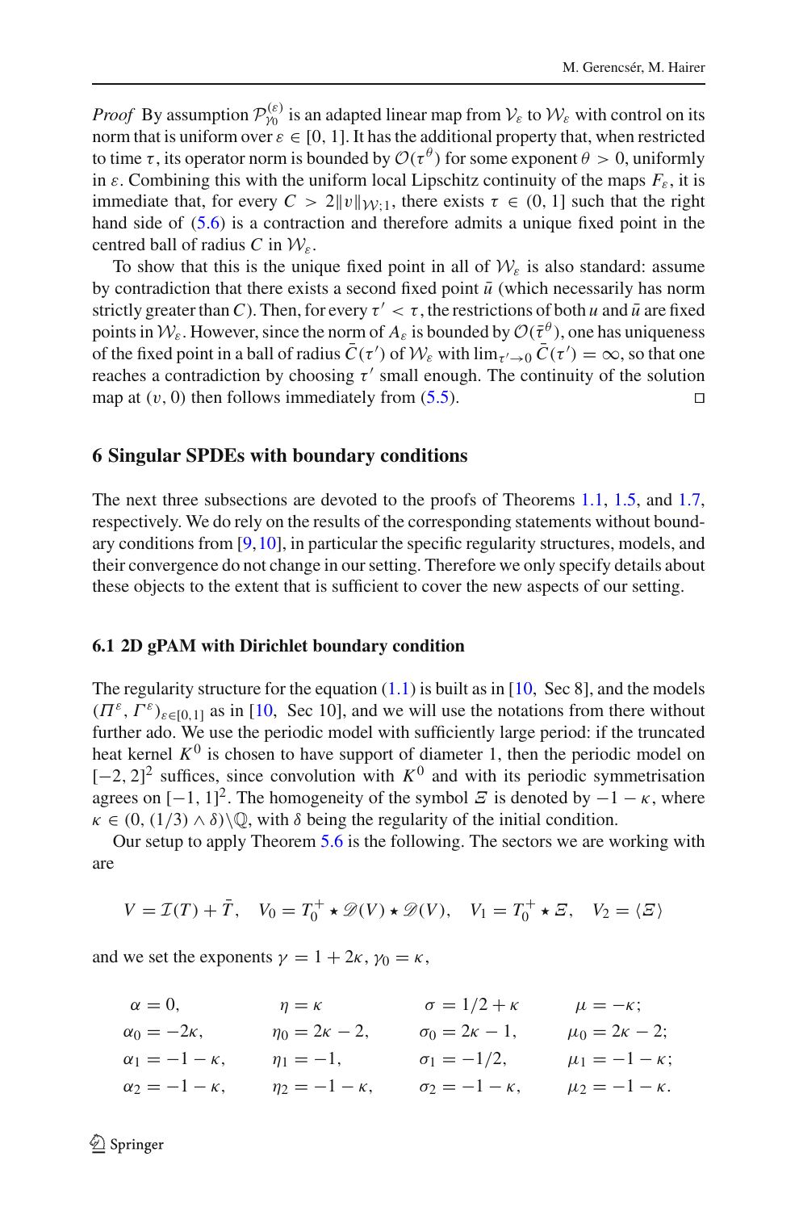*Proof* By assumption $\mathcal{P}^{(\varepsilon)}_{\gamma_0}$ is an adapted linear map from $\mathcal{V}_\varepsilon$ to $\mathcal{W}_\varepsilon$ with control on its norm that is uniform over $\varepsilon \in [0, 1]$. It has the additional property that, when restricted to time $\tau$, its operator norm is bounded by $\mathcal{O}(\tau^\theta)$ for some exponent $\theta > 0$, uniformly in $\varepsilon$. Combining this with the uniform local Lipschitz continuity of the maps $F_\varepsilon$, it is immediate that, for every $C > 2\|v\|_{\mathcal{W};1}$, there exists $\tau \in (0, 1]$ such that the right hand side of (5.6) is a contraction and therefore admits a unique fixed point in the centred ball of radius $C$ in $\mathcal{W}_\varepsilon$.

To show that this is the unique fixed point in all of $\mathcal{W}_\varepsilon$ is also standard: assume by contradiction that there exists a second fixed point $\bar{u}$ (which necessarily has norm strictly greater than $C$). Then, for every $\tau' < \tau$, the restrictions of both $u$ and $\bar{u}$ are fixed points in $\mathcal{W}_\varepsilon$. However, since the norm of $A_\varepsilon$ is bounded by $\mathcal{O}(\bar{\tau}^\theta)$, one has uniqueness of the fixed point in a ball of radius $\bar{C}(\tau')$ of $\mathcal{W}_\varepsilon$ with $\lim_{\tau' \to 0} \bar{C}(\tau') = \infty$, so that one reaches a contradiction by choosing $\tau'$ small enough. The continuity of the solution map at $(v, 0)$ then follows immediately from (5.5). □

## 6 Singular SPDEs with boundary conditions

The next three subsections are devoted to the proofs of Theorems 1.1, 1.5, and 1.7, respectively. We do rely on the results of the corresponding statements without boundary conditions from [9,10], in particular the specific regularity structures, models, and their convergence do not change in our setting. Therefore we only specify details about these objects to the extent that is sufficient to cover the new aspects of our setting.

### 6.1 2D gPAM with Dirichlet boundary condition

The regularity structure for the equation (1.1) is built as in [10, Sec 8], and the models $(\Pi^\varepsilon, \Gamma^\varepsilon)_{\varepsilon \in [0,1]}$ as in [10, Sec 10], and we will use the notations from there without further ado. We use the periodic model with sufficiently large period: if the truncated heat kernel $K^0$ is chosen to have support of diameter 1, then the periodic model on $[-2, 2]^2$ suffices, since convolution with $K^0$ and with its periodic symmetrisation agrees on $[-1, 1]^2$. The homogeneity of the symbol $\Xi$ is denoted by $-1 - \kappa$, where $\kappa \in (0, (1/3) \wedge \delta) \setminus \mathbb{Q}$, with $\delta$ being the regularity of the initial condition.

Our setup to apply Theorem 5.6 is the following. The sectors we are working with are

$$V = \mathcal{I}(T) + \bar{T}, \quad V_0 = T_0^+ \star \mathscr{D}(V) \star \mathscr{D}(V), \quad V_1 = T_0^+ \star \Xi, \quad V_2 = \langle \Xi \rangle$$

and we set the exponents $\gamma = 1 + 2\kappa$, $\gamma_0 = \kappa$,

$$
\begin{array}{llll}
\alpha = 0, & \eta = \kappa & \sigma = 1/2 + \kappa & \mu = -\kappa; \\
\alpha_0 = -2\kappa, & \eta_0 = 2\kappa - 2, & \sigma_0 = 2\kappa - 1, & \mu_0 = 2\kappa - 2; \\
\alpha_1 = -1 - \kappa, & \eta_1 = -1, & \sigma_1 = -1/2, & \mu_1 = -1 - \kappa; \\
\alpha_2 = -1 - \kappa, & \eta_2 = -1 - \kappa, & \sigma_2 = -1 - \kappa, & \mu_2 = -1 - \kappa.
\end{array}
$$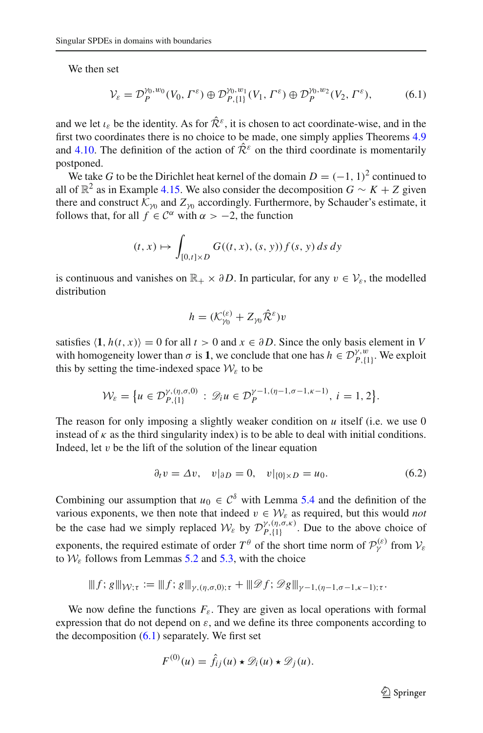We then set

$$\mathcal{V}_\varepsilon = \mathcal{D}_P^{\gamma_0, w_0}(V_0, \Gamma^\varepsilon) \oplus \mathcal{D}_{P,\{1\}}^{\gamma_0, w_1}(V_1, \Gamma^\varepsilon) \oplus \mathcal{D}_P^{\gamma_0, w_2}(V_2, \Gamma^\varepsilon), \tag{6.1}$$

and we let $\iota_\varepsilon$ be the identity. As for $\hat{\mathcal{R}}^\varepsilon$, it is chosen to act coordinate-wise, and in the first two coordinates there is no choice to be made, one simply applies Theorems 4.9 and 4.10. The definition of the action of $\hat{\mathcal{R}}^\varepsilon$ on the third coordinate is momentarily postponed.

We take $G$ to be the Dirichlet heat kernel of the domain $D = (-1, 1)^2$ continued to all of $\mathbb{R}^2$ as in Example 4.15. We also consider the decomposition $G \sim K + Z$ given there and construct $\mathcal{K}_{\gamma_0}$ and $Z_{\gamma_0}$ accordingly. Furthermore, by Schauder's estimate, it follows that, for all $f \in \mathcal{C}^\alpha$ with $\alpha > -2$, the function

$$(t, x) \mapsto \int_{[0,t]\times D} G((t, x), (s, y)) f(s, y)\, ds\, dy$$

is continuous and vanishes on $\mathbb{R}_+ \times \partial D$. In particular, for any $v \in \mathcal{V}_\varepsilon$, the modelled distribution

$$h = (\mathcal{K}_{\gamma_0}^{(\varepsilon)} + Z_{\gamma_0}\hat{\mathcal{R}}^\varepsilon)v$$

satisfies $\langle \mathbf{1}, h(t, x)\rangle = 0$ for all $t > 0$ and $x \in \partial D$. Since the only basis element in $V$ with homogeneity lower than $\sigma$ is $\mathbf{1}$, we conclude that one has $h \in \mathcal{D}_{P,\{1\}}^{\gamma,w}$. We exploit this by setting the time-indexed space $\mathcal{W}_\varepsilon$ to be

$$\mathcal{W}_\varepsilon = \big\{u \in \mathcal{D}_{P,\{1\}}^{\gamma,(\eta,\sigma,0)} \;:\; \mathscr{D}_i u \in \mathcal{D}_P^{\gamma-1,(\eta-1,\sigma-1,\kappa-1)},\; i = 1, 2\big\}.$$

The reason for only imposing a slightly weaker condition on $u$ itself (i.e. we use 0 instead of $\kappa$ as the third singularity index) is to be able to deal with initial conditions. Indeed, let $v$ be the lift of the solution of the linear equation

$$\partial_t v = \Delta v, \quad v|_{\partial D} = 0, \quad v|_{\{0\}\times D} = u_0. \tag{6.2}$$

Combining our assumption that $u_0 \in \mathcal{C}^\delta$ with Lemma 5.4 and the definition of the various exponents, we then note that indeed $v \in \mathcal{W}_\varepsilon$ as required, but this would *not* be the case had we simply replaced $\mathcal{W}_\varepsilon$ by $\mathcal{D}_{P,\{1\}}^{\gamma,(\eta,\sigma,\kappa)}$. Due to the above choice of exponents, the required estimate of order $T^\theta$ of the short time norm of $\mathcal{P}_\gamma^{(\varepsilon)}$ from $\mathcal{V}_\varepsilon$ to $\mathcal{W}_\varepsilon$ follows from Lemmas 5.2 and 5.3, with the choice

$$|\!|\!| f; g |\!|\!|_{\mathcal{W};\tau} := |\!|\!| f; g |\!|\!|_{\gamma,(\eta,\sigma,0);\tau} + |\!|\!| \mathscr{D} f; \mathscr{D} g |\!|\!|_{\gamma-1,(\eta-1,\sigma-1,\kappa-1);\tau}.$$

We now define the functions $F_\varepsilon$. They are given as local operations with formal expression that do not depend on $\varepsilon$, and we define its three components according to the decomposition (6.1) separately. We first set

$$F^{(0)}(u) = \hat{f}_{ij}(u) \star \mathscr{D}_i(u) \star \mathscr{D}_j(u).$$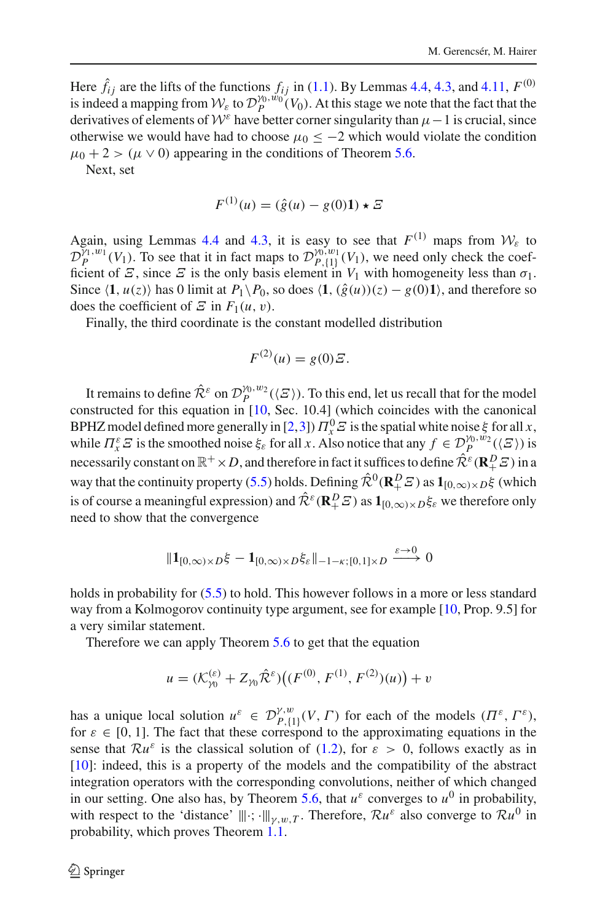Here $\hat{f}_{ij}$ are the lifts of the functions $f_{ij}$ in (1.1). By Lemmas 4.4, 4.3, and 4.11, $F^{(0)}$ is indeed a mapping from $\mathcal{W}_\varepsilon$ to $\mathcal{D}_P^{\gamma_0, w_0}(V_0)$. At this stage we note that the fact that the derivatives of elements of $\mathcal{W}^\varepsilon$ have better corner singularity than $\mu - 1$ is crucial, since otherwise we would have had to choose $\mu_0 \leq -2$ which would violate the condition $\mu_0 + 2 > (\mu \vee 0)$ appearing in the conditions of Theorem 5.6.

Next, set

$$F^{(1)}(u) = (\hat{g}(u) - g(0)\mathbf{1}) \star \Xi$$

Again, using Lemmas 4.4 and 4.3, it is easy to see that $F^{(1)}$ maps from $\mathcal{W}_\varepsilon$ to $\mathcal{D}_P^{\gamma_1, w_1}(V_1)$. To see that it in fact maps to $\mathcal{D}_{P,\{1\}}^{\gamma_0, w_1}(V_1)$, we need only check the coefficient of $\Xi$, since $\Xi$ is the only basis element in $V_1$ with homogeneity less than $\sigma_1$. Since $\langle \mathbf{1}, u(z) \rangle$ has 0 limit at $P_1 \setminus P_0$, so does $\langle \mathbf{1}, (\hat{g}(u))(z) - g(0)\mathbf{1} \rangle$, and therefore so does the coefficient of $\Xi$ in $F_1(u, v)$.

Finally, the third coordinate is the constant modelled distribution

$$F^{(2)}(u) = g(0)\Xi.$$

It remains to define $\hat{\mathcal{R}}^\varepsilon$ on $\mathcal{D}_P^{\gamma_0, w_2}(\langle \Xi \rangle)$. To this end, let us recall that for the model constructed for this equation in [10, Sec. 10.4] (which coincides with the canonical BPHZ model defined more generally in [2,3]) $\Pi_x^0 \Xi$ is the spatial white noise $\xi$ for all $x$, while $\Pi_x^\varepsilon \Xi$ is the smoothed noise $\xi_\varepsilon$ for all $x$. Also notice that any $f \in \mathcal{D}_P^{\gamma_0, w_2}(\langle \Xi \rangle)$ is necessarily constant on $\mathbb{R}^+ \times D$, and therefore in fact it suffices to define $\hat{\mathcal{R}}^\varepsilon(\mathbf{R}_+^D \Xi)$ in a way that the continuity property (5.5) holds. Defining $\hat{\mathcal{R}}^0(\mathbf{R}_+^D \Xi)$ as $\mathbf{1}_{[0,\infty) \times D}\xi$ (which is of course a meaningful expression) and $\hat{\mathcal{R}}^\varepsilon(\mathbf{R}_+^D \Xi)$ as $\mathbf{1}_{[0,\infty) \times D}\xi_\varepsilon$ we therefore only need to show that the convergence

$$\|\mathbf{1}_{[0,\infty) \times D}\xi - \mathbf{1}_{[0,\infty) \times D}\xi_\varepsilon\|_{-1-\kappa;[0,1] \times D} \xrightarrow{\varepsilon \to 0} 0$$

holds in probability for (5.5) to hold. This however follows in a more or less standard way from a Kolmogorov continuity type argument, see for example [10, Prop. 9.5] for a very similar statement.

Therefore we can apply Theorem 5.6 to get that the equation

$$u = (\mathcal{K}_{\gamma_0}^{(\varepsilon)} + Z_{\gamma_0}\hat{\mathcal{R}}^\varepsilon)\big((F^{(0)}, F^{(1)}, F^{(2)})(u)\big) + v$$

has a unique local solution $u^\varepsilon \in \mathcal{D}_{P,\{1\}}^{\gamma, w}(V, \Gamma)$ for each of the models $(\Pi^\varepsilon, \Gamma^\varepsilon)$, for $\varepsilon \in [0, 1]$. The fact that these correspond to the approximating equations in the sense that $\mathcal{R}u^\varepsilon$ is the classical solution of (1.2), for $\varepsilon > 0$, follows exactly as in [10]: indeed, this is a property of the models and the compatibility of the abstract integration operators with the corresponding convolutions, neither of which changed in our setting. One also has, by Theorem 5.6, that $u^\varepsilon$ converges to $u^0$ in probability, with respect to the 'distance' $|\!|\!|\cdot;\cdot|\!|\!|_{\gamma, w, T}$. Therefore, $\mathcal{R}u^\varepsilon$ also converge to $\mathcal{R}u^0$ in probability, which proves Theorem 1.1.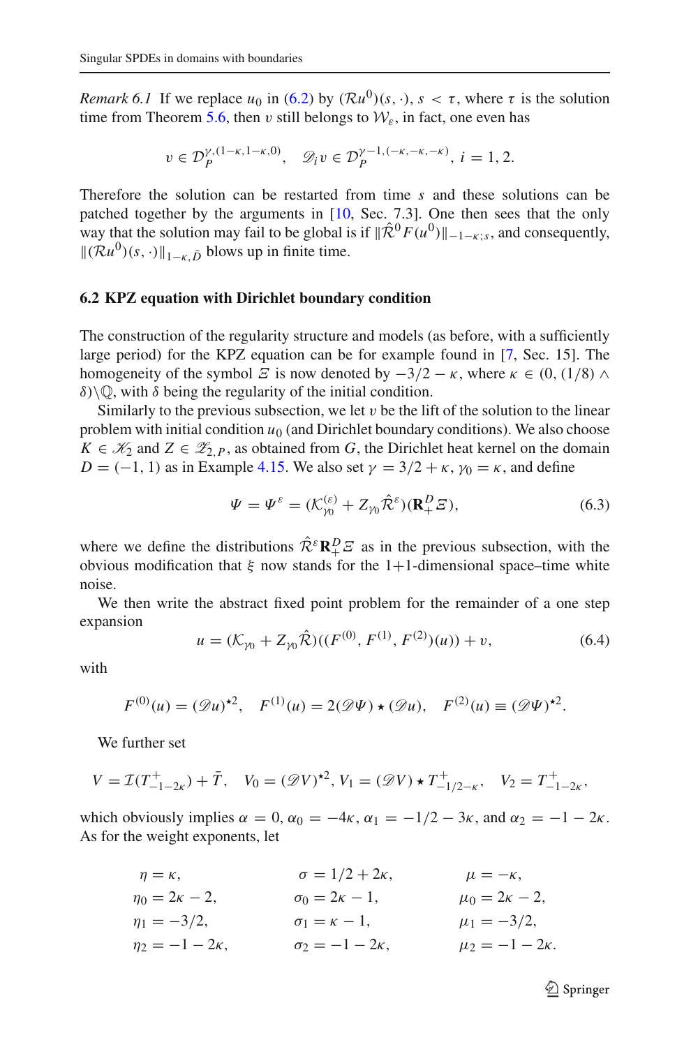*Remark 6.1* If we replace $u_0$ in (6.2) by $(\mathcal{R}u^0)(s,\cdot)$, $s < \tau$, where $\tau$ is the solution time from Theorem 5.6, then $v$ still belongs to $\mathcal{W}_\varepsilon$, in fact, one even has

$$v \in \mathcal{D}_P^{\gamma,(1-\kappa,1-\kappa,0)}, \quad \mathscr{D}_i v \in \mathcal{D}_P^{\gamma-1,(-\kappa,-\kappa,-\kappa)}, \ i = 1, 2.$$

Therefore the solution can be restarted from time $s$ and these solutions can be patched together by the arguments in [10, Sec. 7.3]. One then sees that the only way that the solution may fail to be global is if $\|\hat{\mathcal{R}}^0 F(u^0)\|_{-1-\kappa;s}$, and consequently, $\|(\mathcal{R}u^0)(s,\cdot)\|_{1-\kappa,\bar{D}}$ blows up in finite time.

### 6.2 KPZ equation with Dirichlet boundary condition

The construction of the regularity structure and models (as before, with a sufficiently large period) for the KPZ equation can be for example found in [7, Sec. 15]. The homogeneity of the symbol $\Xi$ is now denoted by $-3/2-\kappa$, where $\kappa \in (0,(1/8) \wedge \delta)\backslash\mathbb{Q}$, with $\delta$ being the regularity of the initial condition.

Similarly to the previous subsection, we let $v$ be the lift of the solution to the linear problem with initial condition $u_0$ (and Dirichlet boundary conditions). We also choose $K \in \mathscr{K}_2$ and $Z \in \mathscr{Z}_{2,P}$, as obtained from $G$, the Dirichlet heat kernel on the domain $D = (-1, 1)$ as in Example 4.15. We also set $\gamma = 3/2 + \kappa$, $\gamma_0 = \kappa$, and define

$$\Psi = \Psi^\varepsilon = (\mathcal{K}_{\gamma_0}^{(\varepsilon)} + Z_{\gamma_0}\hat{\mathcal{R}}^\varepsilon)(\mathbf{R}_+^D \Xi), \tag{6.3}$$

where we define the distributions $\hat{\mathcal{R}}^\varepsilon \mathbf{R}_+^D \Xi$ as in the previous subsection, with the obvious modification that $\xi$ now stands for the 1+1-dimensional space–time white noise.

We then write the abstract fixed point problem for the remainder of a one step expansion

$$u = (\mathcal{K}_{\gamma_0} + Z_{\gamma_0}\hat{\mathcal{R}})((F^{(0)}, F^{(1)}, F^{(2)})(u)) + v, \tag{6.4}$$

with

$$F^{(0)}(u) = (\mathscr{D}u)^{\star 2}, \quad F^{(1)}(u) = 2(\mathscr{D}\Psi) \star (\mathscr{D}u), \quad F^{(2)}(u) \equiv (\mathscr{D}\Psi)^{\star 2}.$$

We further set

$$V = \mathcal{I}(T_{-1-2\kappa}^+) + \bar{T}, \quad V_0 = (\mathscr{D}V)^{\star 2}, V_1 = (\mathscr{D}V) \star T_{-1/2-\kappa}^+, \quad V_2 = T_{-1-2\kappa}^+,$$

which obviously implies $\alpha = 0$, $\alpha_0 = -4\kappa$, $\alpha_1 = -1/2 - 3\kappa$, and $\alpha_2 = -1 - 2\kappa$. As for the weight exponents, let

$$\begin{aligned}
&\eta = \kappa, & &\sigma = 1/2 + 2\kappa, & &\mu = -\kappa, \\
&\eta_0 = 2\kappa - 2, & &\sigma_0 = 2\kappa - 1, & &\mu_0 = 2\kappa - 2, \\
&\eta_1 = -3/2, & &\sigma_1 = \kappa - 1, & &\mu_1 = -3/2, \\
&\eta_2 = -1 - 2\kappa, & &\sigma_2 = -1 - 2\kappa, & &\mu_2 = -1 - 2\kappa.
\end{aligned}$$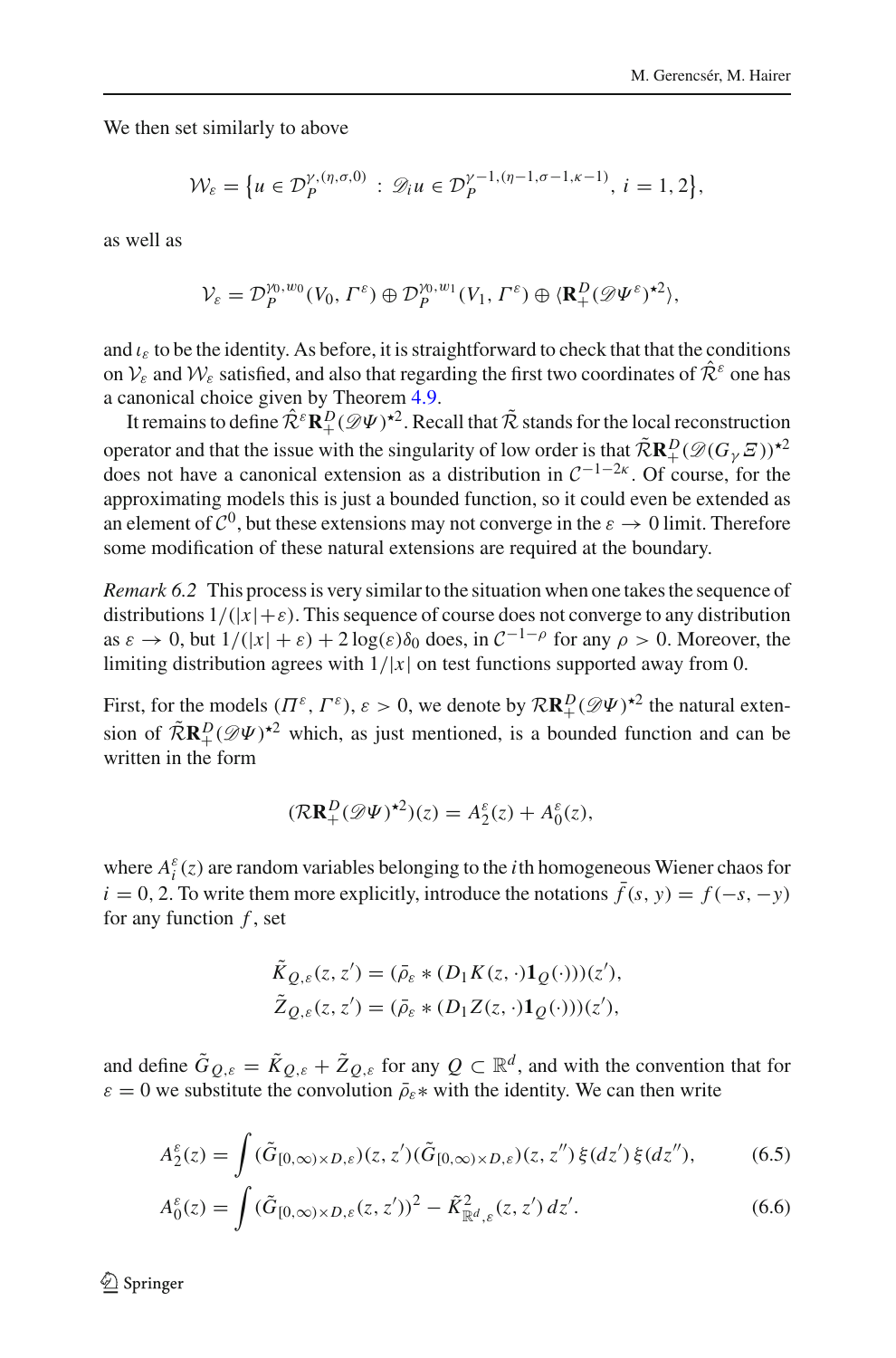We then set similarly to above

$$\mathcal{W}_\varepsilon = \big\{ u \in \mathcal{D}_P^{\gamma,(\eta,\sigma,0)} \,:\, \mathscr{D}_i u \in \mathcal{D}_P^{\gamma-1,(\eta-1,\sigma-1,\kappa-1)},\ i=1,2 \big\},$$

as well as

$$\mathcal{V}_\varepsilon = \mathcal{D}_P^{\gamma_0,w_0}(V_0,\Gamma^\varepsilon) \oplus \mathcal{D}_P^{\gamma_0,w_1}(V_1,\Gamma^\varepsilon) \oplus \langle \mathbf{R}_+^D(\mathscr{D}\Psi^\varepsilon)^{\star 2}\rangle,$$

and $\iota_\varepsilon$ to be the identity. As before, it is straightforward to check that that the conditions on $\mathcal{V}_\varepsilon$ and $\mathcal{W}_\varepsilon$ satisfied, and also that regarding the first two coordinates of $\hat{\mathcal{R}}^\varepsilon$ one has a canonical choice given by Theorem 4.9.

It remains to define $\hat{\mathcal{R}}^\varepsilon \mathbf{R}_+^D(\mathscr{D}\Psi)^{\star 2}$. Recall that $\tilde{\mathcal{R}}$ stands for the local reconstruction operator and that the issue with the singularity of low order is that $\tilde{\mathcal{R}}\mathbf{R}_+^D(\mathscr{D}(G_\gamma \Xi))^{\star 2}$ does not have a canonical extension as a distribution in $\mathcal{C}^{-1-2\kappa}$. Of course, for the approximating models this is just a bounded function, so it could even be extended as an element of $\mathcal{C}^0$, but these extensions may not converge in the $\varepsilon \to 0$ limit. Therefore some modification of these natural extensions are required at the boundary.

*Remark 6.2* This process is very similar to the situation when one takes the sequence of distributions $1/(|x|+\varepsilon)$. This sequence of course does not converge to any distribution as $\varepsilon \to 0$, but $1/(|x|+\varepsilon) + 2\log(\varepsilon)\delta_0$ does, in $\mathcal{C}^{-1-\rho}$ for any $\rho > 0$. Moreover, the limiting distribution agrees with $1/|x|$ on test functions supported away from 0.

First, for the models $(\Pi^\varepsilon, \Gamma^\varepsilon)$, $\varepsilon > 0$, we denote by $\mathcal{R}\mathbf{R}_+^D(\mathscr{D}\Psi)^{\star 2}$ the natural extension of $\tilde{\mathcal{R}}\mathbf{R}_+^D(\mathscr{D}\Psi)^{\star 2}$ which, as just mentioned, is a bounded function and can be written in the form

$$(\mathcal{R}\mathbf{R}_+^D(\mathscr{D}\Psi)^{\star 2})(z) = A_2^\varepsilon(z) + A_0^\varepsilon(z),$$

where $A_i^\varepsilon(z)$ are random variables belonging to the $i$th homogeneous Wiener chaos for $i = 0, 2$. To write them more explicitly, introduce the notations $\bar{f}(s,y) = f(-s,-y)$ for any function $f$, set

$$\tilde{K}_{Q,\varepsilon}(z,z') = (\bar{\rho}_\varepsilon * (D_1 K(z,\cdot)\mathbf{1}_Q(\cdot)))(z'),$$
$$\tilde{Z}_{Q,\varepsilon}(z,z') = (\bar{\rho}_\varepsilon * (D_1 Z(z,\cdot)\mathbf{1}_Q(\cdot)))(z'),$$

and define $\tilde{G}_{Q,\varepsilon} = \tilde{K}_{Q,\varepsilon} + \tilde{Z}_{Q,\varepsilon}$ for any $Q \subset \mathbb{R}^d$, and with the convention that for $\varepsilon = 0$ we substitute the convolution $\bar{\rho}_\varepsilon *$ with the identity. We can then write

$$A_2^\varepsilon(z) = \int (\tilde{G}_{[0,\infty)\times D,\varepsilon})(z,z')(\tilde{G}_{[0,\infty)\times D,\varepsilon})(z,z'')\,\xi(dz')\,\xi(dz''), \tag{6.5}$$

$$A_0^\varepsilon(z) = \int (\tilde{G}_{[0,\infty)\times D,\varepsilon}(z,z'))^2 - \tilde{K}^2_{\mathbb{R}^d,\varepsilon}(z,z')\,dz'. \tag{6.6}$$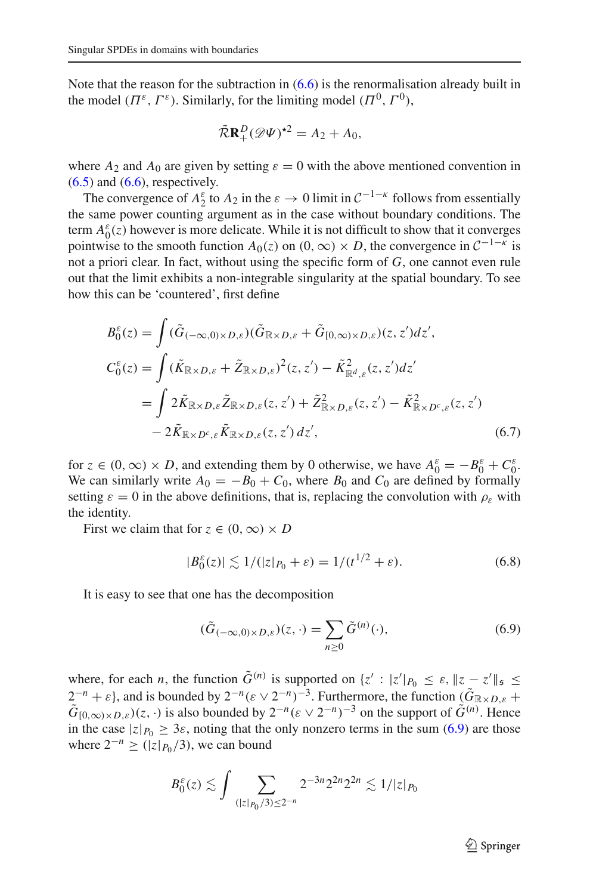Note that the reason for the subtraction in (6.6) is the renormalisation already built in the model $(\Pi^\varepsilon, \Gamma^\varepsilon)$. Similarly, for the limiting model $(\Pi^0, \Gamma^0)$,

$$\tilde{\mathcal{R}}\mathbf{R}_+^D(\mathscr{D}\Psi)^{\star 2} = A_2 + A_0,$$

where $A_2$ and $A_0$ are given by setting $\varepsilon = 0$ with the above mentioned convention in (6.5) and (6.6), respectively.

The convergence of $A_2^\varepsilon$ to $A_2$ in the $\varepsilon \to 0$ limit in $\mathcal{C}^{-1-\kappa}$ follows from essentially the same power counting argument as in the case without boundary conditions. The term $A_0^\varepsilon(z)$ however is more delicate. While it is not difficult to show that it converges pointwise to the smooth function $A_0(z)$ on $(0,\infty)\times D$, the convergence in $\mathcal{C}^{-1-\kappa}$ is not a priori clear. In fact, without using the specific form of $G$, one cannot even rule out that the limit exhibits a non-integrable singularity at the spatial boundary. To see how this can be 'countered', first define

$$\begin{aligned}
B_0^\varepsilon(z) &= \int (\tilde{G}_{(-\infty,0)\times D,\varepsilon})(\tilde{G}_{\mathbb{R}\times D,\varepsilon} + \tilde{G}_{[0,\infty)\times D,\varepsilon})(z,z')dz', \\
C_0^\varepsilon(z) &= \int (\tilde{K}_{\mathbb{R}\times D,\varepsilon} + \tilde{Z}_{\mathbb{R}\times D,\varepsilon})^2(z,z') - \tilde{K}^2_{\mathbb{R}^d,\varepsilon}(z,z')dz' \\
&= \int 2\tilde{K}_{\mathbb{R}\times D,\varepsilon}\tilde{Z}_{\mathbb{R}\times D,\varepsilon}(z,z') + \tilde{Z}^2_{\mathbb{R}\times D,\varepsilon}(z,z') - \tilde{K}^2_{\mathbb{R}\times D^c,\varepsilon}(z,z') \\
&\quad - 2\tilde{K}_{\mathbb{R}\times D^c,\varepsilon}\tilde{K}_{\mathbb{R}\times D,\varepsilon}(z,z')\,dz',
\end{aligned} \tag{6.7}$$

for $z \in (0,\infty)\times D$, and extending them by 0 otherwise, we have $A_0^\varepsilon = -B_0^\varepsilon + C_0^\varepsilon$. We can similarly write $A_0 = -B_0 + C_0$, where $B_0$ and $C_0$ are defined by formally setting $\varepsilon = 0$ in the above definitions, that is, replacing the convolution with $\rho_\varepsilon$ with the identity.

First we claim that for $z \in (0,\infty)\times D$

$$|B_0^\varepsilon(z)| \lesssim 1/(|z|_{P_0} + \varepsilon) = 1/(t^{1/2} + \varepsilon). \tag{6.8}$$

It is easy to see that one has the decomposition

$$(\tilde{G}_{(-\infty,0)\times D,\varepsilon})(z,\cdot) = \sum_{n\geq 0} \tilde{G}^{(n)}(\cdot), \tag{6.9}$$

where, for each $n$, the function $\tilde{G}^{(n)}$ is supported on $\{z' : |z'|_{P_0} \leq \varepsilon, \|z - z'\|_{\mathfrak{s}} \leq 2^{-n} + \varepsilon\}$, and is bounded by $2^{-n}(\varepsilon \vee 2^{-n})^{-3}$. Furthermore, the function $(\tilde{G}_{\mathbb{R}\times D,\varepsilon} + \tilde{G}_{[0,\infty)\times D,\varepsilon})(z,\cdot)$ is also bounded by $2^{-n}(\varepsilon \vee 2^{-n})^{-3}$ on the support of $\tilde{G}^{(n)}$. Hence in the case $|z|_{P_0} \geq 3\varepsilon$, noting that the only nonzero terms in the sum (6.9) are those where $2^{-n} \geq (|z|_{P_0}/3)$, we can bound

$$B_0^\varepsilon(z) \lesssim \int \sum_{(|z|_{P_0}/3)\leq 2^{-n}} 2^{-3n}2^{2n}2^{2n} \lesssim 1/|z|_{P_0}$$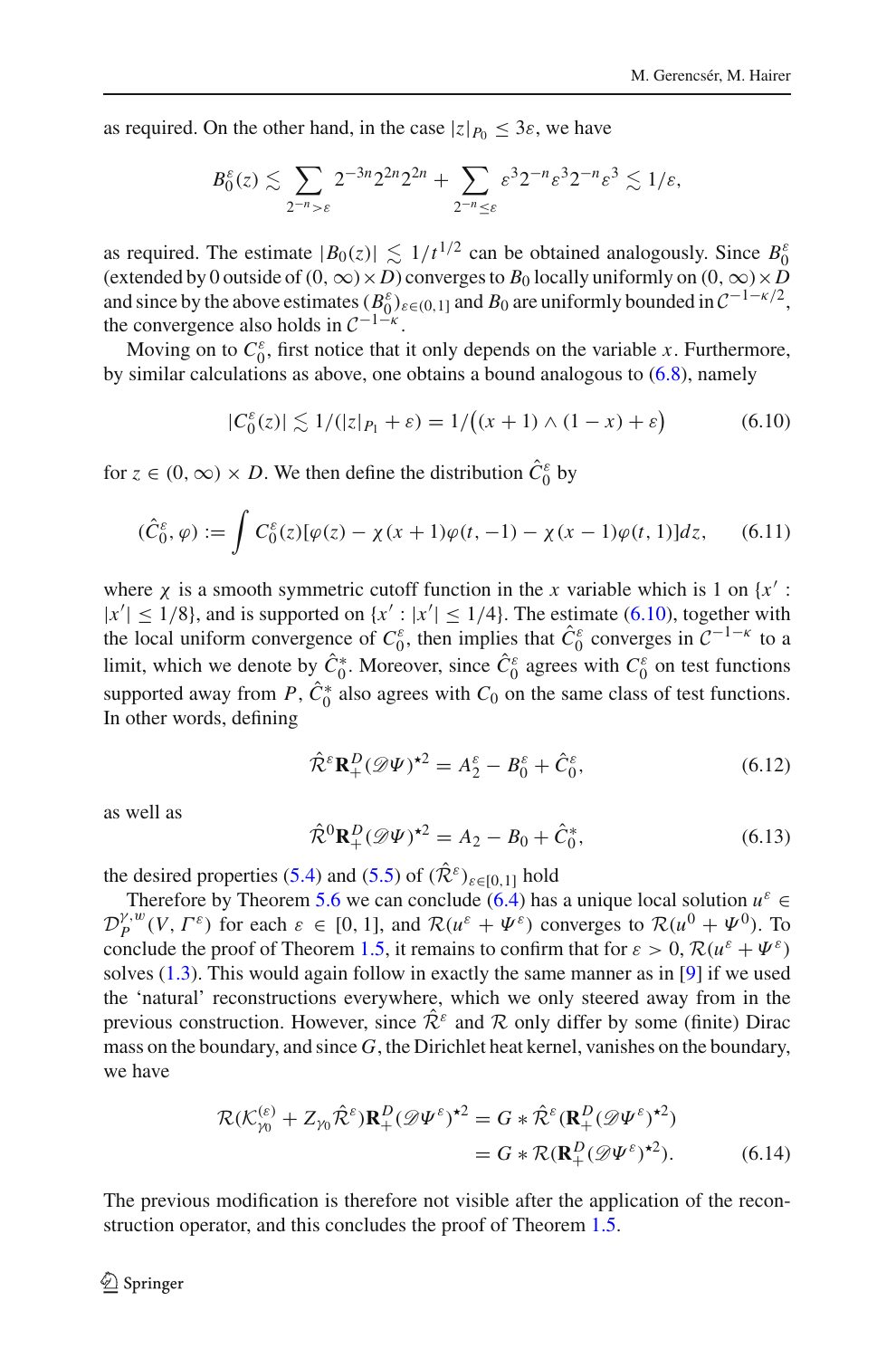as required. On the other hand, in the case $|z|_{P_0} \le 3\varepsilon$, we have

$$B_0^\varepsilon(z) \lesssim \sum_{2^{-n} > \varepsilon} 2^{-3n} 2^{2n} 2^{2n} + \sum_{2^{-n} \le \varepsilon} \varepsilon^3 2^{-n} \varepsilon^3 2^{-n} \varepsilon^3 \lesssim 1/\varepsilon,$$

as required. The estimate $|B_0(z)| \lesssim 1/t^{1/2}$ can be obtained analogously. Since $B_0^\varepsilon$ (extended by 0 outside of $(0,\infty) \times D$) converges to $B_0$ locally uniformly on $(0,\infty) \times D$ and since by the above estimates $(B_0^\varepsilon)_{\varepsilon \in (0,1]}$ and $B_0$ are uniformly bounded in $\mathcal{C}^{-1-\kappa/2}$, the convergence also holds in $\mathcal{C}^{-1-\kappa}$.

Moving on to $C_0^\varepsilon$, first notice that it only depends on the variable $x$. Furthermore, by similar calculations as above, one obtains a bound analogous to (6.8), namely

$$|C_0^\varepsilon(z)| \lesssim 1/(|z|_{P_1} + \varepsilon) = 1/\big((x+1) \wedge (1-x) + \varepsilon\big) \tag{6.10}$$

for $z \in (0,\infty) \times D$. We then define the distribution $\hat{C}_0^\varepsilon$ by

$$(\hat{C}_0^\varepsilon, \varphi) := \int C_0^\varepsilon(z)[\varphi(z) - \chi(x+1)\varphi(t,-1) - \chi(x-1)\varphi(t,1)]dz, \tag{6.11}$$

where $\chi$ is a smooth symmetric cutoff function in the $x$ variable which is 1 on $\{x' : |x'| \le 1/8\}$, and is supported on $\{x' : |x'| \le 1/4\}$. The estimate (6.10), together with the local uniform convergence of $C_0^\varepsilon$, then implies that $\hat{C}_0^\varepsilon$ converges in $\mathcal{C}^{-1-\kappa}$ to a limit, which we denote by $\hat{C}_0^*$. Moreover, since $\hat{C}_0^\varepsilon$ agrees with $C_0^\varepsilon$ on test functions supported away from $P$, $\hat{C}_0^*$ also agrees with $C_0$ on the same class of test functions. In other words, defining

$$\hat{\mathcal{R}}^\varepsilon \mathbf{R}_+^D (\mathscr{D}\Psi)^{\star 2} = A_2^\varepsilon - B_0^\varepsilon + \hat{C}_0^\varepsilon, \tag{6.12}$$

as well as

$$\hat{\mathcal{R}}^0 \mathbf{R}_+^D (\mathscr{D}\Psi)^{\star 2} = A_2 - B_0 + \hat{C}_0^*, \tag{6.13}$$

the desired properties (5.4) and (5.5) of $(\hat{\mathcal{R}}^\varepsilon)_{\varepsilon \in [0,1]}$ hold

Therefore by Theorem 5.6 we can conclude (6.4) has a unique local solution $u^\varepsilon \in \mathcal{D}_P^{\gamma,w}(V, \Gamma^\varepsilon)$ for each $\varepsilon \in [0,1]$, and $\mathcal{R}(u^\varepsilon + \Psi^\varepsilon)$ converges to $\mathcal{R}(u^0 + \Psi^0)$. To conclude the proof of Theorem 1.5, it remains to confirm that for $\varepsilon > 0$, $\mathcal{R}(u^\varepsilon + \Psi^\varepsilon)$ solves (1.3). This would again follow in exactly the same manner as in [9] if we used the 'natural' reconstructions everywhere, which we only steered away from in the previous construction. However, since $\hat{\mathcal{R}}^\varepsilon$ and $\mathcal{R}$ only differ by some (finite) Dirac mass on the boundary, and since $G$, the Dirichlet heat kernel, vanishes on the boundary, we have

$$\begin{aligned}
\mathcal{R}(\mathcal{K}_{\gamma_0}^{(\varepsilon)} + Z_{\gamma_0} \hat{\mathcal{R}}^\varepsilon) \mathbf{R}_+^D (\mathscr{D}\Psi^\varepsilon)^{\star 2} &= G * \hat{\mathcal{R}}^\varepsilon (\mathbf{R}_+^D (\mathscr{D}\Psi^\varepsilon)^{\star 2}) \\
&= G * \mathcal{R}(\mathbf{R}_+^D (\mathscr{D}\Psi^\varepsilon)^{\star 2}).
\end{aligned} \tag{6.14}$$

The previous modification is therefore not visible after the application of the reconstruction operator, and this concludes the proof of Theorem 1.5.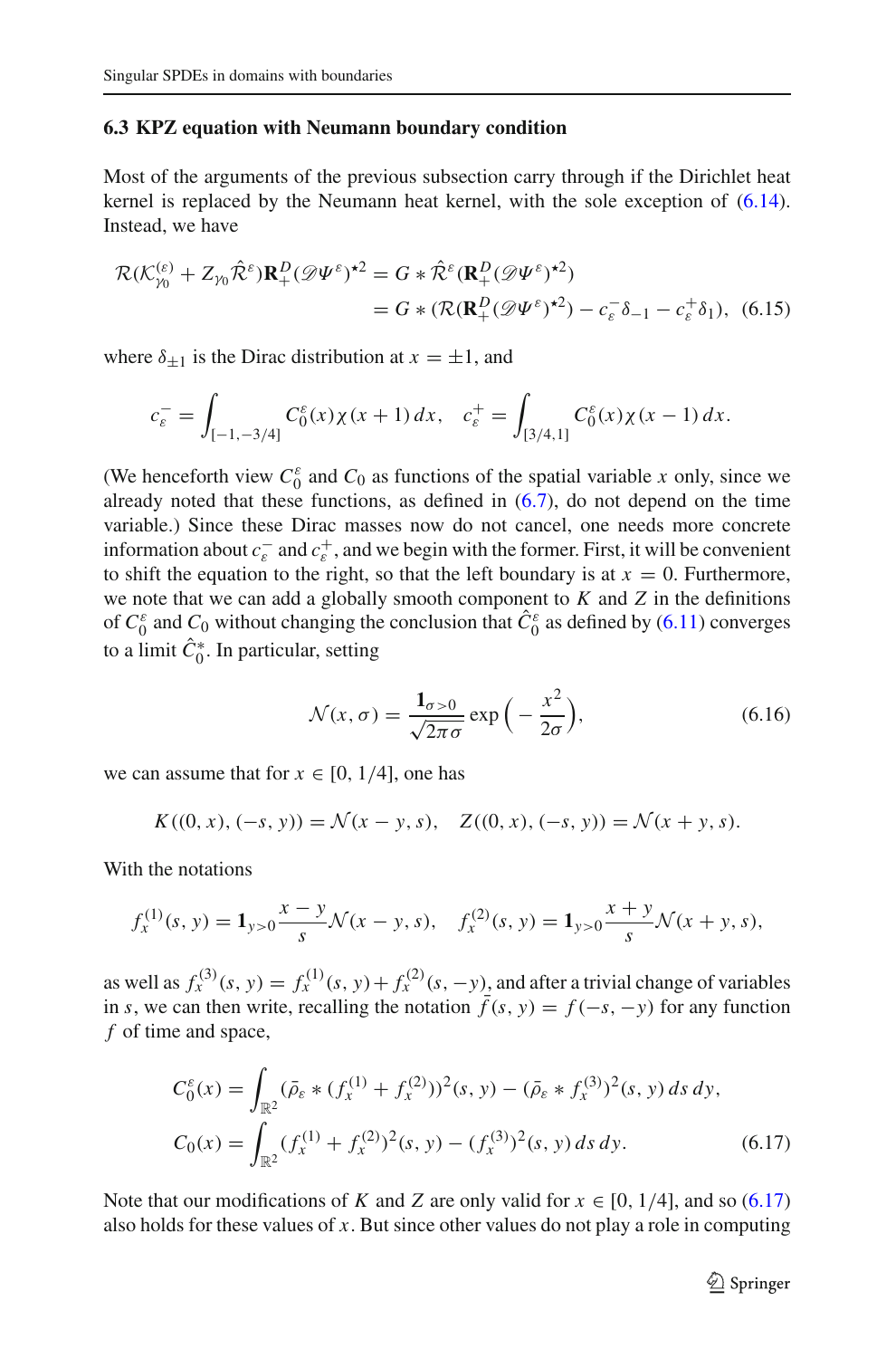### 6.3 KPZ equation with Neumann boundary condition

Most of the arguments of the previous subsection carry through if the Dirichlet heat kernel is replaced by the Neumann heat kernel, with the sole exception of (6.14). Instead, we have

$$
\begin{aligned}
\mathcal{R}(\mathcal{K}_{\gamma_0}^{(\varepsilon)} + Z_{\gamma_0}\hat{\mathcal{R}}^\varepsilon)\mathbf{R}_+^D(\mathscr{D}\Psi^\varepsilon)^{\star 2} &= G * \hat{\mathcal{R}}^\varepsilon(\mathbf{R}_+^D(\mathscr{D}\Psi^\varepsilon)^{\star 2}) \\
&= G * (\mathcal{R}(\mathbf{R}_+^D(\mathscr{D}\Psi^\varepsilon)^{\star 2}) - c_\varepsilon^- \delta_{-1} - c_\varepsilon^+ \delta_1), \quad (6.15)
\end{aligned}
$$

where $\delta_{\pm 1}$ is the Dirac distribution at $x = \pm 1$, and

$$
c_\varepsilon^- = \int_{[-1,-3/4]} C_0^\varepsilon(x)\chi(x+1)\,dx, \quad c_\varepsilon^+ = \int_{[3/4,1]} C_0^\varepsilon(x)\chi(x-1)\,dx.
$$

(We henceforth view $C_0^\varepsilon$ and $C_0$ as functions of the spatial variable $x$ only, since we already noted that these functions, as defined in (6.7), do not depend on the time variable.) Since these Dirac masses now do not cancel, one needs more concrete information about $c_\varepsilon^-$ and $c_\varepsilon^+$, and we begin with the former. First, it will be convenient to shift the equation to the right, so that the left boundary is at $x = 0$. Furthermore, we note that we can add a globally smooth component to $K$ and $Z$ in the definitions of $C_0^\varepsilon$ and $C_0$ without changing the conclusion that $\hat{C}_0^\varepsilon$ as defined by (6.11) converges to a limit $\hat{C}_0^*$. In particular, setting

$$
\mathcal{N}(x,\sigma) = \frac{\mathbf{1}_{\sigma>0}}{\sqrt{2\pi\sigma}} \exp\Big(-\frac{x^2}{2\sigma}\Big), \quad (6.16)
$$

we can assume that for $x \in [0, 1/4]$, one has

$$
K((0,x),(-s,y)) = \mathcal{N}(x-y,s), \quad Z((0,x),(-s,y)) = \mathcal{N}(x+y,s).
$$

With the notations

$$
f_x^{(1)}(s,y) = \mathbf{1}_{y>0}\frac{x-y}{s}\mathcal{N}(x-y,s), \quad f_x^{(2)}(s,y) = \mathbf{1}_{y>0}\frac{x+y}{s}\mathcal{N}(x+y,s),
$$

as well as $f_x^{(3)}(s,y) = f_x^{(1)}(s,y) + f_x^{(2)}(s,-y)$, and after a trivial change of variables in $s$, we can then write, recalling the notation $\bar{f}(s,y) = f(-s,-y)$ for any function $f$ of time and space,

$$
\begin{aligned}
C_0^\varepsilon(x) &= \int_{\mathbb{R}^2} (\bar{\rho}_\varepsilon * (f_x^{(1)} + f_x^{(2)}))^2(s,y) - (\bar{\rho}_\varepsilon * f_x^{(3)})^2(s,y)\,ds\,dy, \\
C_0(x) &= \int_{\mathbb{R}^2} (f_x^{(1)} + f_x^{(2)})^2(s,y) - (f_x^{(3)})^2(s,y)\,ds\,dy. \quad (6.17)
\end{aligned}
$$

Note that our modifications of $K$ and $Z$ are only valid for $x \in [0, 1/4]$, and so (6.17) also holds for these values of $x$. But since other values do not play a role in computing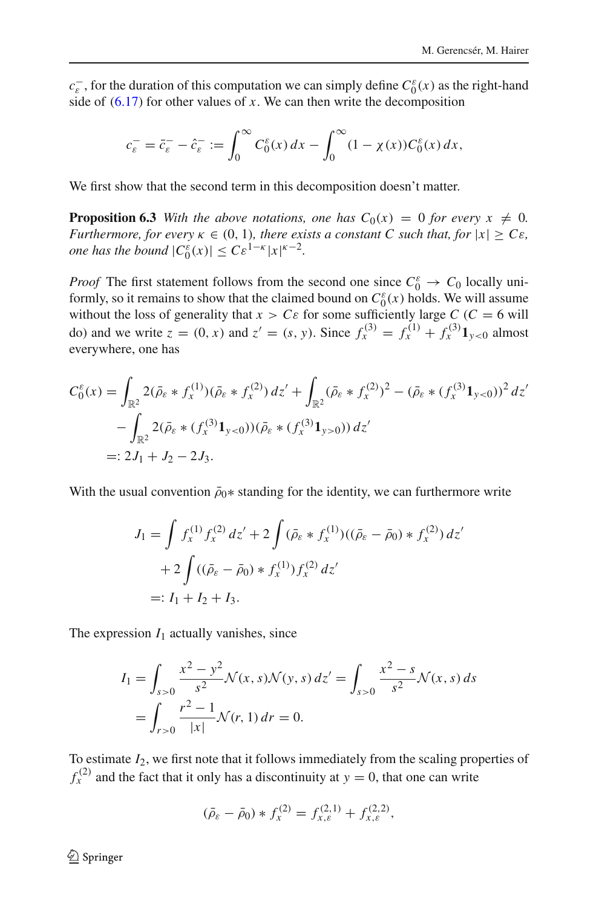$c_\varepsilon^-$, for the duration of this computation we can simply define $C_0^\varepsilon(x)$ as the right-hand side of (6.17) for other values of $x$. We can then write the decomposition

$$
c_\varepsilon^- = \bar c_\varepsilon^- - \hat c_\varepsilon^- := \int_0^\infty C_0^\varepsilon(x)\,dx - \int_0^\infty (1-\chi(x)) C_0^\varepsilon(x)\,dx,
$$

We first show that the second term in this decomposition doesn't matter.

**Proposition 6.3** *With the above notations, one has $C_0(x) = 0$ for every $x \neq 0$. Furthermore, for every $\kappa \in (0,1)$, there exists a constant $C$ such that, for $|x| \geq C\varepsilon$, one has the bound $|C_0^\varepsilon(x)| \leq C\varepsilon^{1-\kappa}|x|^{\kappa-2}$.*

*Proof* The first statement follows from the second one since $C_0^\varepsilon \to C_0$ locally uniformly, so it remains to show that the claimed bound on $C_0^\varepsilon(x)$ holds. We will assume without the loss of generality that $x > C\varepsilon$ for some sufficiently large $C$ ($C = 6$ will do) and we write $z = (0, x)$ and $z' = (s, y)$. Since $f_x^{(3)} = f_x^{(1)} + f_x^{(3)}\mathbf{1}_{y<0}$ almost everywhere, one has

$$
\begin{aligned}
C_0^\varepsilon(x) &= \int_{\mathbb{R}^2} 2(\bar\rho_\varepsilon * f_x^{(1)})(\bar\rho_\varepsilon * f_x^{(2)})\,dz' + \int_{\mathbb{R}^2} (\bar\rho_\varepsilon * f_x^{(2)})^2 - (\bar\rho_\varepsilon * (f_x^{(3)}\mathbf{1}_{y<0}))^2\,dz' \\
&\quad - \int_{\mathbb{R}^2} 2(\bar\rho_\varepsilon * (f_x^{(3)}\mathbf{1}_{y<0}))(\bar\rho_\varepsilon * (f_x^{(3)}\mathbf{1}_{y>0}))\,dz' \\
&=: 2J_1 + J_2 - 2J_3.
\end{aligned}
$$

With the usual convention $\bar\rho_0 *$ standing for the identity, we can furthermore write

$$
\begin{aligned}
J_1 &= \int f_x^{(1)} f_x^{(2)}\,dz' + 2\int (\bar\rho_\varepsilon * f_x^{(1)})((\bar\rho_\varepsilon - \bar\rho_0) * f_x^{(2)})\,dz' \\
&\quad + 2\int ((\bar\rho_\varepsilon - \bar\rho_0) * f_x^{(1)}) f_x^{(2)}\,dz' \\
&=: I_1 + I_2 + I_3.
\end{aligned}
$$

The expression $I_1$ actually vanishes, since

$$
\begin{aligned}
I_1 &= \int_{s>0} \frac{x^2 - y^2}{s^2}\mathcal{N}(x,s)\mathcal{N}(y,s)\,dz' = \int_{s>0} \frac{x^2 - s}{s^2}\mathcal{N}(x,s)\,ds \\
&= \int_{r>0} \frac{r^2 - 1}{|x|}\mathcal{N}(r,1)\,dr = 0.
\end{aligned}
$$

To estimate $I_2$, we first note that it follows immediately from the scaling properties of $f_x^{(2)}$ and the fact that it only has a discontinuity at $y = 0$, that one can write

$$
(\bar\rho_\varepsilon - \bar\rho_0) * f_x^{(2)} = f_{x,\varepsilon}^{(2,1)} + f_{x,\varepsilon}^{(2,2)},
$$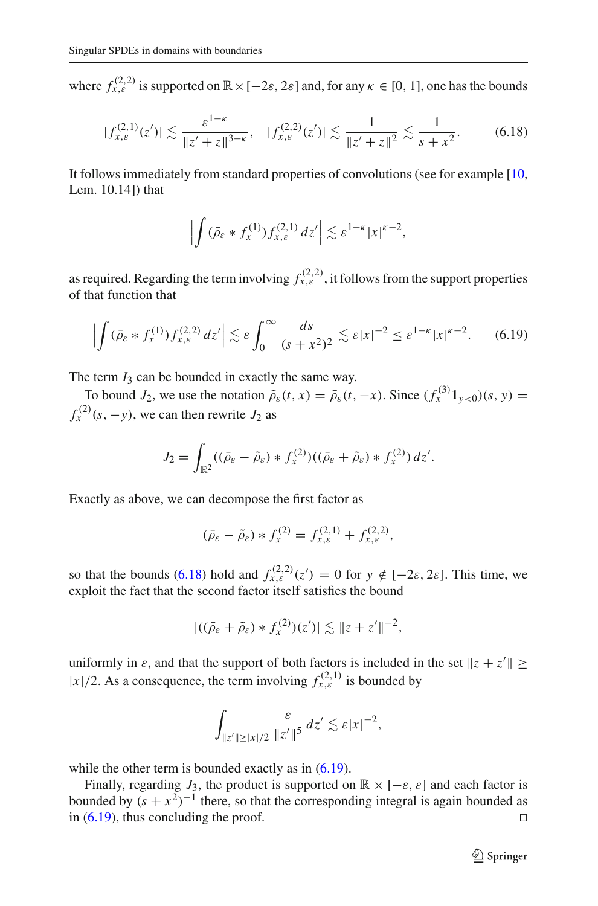where $f^{(2,2)}_{x,\varepsilon}$ is supported on $\mathbb{R} \times [-2\varepsilon, 2\varepsilon]$ and, for any $\kappa \in [0, 1]$, one has the bounds

$$|f^{(2,1)}_{x,\varepsilon}(z')| \lesssim \frac{\varepsilon^{1-\kappa}}{\|z' + z\|^{3-\kappa}}, \quad |f^{(2,2)}_{x,\varepsilon}(z')| \lesssim \frac{1}{\|z' + z\|^2} \lesssim \frac{1}{s + x^2}. \tag{6.18}$$

It follows immediately from standard properties of convolutions (see for example [10, Lem. 10.14]) that

$$\Big| \int (\bar\rho_\varepsilon * f^{(1)}_x) f^{(2,1)}_{x,\varepsilon} \, dz' \Big| \lesssim \varepsilon^{1-\kappa} |x|^{\kappa-2},$$

as required. Regarding the term involving $f^{(2,2)}_{x,\varepsilon}$, it follows from the support properties of that function that

$$\Big| \int (\bar\rho_\varepsilon * f^{(1)}_x) f^{(2,2)}_{x,\varepsilon} \, dz' \Big| \lesssim \varepsilon \int_0^\infty \frac{ds}{(s + x^2)^2} \lesssim \varepsilon |x|^{-2} \le \varepsilon^{1-\kappa} |x|^{\kappa-2}. \tag{6.19}$$

The term $I_3$ can be bounded in exactly the same way.

To bound $J_2$, we use the notation $\tilde\rho_\varepsilon(t, x) = \bar\rho_\varepsilon(t, -x)$. Since $(f^{(3)}_x \mathbf{1}_{y<0})(s, y) = f^{(2)}_x(s, -y)$, we can then rewrite $J_2$ as

$$J_2 = \int_{\mathbb{R}^2} ((\bar\rho_\varepsilon - \tilde\rho_\varepsilon) * f^{(2)}_x)((\bar\rho_\varepsilon + \tilde\rho_\varepsilon) * f^{(2)}_x) \, dz'.$$

Exactly as above, we can decompose the first factor as

$$(\bar\rho_\varepsilon - \tilde\rho_\varepsilon) * f^{(2)}_x = f^{(2,1)}_{x,\varepsilon} + f^{(2,2)}_{x,\varepsilon},$$

so that the bounds (6.18) hold and $f^{(2,2)}_{x,\varepsilon}(z') = 0$ for $y \notin [-2\varepsilon, 2\varepsilon]$. This time, we exploit the fact that the second factor itself satisfies the bound

$$|((\bar\rho_\varepsilon + \tilde\rho_\varepsilon) * f^{(2)}_x)(z')| \lesssim \|z + z'\|^{-2},$$

uniformly in $\varepsilon$, and that the support of both factors is included in the set $\|z + z'\| \ge |x|/2$. As a consequence, the term involving $f^{(2,1)}_{x,\varepsilon}$ is bounded by

$$\int_{\|z'\| \ge |x|/2} \frac{\varepsilon}{\|z'\|^5} \, dz' \lesssim \varepsilon |x|^{-2},$$

while the other term is bounded exactly as in (6.19).

Finally, regarding $J_3$, the product is supported on $\mathbb{R} \times [-\varepsilon, \varepsilon]$ and each factor is bounded by $(s + x^2)^{-1}$ there, so that the corresponding integral is again bounded as in (6.19), thus concluding the proof. □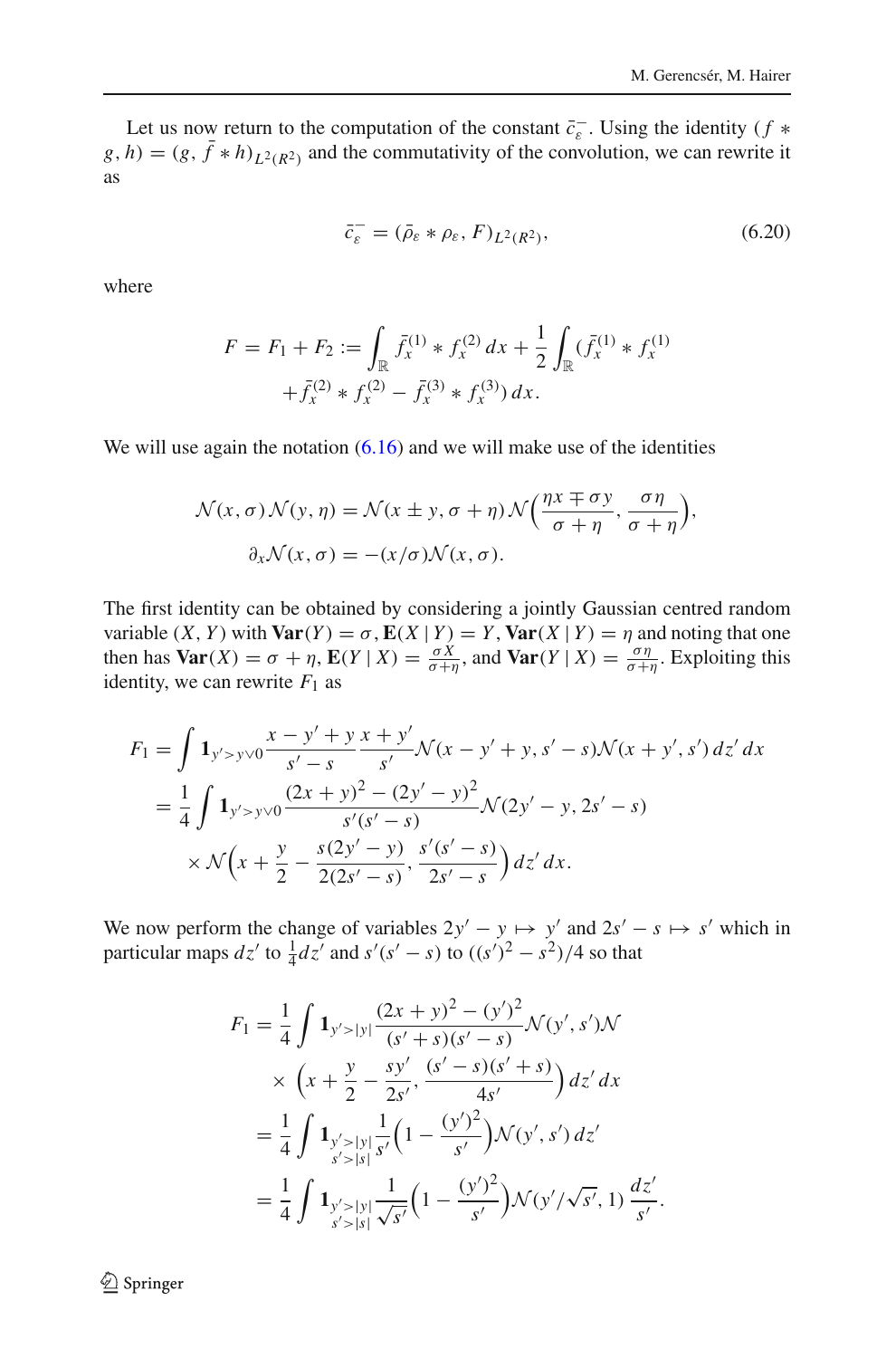Let us now return to the computation of the constant $\bar{c}_\varepsilon^-$. Using the identity $(f * g, h) = (g, \bar{f} * h)_{L^2(R^2)}$ and the commutativity of the convolution, we can rewrite it as

$$\bar{c}_\varepsilon^- = (\bar{\rho}_\varepsilon * \rho_\varepsilon, F)_{L^2(R^2)}, \tag{6.20}$$

where

$$F = F_1 + F_2 := \int_{\mathbb{R}} \bar{f}_x^{(1)} * f_x^{(2)}\, dx + \frac{1}{2} \int_{\mathbb{R}} (\bar{f}_x^{(1)} * f_x^{(1)} + \bar{f}_x^{(2)} * f_x^{(2)} - \bar{f}_x^{(3)} * f_x^{(3)})\, dx.$$

We will use again the notation (6.16) and we will make use of the identities

$$\mathcal{N}(x, \sigma)\mathcal{N}(y, \eta) = \mathcal{N}(x \pm y, \sigma + \eta)\mathcal{N}\Big(\frac{\eta x \mp \sigma y}{\sigma + \eta}, \frac{\sigma \eta}{\sigma + \eta}\Big),$$
$$\partial_x \mathcal{N}(x, \sigma) = -(x/\sigma)\mathcal{N}(x, \sigma).$$

The first identity can be obtained by considering a jointly Gaussian centred random variable $(X, Y)$ with $\mathbf{Var}(Y) = \sigma$, $\mathbf{E}(X \mid Y) = Y$, $\mathbf{Var}(X \mid Y) = \eta$ and noting that one then has $\mathbf{Var}(X) = \sigma + \eta$, $\mathbf{E}(Y \mid X) = \frac{\sigma X}{\sigma + \eta}$, and $\mathbf{Var}(Y \mid X) = \frac{\sigma \eta}{\sigma + \eta}$. Exploiting this identity, we can rewrite $F_1$ as

$$\begin{aligned}
F_1 &= \int \mathbf{1}_{y' > y \vee 0} \frac{x - y' + y}{s' - s} \frac{x + y'}{s'} \mathcal{N}(x - y' + y, s' - s)\mathcal{N}(x + y', s')\, dz'\, dx \\
&= \frac{1}{4} \int \mathbf{1}_{y' > y \vee 0} \frac{(2x + y)^2 - (2y' - y)^2}{s'(s' - s)} \mathcal{N}(2y' - y, 2s' - s) \\
&\quad \times \mathcal{N}\Big(x + \frac{y}{2} - \frac{s(2y' - y)}{2(2s' - s)}, \frac{s'(s' - s)}{2s' - s}\Big)\, dz'\, dx.
\end{aligned}$$

We now perform the change of variables $2y' - y \mapsto y'$ and $2s' - s \mapsto s'$ which in particular maps $dz'$ to $\frac{1}{4} dz'$ and $s'(s' - s)$ to $((s')^2 - s^2)/4$ so that

$$\begin{aligned}
F_1 &= \frac{1}{4} \int \mathbf{1}_{y' > |y|} \frac{(2x + y)^2 - (y')^2}{(s' + s)(s' - s)} \mathcal{N}(y', s')\mathcal{N} \\
&\quad \times \Big(x + \frac{y}{2} - \frac{sy'}{2s'}, \frac{(s' - s)(s' + s)}{4s'}\Big)\, dz'\, dx \\
&= \frac{1}{4} \int \mathbf{1}_{\substack{y' > |y| \\ s' > |s|}} \frac{1}{s'} \Big(1 - \frac{(y')^2}{s'}\Big) \mathcal{N}(y', s')\, dz' \\
&= \frac{1}{4} \int \mathbf{1}_{\substack{y' > |y| \\ s' > |s|}} \frac{1}{\sqrt{s'}} \Big(1 - \frac{(y')^2}{s'}\Big) \mathcal{N}(y'/\sqrt{s'}, 1)\, \frac{dz'}{s'}.
\end{aligned}$$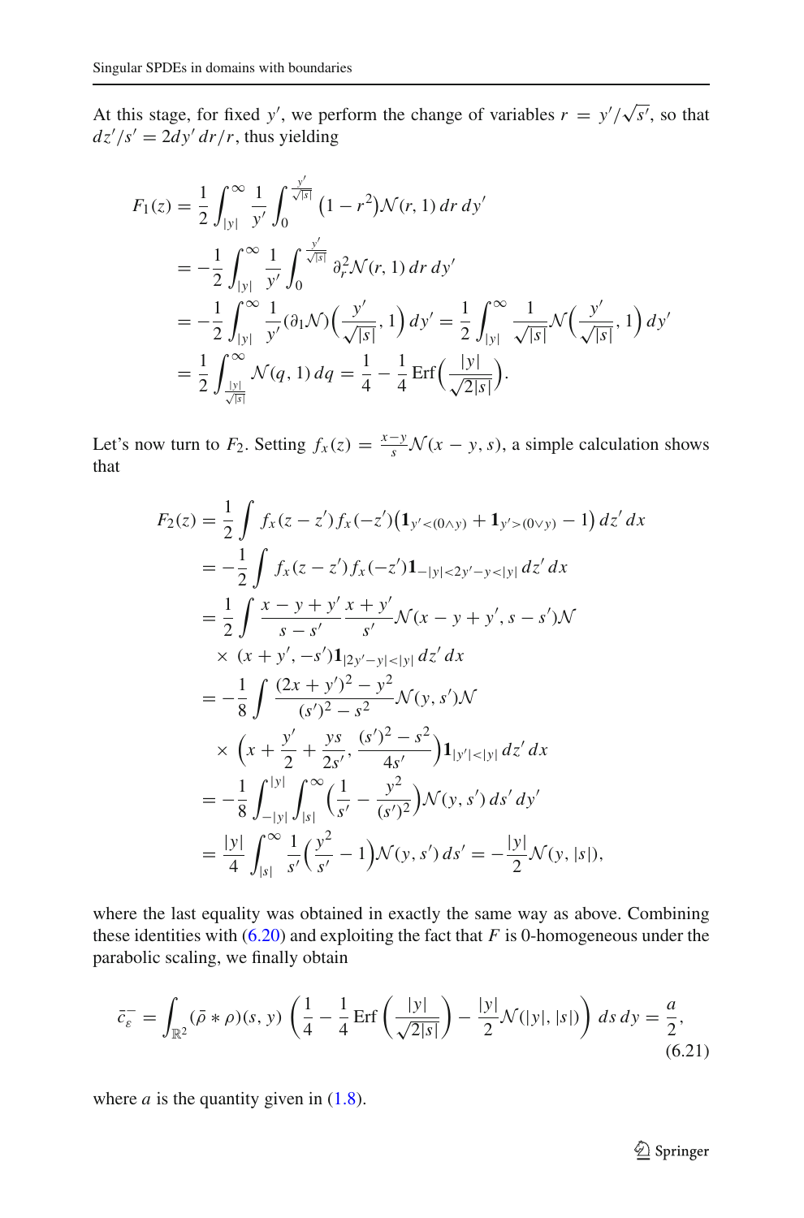At this stage, for fixed $y'$, we perform the change of variables $r = y'/\sqrt{s'}$, so that $dz'/s' = 2dy'\,dr/r$, thus yielding

$$
\begin{aligned}
F_1(z) &= \frac{1}{2}\int_{|y|}^{\infty} \frac{1}{y'} \int_0^{\frac{y'}{\sqrt{|s|}}} \big(1 - r^2\big)\mathcal{N}(r,1)\,dr\,dy' \\
&= -\frac{1}{2}\int_{|y|}^{\infty} \frac{1}{y'} \int_0^{\frac{y'}{\sqrt{|s|}}} \partial_r^2 \mathcal{N}(r,1)\,dr\,dy' \\
&= -\frac{1}{2}\int_{|y|}^{\infty} \frac{1}{y'} (\partial_1 \mathcal{N})\Big(\frac{y'}{\sqrt{|s|}},1\Big)\,dy' = \frac{1}{2}\int_{|y|}^{\infty} \frac{1}{\sqrt{|s|}} \mathcal{N}\Big(\frac{y'}{\sqrt{|s|}},1\Big)\,dy' \\
&= \frac{1}{2}\int_{\frac{|y|}{\sqrt{|s|}}}^{\infty} \mathcal{N}(q,1)\,dq = \frac{1}{4} - \frac{1}{4}\,\mathrm{Erf}\Big(\frac{|y|}{\sqrt{2|s|}}\Big).
\end{aligned}
$$

Let's now turn to $F_2$. Setting $f_x(z) = \frac{x-y}{s}\mathcal{N}(x-y,s)$, a simple calculation shows that

$$
\begin{aligned}
F_2(z) &= \frac{1}{2}\int f_x(z-z') f_x(-z')\big(\mathbf{1}_{y'<(0\wedge y)} + \mathbf{1}_{y'>(0\vee y)} - 1\big)\,dz'\,dx \\
&= -\frac{1}{2}\int f_x(z-z') f_x(-z')\mathbf{1}_{-|y|<2y'-y<|y|}\,dz'\,dx \\
&= \frac{1}{2}\int \frac{x-y+y'}{s-s'}\frac{x+y'}{s'}\mathcal{N}(x-y+y',s-s')\mathcal{N} \\
&\quad\times\ (x+y',-s')\mathbf{1}_{|2y'-y|<|y|}\,dz'\,dx \\
&= -\frac{1}{8}\int \frac{(2x+y')^2-y^2}{(s')^2-s^2}\mathcal{N}(y,s')\mathcal{N} \\
&\quad\times\ \Big(x+\frac{y'}{2}+\frac{ys}{2s'},\frac{(s')^2-s^2}{4s'}\Big)\mathbf{1}_{|y'|<|y|}\,dz'\,dx \\
&= -\frac{1}{8}\int_{-|y|}^{|y|}\int_{|s|}^{\infty}\Big(\frac{1}{s'} - \frac{y^2}{(s')^2}\Big)\mathcal{N}(y,s')\,ds'\,dy' \\
&= \frac{|y|}{4}\int_{|s|}^{\infty}\frac{1}{s'}\Big(\frac{y^2}{s'} - 1\Big)\mathcal{N}(y,s')\,ds' = -\frac{|y|}{2}\mathcal{N}(y,|s|),
\end{aligned}
$$

where the last equality was obtained in exactly the same way as above. Combining these identities with (6.20) and exploiting the fact that $F$ is 0-homogeneous under the parabolic scaling, we finally obtain

$$
\bar{c}_\varepsilon^{--} = \int_{\mathbb{R}^2} (\bar{\rho}*\rho)(s,y)\,\left(\frac{1}{4} - \frac{1}{4}\,\mathrm{Erf}\left(\frac{|y|}{\sqrt{2|s|}}\right) - \frac{|y|}{2}\mathcal{N}(|y|,|s|)\right)\,ds\,dy = \frac{a}{2}, \tag{6.21}
$$

where $a$ is the quantity given in (1.8).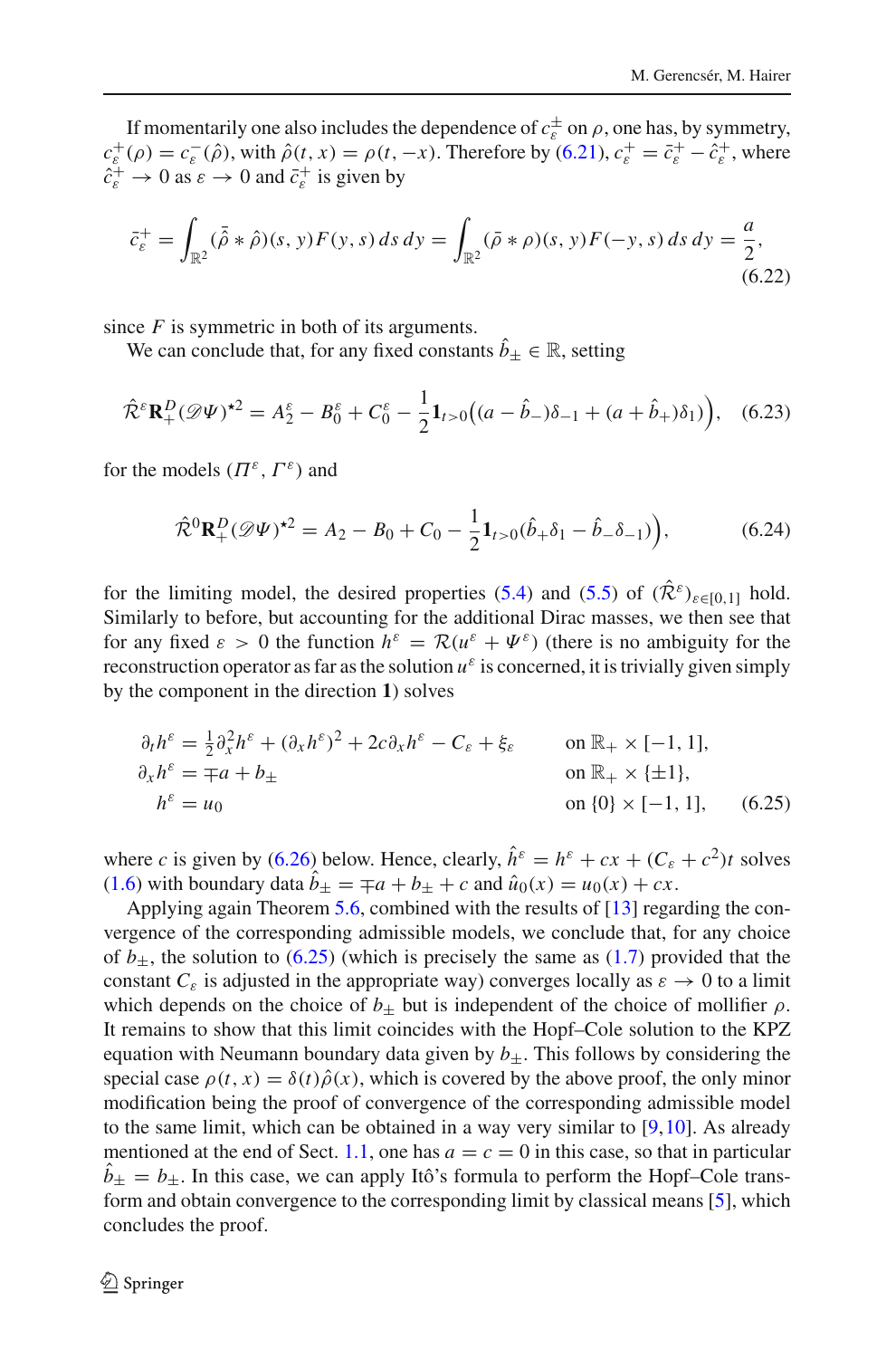If momentarily one also includes the dependence of $c_\varepsilon^\pm$ on $\rho$, one has, by symmetry, $c_\varepsilon^+(\rho) = c_\varepsilon^-(\hat\rho)$, with $\hat\rho(t,x) = \rho(t,-x)$. Therefore by (6.21), $c_\varepsilon^+ = \bar c_\varepsilon^+ - \hat c_\varepsilon^+$, where $\hat c_\varepsilon^+ \to 0$ as $\varepsilon \to 0$ and $\bar c_\varepsilon^+$ is given by

$$
\bar c_\varepsilon^+ = \int_{\mathbb{R}^2} (\bar{\hat\rho} * \hat\rho)(s,y) F(y,s)\, ds\, dy = \int_{\mathbb{R}^2} (\bar\rho * \rho)(s,y) F(-y,s)\, ds\, dy = \frac{a}{2}, \tag{6.22}
$$

since $F$ is symmetric in both of its arguments.

We can conclude that, for any fixed constants $\hat b_\pm \in \mathbb{R}$, setting

$$
\hat{\mathcal{R}}^\varepsilon \mathbf{R}_+^D (\mathscr{D}\Psi)^{\star 2} = A_2^\varepsilon - B_0^\varepsilon + C_0^\varepsilon - \frac{1}{2}\mathbf{1}_{t>0}\big((a - \hat b_-)\delta_{-1} + (a + \hat b_+)\delta_1)\big), \tag{6.23}
$$

for the models $(\Pi^\varepsilon, \Gamma^\varepsilon)$ and

$$
\hat{\mathcal{R}}^0 \mathbf{R}_+^D (\mathscr{D}\Psi)^{\star 2} = A_2 - B_0 + C_0 - \frac{1}{2}\mathbf{1}_{t>0}(\hat b_+\delta_1 - \hat b_-\delta_{-1})\big), \tag{6.24}
$$

for the limiting model, the desired properties (5.4) and (5.5) of $(\hat{\mathcal{R}}^\varepsilon)_{\varepsilon\in[0,1]}$ hold. Similarly to before, but accounting for the additional Dirac masses, we then see that for any fixed $\varepsilon > 0$ the function $h^\varepsilon = \mathcal{R}(u^\varepsilon + \Psi^\varepsilon)$ (there is no ambiguity for the reconstruction operator as far as the solution $u^\varepsilon$ is concerned, it is trivially given simply by the component in the direction **1**) solves

$$
\begin{aligned}
\partial_t h^\varepsilon &= \tfrac{1}{2}\partial_x^2 h^\varepsilon + (\partial_x h^\varepsilon)^2 + 2c\,\partial_x h^\varepsilon - C_\varepsilon + \xi_\varepsilon \qquad && \text{on } \mathbb{R}_+ \times [-1,1],\\
\partial_x h^\varepsilon &= \mp a + b_\pm && \text{on } \mathbb{R}_+ \times \{\pm 1\},\\
h^\varepsilon &= u_0 && \text{on } \{0\} \times [-1,1],
\end{aligned} \tag{6.25}
$$

where $c$ is given by (6.26) below. Hence, clearly, $\hat h^\varepsilon = h^\varepsilon + cx + (C_\varepsilon + c^2)t$ solves (1.6) with boundary data $\hat b_\pm = \mp a + b_\pm + c$ and $\hat u_0(x) = u_0(x) + cx$.

Applying again Theorem 5.6, combined with the results of [13] regarding the convergence of the corresponding admissible models, we conclude that, for any choice of $b_\pm$, the solution to (6.25) (which is precisely the same as (1.7) provided that the constant $C_\varepsilon$ is adjusted in the appropriate way) converges locally as $\varepsilon \to 0$ to a limit which depends on the choice of $b_\pm$ but is independent of the choice of mollifier $\rho$. It remains to show that this limit coincides with the Hopf–Cole solution to the KPZ equation with Neumann boundary data given by $b_\pm$. This follows by considering the special case $\rho(t,x) = \delta(t)\hat\rho(x)$, which is covered by the above proof, the only minor modification being the proof of convergence of the corresponding admissible model to the same limit, which can be obtained in a way very similar to [9,10]. As already mentioned at the end of Sect. 1.1, one has $a = c = 0$ in this case, so that in particular $\hat b_\pm = b_\pm$. In this case, we can apply Itô's formula to perform the Hopf–Cole transform and obtain convergence to the corresponding limit by classical means [5], which concludes the proof.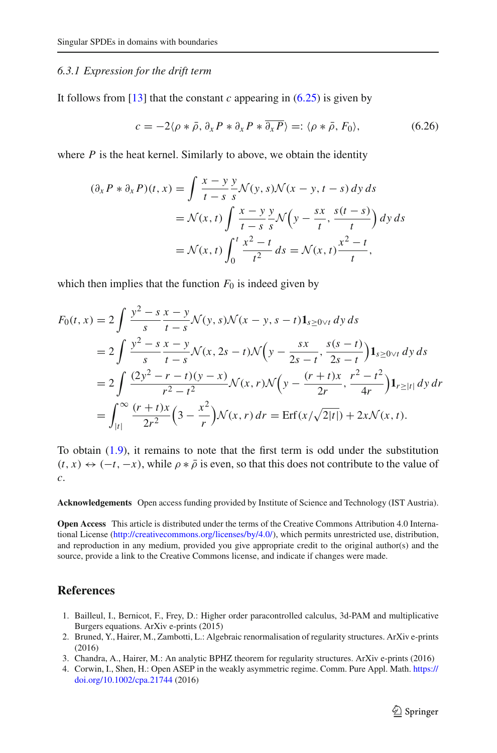### 6.3.1 Expression for the drift term

It follows from [13] that the constant $c$ appearing in (6.25) is given by

$$c = -2\langle \rho * \bar{\rho}, \partial_x P * \partial_x P * \overline{\partial_x P} \rangle =: \langle \rho * \bar{\rho}, F_0 \rangle, \tag{6.26}$$

where $P$ is the heat kernel. Similarly to above, we obtain the identity

$$\begin{aligned}
(\partial_x P * \partial_x P)(t,x) &= \int \frac{x-y}{t-s}\frac{y}{s}\mathcal{N}(y,s)\mathcal{N}(x-y,t-s)\,dy\,ds \\
&= \mathcal{N}(x,t)\int \frac{x-y}{t-s}\frac{y}{s}\mathcal{N}\Big(y-\frac{sx}{t},\frac{s(t-s)}{t}\Big)\,dy\,ds \\
&= \mathcal{N}(x,t)\int_0^t \frac{x^2-t}{t^2}\,ds = \mathcal{N}(x,t)\frac{x^2-t}{t},
\end{aligned}$$

which then implies that the function $F_0$ is indeed given by

$$\begin{aligned}
F_0(t,x) &= 2\int \frac{y^2-s}{s}\frac{x-y}{t-s}\mathcal{N}(y,s)\mathcal{N}(x-y,s-t)\mathbf{1}_{s\geq 0\vee t}\,dy\,ds \\
&= 2\int \frac{y^2-s}{s}\frac{x-y}{t-s}\mathcal{N}(x,2s-t)\mathcal{N}\Big(y-\frac{sx}{2s-t},\frac{s(s-t)}{2s-t}\Big)\mathbf{1}_{s\geq 0\vee t}\,dy\,ds \\
&= 2\int \frac{(2y^2-r-t)(y-x)}{r^2-t^2}\mathcal{N}(x,r)\mathcal{N}\Big(y-\frac{(r+t)x}{2r},\frac{r^2-t^2}{4r}\Big)\mathbf{1}_{r\geq|t|}\,dy\,dr \\
&= \int_{|t|}^{\infty}\frac{(r+t)x}{2r^2}\Big(3-\frac{x^2}{r}\Big)\mathcal{N}(x,r)\,dr = \mathrm{Erf}(x/\sqrt{2|t|}) + 2x\mathcal{N}(x,t).
\end{aligned}$$

To obtain (1.9), it remains to note that the first term is odd under the substitution $(t,x) \leftrightarrow (-t,-x)$, while $\rho * \bar{\rho}$ is even, so that this does not contribute to the value of $c$.

**Acknowledgements** Open access funding provided by Institute of Science and Technology (IST Austria).

**Open Access** This article is distributed under the terms of the Creative Commons Attribution 4.0 International License (http://creativecommons.org/licenses/by/4.0/), which permits unrestricted use, distribution, and reproduction in any medium, provided you give appropriate credit to the original author(s) and the source, provide a link to the Creative Commons license, and indicate if changes were made.

## References

1. Bailleul, I., Bernicot, F., Frey, D.: Higher order paracontrolled calculus, 3d-PAM and multiplicative Burgers equations. ArXiv e-prints (2015)
2. Bruned, Y., Hairer, M., Zambotti, L.: Algebraic renormalisation of regularity structures. ArXiv e-prints (2016)
3. Chandra, A., Hairer, M.: An analytic BPHZ theorem for regularity structures. ArXiv e-prints (2016)
4. Corwin, I., Shen, H.: Open ASEP in the weakly asymmetric regime. Comm. Pure Appl. Math. https://doi.org/10.1002/cpa.21744 (2016)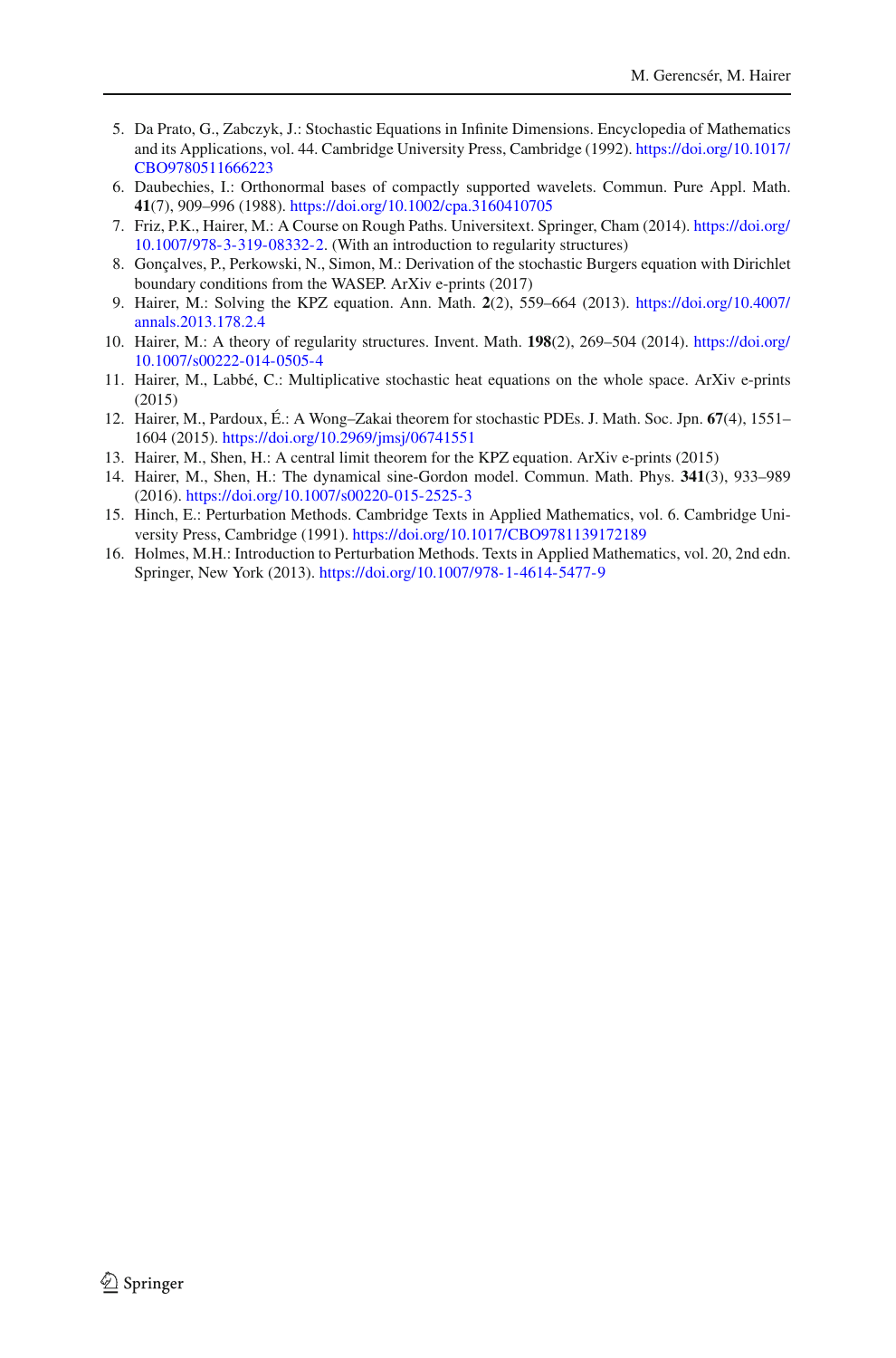5. Da Prato, G., Zabczyk, J.: Stochastic Equations in Infinite Dimensions. Encyclopedia of Mathematics and its Applications, vol. 44. Cambridge University Press, Cambridge (1992). https://doi.org/10.1017/CBO9780511666223
6. Daubechies, I.: Orthonormal bases of compactly supported wavelets. Commun. Pure Appl. Math. **41**(7), 909–996 (1988). https://doi.org/10.1002/cpa.3160410705
7. Friz, P.K., Hairer, M.: A Course on Rough Paths. Universitext. Springer, Cham (2014). https://doi.org/10.1007/978-3-319-08332-2. (With an introduction to regularity structures)
8. Gonçalves, P., Perkowski, N., Simon, M.: Derivation of the stochastic Burgers equation with Dirichlet boundary conditions from the WASEP. ArXiv e-prints (2017)
9. Hairer, M.: Solving the KPZ equation. Ann. Math. **2**(2), 559–664 (2013). https://doi.org/10.4007/annals.2013.178.2.4
10. Hairer, M.: A theory of regularity structures. Invent. Math. **198**(2), 269–504 (2014). https://doi.org/10.1007/s00222-014-0505-4
11. Hairer, M., Labbé, C.: Multiplicative stochastic heat equations on the whole space. ArXiv e-prints (2015)
12. Hairer, M., Pardoux, É.: A Wong–Zakai theorem for stochastic PDEs. J. Math. Soc. Jpn. **67**(4), 1551–1604 (2015). https://doi.org/10.2969/jmsj/06741551
13. Hairer, M., Shen, H.: A central limit theorem for the KPZ equation. ArXiv e-prints (2015)
14. Hairer, M., Shen, H.: The dynamical sine-Gordon model. Commun. Math. Phys. **341**(3), 933–989 (2016). https://doi.org/10.1007/s00220-015-2525-3
15. Hinch, E.: Perturbation Methods. Cambridge Texts in Applied Mathematics, vol. 6. Cambridge University Press, Cambridge (1991). https://doi.org/10.1017/CBO9781139172189
16. Holmes, M.H.: Introduction to Perturbation Methods. Texts in Applied Mathematics, vol. 20, 2nd edn. Springer, New York (2013). https://doi.org/10.1007/978-1-4614-5477-9